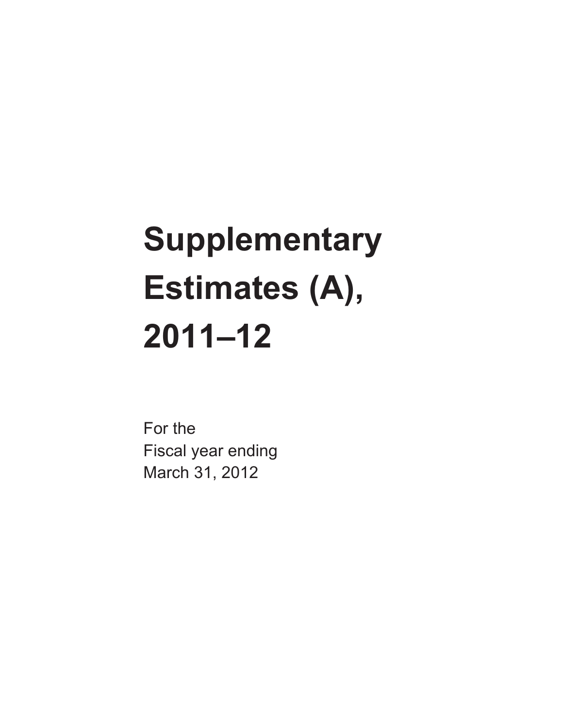# Supplementary Estimates (A), 2011–12

For the
Fiscal year ending
March 31, 2012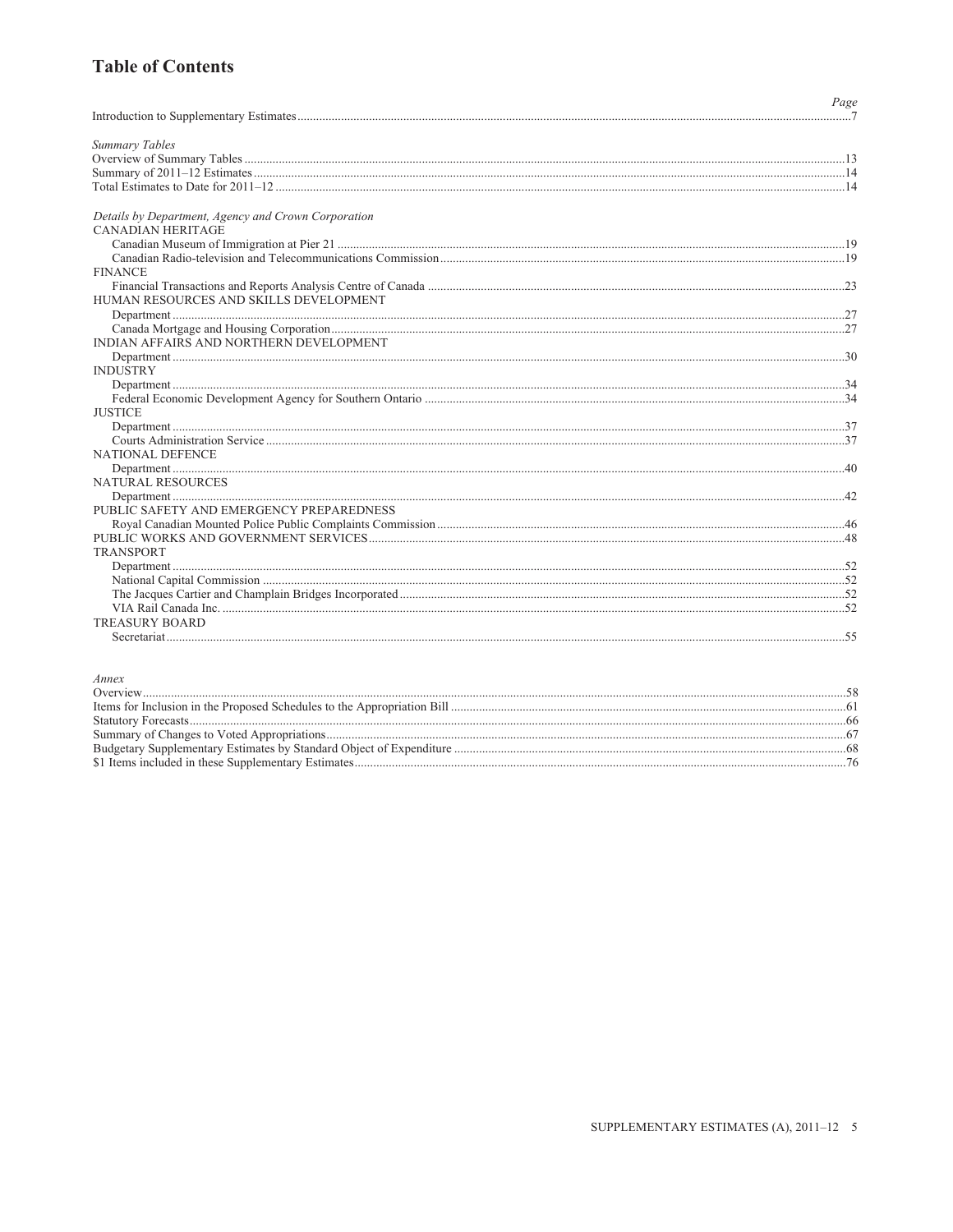# Table of Contents

| | Page |
|---|---|
| Introduction to Supplementary Estimates | 7 |
| *Summary Tables* | |
| Overview of Summary Tables | 13 |
| Summary of 2011–12 Estimates | 14 |
| Total Estimates to Date for 2011–12 | 14 |
| *Details by Department, Agency and Crown Corporation* | |
| CANADIAN HERITAGE | |
| Canadian Museum of Immigration at Pier 21 | 19 |
| Canadian Radio-television and Telecommunications Commission | 19 |
| FINANCE | |
| Financial Transactions and Reports Analysis Centre of Canada | 23 |
| HUMAN RESOURCES AND SKILLS DEVELOPMENT | |
| Department | 27 |
| Canada Mortgage and Housing Corporation | 27 |
| INDIAN AFFAIRS AND NORTHERN DEVELOPMENT | |
| Department | 30 |
| INDUSTRY | |
| Department | 34 |
| Federal Economic Development Agency for Southern Ontario | 34 |
| JUSTICE | |
| Department | 37 |
| Courts Administration Service | 37 |
| NATIONAL DEFENCE | |
| Department | 40 |
| NATURAL RESOURCES | |
| Department | 42 |
| PUBLIC SAFETY AND EMERGENCY PREPAREDNESS | |
| Royal Canadian Mounted Police Public Complaints Commission | 46 |
| PUBLIC WORKS AND GOVERNMENT SERVICES | 48 |
| TRANSPORT | |
| Department | 52 |
| National Capital Commission | 52 |
| The Jacques Cartier and Champlain Bridges Incorporated | 52 |
| VIA Rail Canada Inc. | 52 |
| TREASURY BOARD | |
| Secretariat | 55 |
| *Annex* | |
| Overview | 58 |
| Items for Inclusion in the Proposed Schedules to the Appropriation Bill | 61 |
| Statutory Forecasts | 66 |
| Summary of Changes to Voted Appropriations | 67 |
| Budgetary Supplementary Estimates by Standard Object of Expenditure | 68 |
| $1 Items included in these Supplementary Estimates | 76 |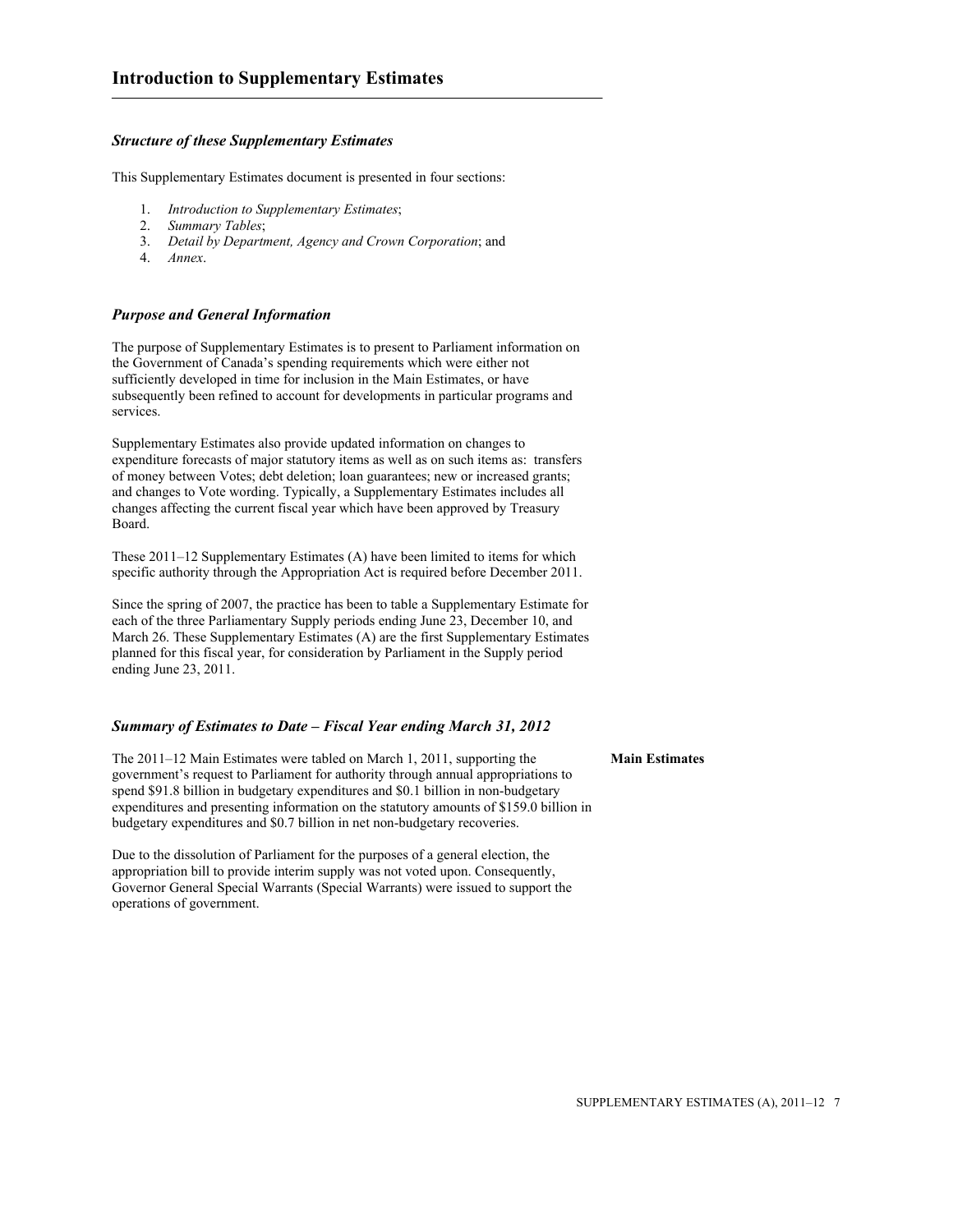# Introduction to Supplementary Estimates

### *Structure of these Supplementary Estimates*

This Supplementary Estimates document is presented in four sections:

1. *Introduction to Supplementary Estimates*;
2. *Summary Tables*;
3. *Detail by Department, Agency and Crown Corporation*; and
4. *Annex*.

### *Purpose and General Information*

The purpose of Supplementary Estimates is to present to Parliament information on the Government of Canada's spending requirements which were either not sufficiently developed in time for inclusion in the Main Estimates, or have subsequently been refined to account for developments in particular programs and services.

Supplementary Estimates also provide updated information on changes to expenditure forecasts of major statutory items as well as on such items as: transfers of money between Votes; debt deletion; loan guarantees; new or increased grants; and changes to Vote wording. Typically, a Supplementary Estimates includes all changes affecting the current fiscal year which have been approved by Treasury Board.

These 2011–12 Supplementary Estimates (A) have been limited to items for which specific authority through the Appropriation Act is required before December 2011.

Since the spring of 2007, the practice has been to table a Supplementary Estimate for each of the three Parliamentary Supply periods ending June 23, December 10, and March 26. These Supplementary Estimates (A) are the first Supplementary Estimates planned for this fiscal year, for consideration by Parliament in the Supply period ending June 23, 2011.

### *Summary of Estimates to Date – Fiscal Year ending March 31, 2012*

**Main Estimates**

The 2011–12 Main Estimates were tabled on March 1, 2011, supporting the government's request to Parliament for authority through annual appropriations to spend $91.8 billion in budgetary expenditures and $0.1 billion in non-budgetary expenditures and presenting information on the statutory amounts of $159.0 billion in budgetary expenditures and $0.7 billion in net non-budgetary recoveries.

Due to the dissolution of Parliament for the purposes of a general election, the appropriation bill to provide interim supply was not voted upon. Consequently, Governor General Special Warrants (Special Warrants) were issued to support the operations of government.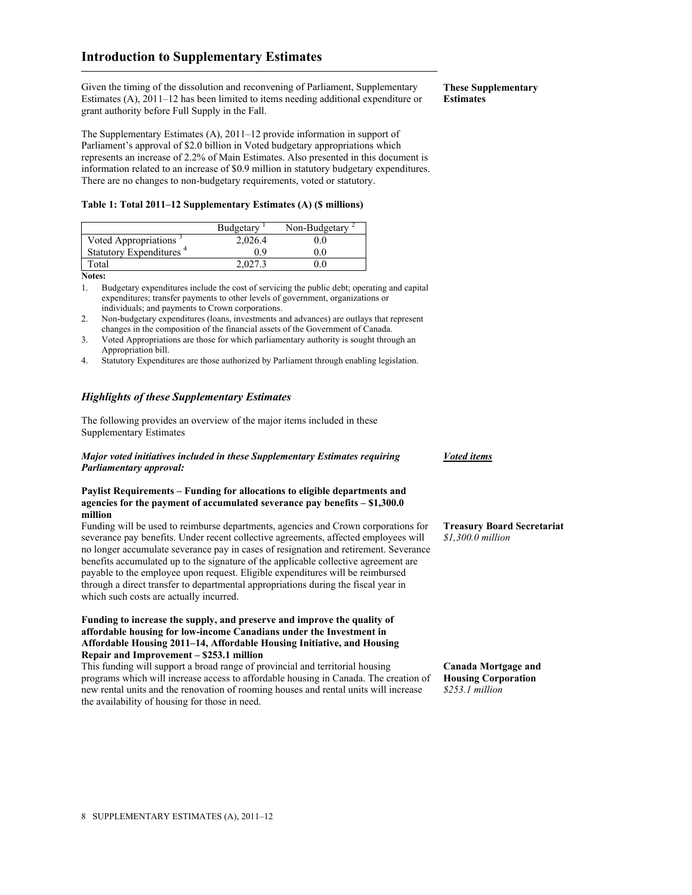## Introduction to Supplementary Estimates

**These Supplementary Estimates**

Given the timing of the dissolution and reconvening of Parliament, Supplementary Estimates (A), 2011–12 has been limited to items needing additional expenditure or grant authority before Full Supply in the Fall.

The Supplementary Estimates (A), 2011–12 provide information in support of Parliament's approval of $2.0 billion in Voted budgetary appropriations which represents an increase of 2.2% of Main Estimates. Also presented in this document is information related to an increase of $0.9 million in statutory budgetary expenditures. There are no changes to non-budgetary requirements, voted or statutory.

**Table 1: Total 2011–12 Supplementary Estimates (A) ($ millions)**

| | Budgetary [1] | Non-Budgetary [2] |
|---|---|---|
| Voted Appropriations [3] | 2,026.4 | 0.0 |
| Statutory Expenditures [4] | 0.9 | 0.0 |
| Total | 2,027.3 | 0.0 |

**Notes:**

1. Budgetary expenditures include the cost of servicing the public debt; operating and capital expenditures; transfer payments to other levels of government, organizations or individuals; and payments to Crown corporations.
2. Non-budgetary expenditures (loans, investments and advances) are outlays that represent changes in the composition of the financial assets of the Government of Canada.
3. Voted Appropriations are those for which parliamentary authority is sought through an Appropriation bill.
4. Statutory Expenditures are those authorized by Parliament through enabling legislation.

### *Highlights of these Supplementary Estimates*

The following provides an overview of the major items included in these Supplementary Estimates

***Voted items***

***Major voted initiatives included in these Supplementary Estimates requiring Parliamentary approval:***

**Paylist Requirements – Funding for allocations to eligible departments and agencies for the payment of accumulated severance pay benefits – $1,300.0 million**

**Treasury Board Secretariat**
*$1,300.0 million*

Funding will be used to reimburse departments, agencies and Crown corporations for severance pay benefits. Under recent collective agreements, affected employees will no longer accumulate severance pay in cases of resignation and retirement. Severance benefits accumulated up to the signature of the applicable collective agreement are payable to the employee upon request. Eligible expenditures will be reimbursed through a direct transfer to departmental appropriations during the fiscal year in which such costs are actually incurred.

**Funding to increase the supply, and preserve and improve the quality of affordable housing for low-income Canadians under the Investment in Affordable Housing 2011–14, Affordable Housing Initiative, and Housing Repair and Improvement – $253.1 million**

**Canada Mortgage and Housing Corporation**
*$253.1 million*

This funding will support a broad range of provincial and territorial housing programs which will increase access to affordable housing in Canada. The creation of new rental units and the renovation of rooming houses and rental units will increase the availability of housing for those in need.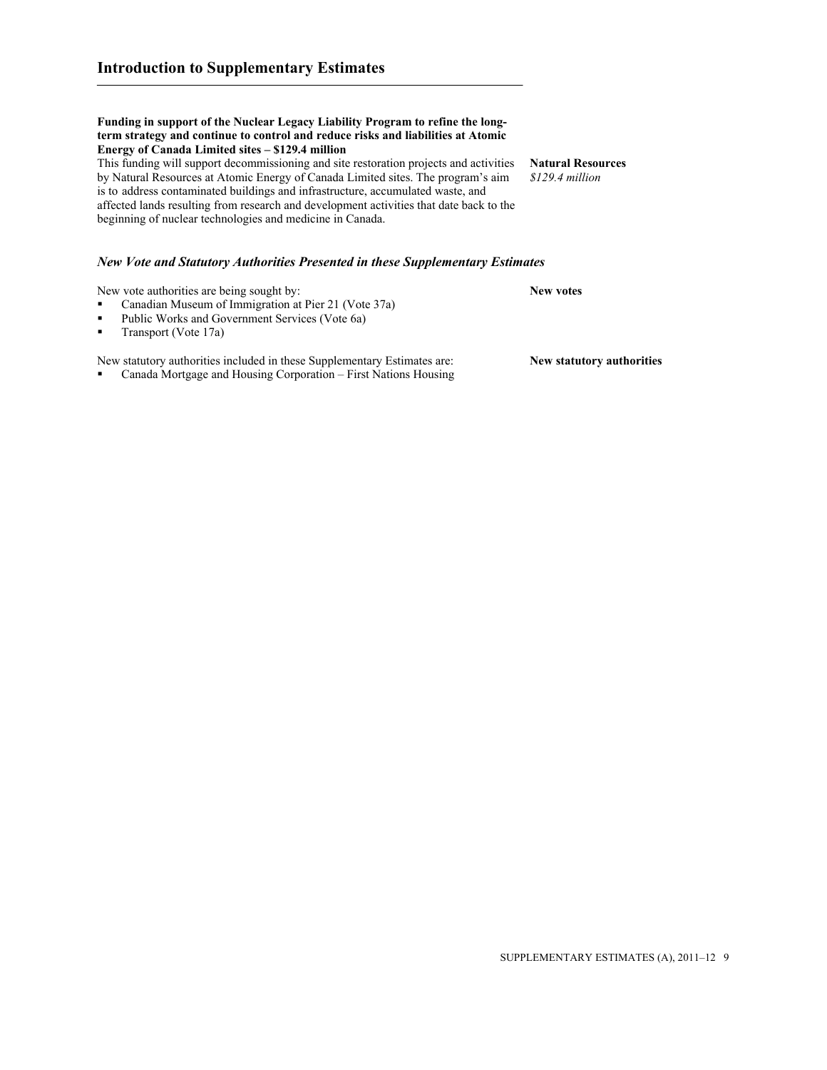## Introduction to Supplementary Estimates

**Funding in support of the Nuclear Legacy Liability Program to refine the long-term strategy and continue to control and reduce risks and liabilities at Atomic Energy of Canada Limited sites – $129.4 million**

This funding will support decommissioning and site restoration projects and activities by Natural Resources at Atomic Energy of Canada Limited sites. The program's aim is to address contaminated buildings and infrastructure, accumulated waste, and affected lands resulting from research and development activities that date back to the beginning of nuclear technologies and medicine in Canada.

**Natural Resources**
*$129.4 million*

### *New Vote and Statutory Authorities Presented in these Supplementary Estimates*

**New votes**

New vote authorities are being sought by:

- Canadian Museum of Immigration at Pier 21 (Vote 37a)
- Public Works and Government Services (Vote 6a)
- Transport (Vote 17a)

**New statutory authorities**

New statutory authorities included in these Supplementary Estimates are:

- Canada Mortgage and Housing Corporation – First Nations Housing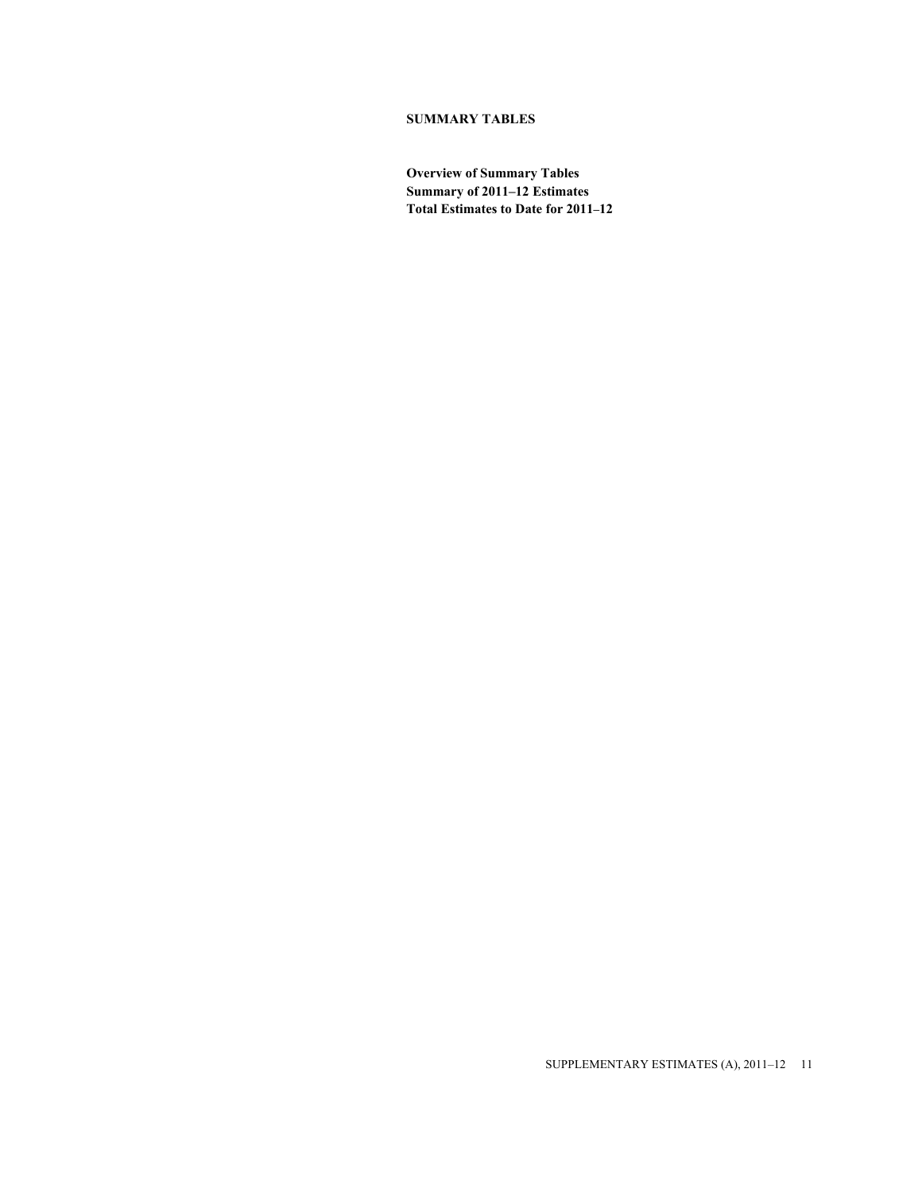## SUMMARY TABLES

**Overview of Summary Tables**
**Summary of 2011–12 Estimates**
**Total Estimates to Date for 2011–12**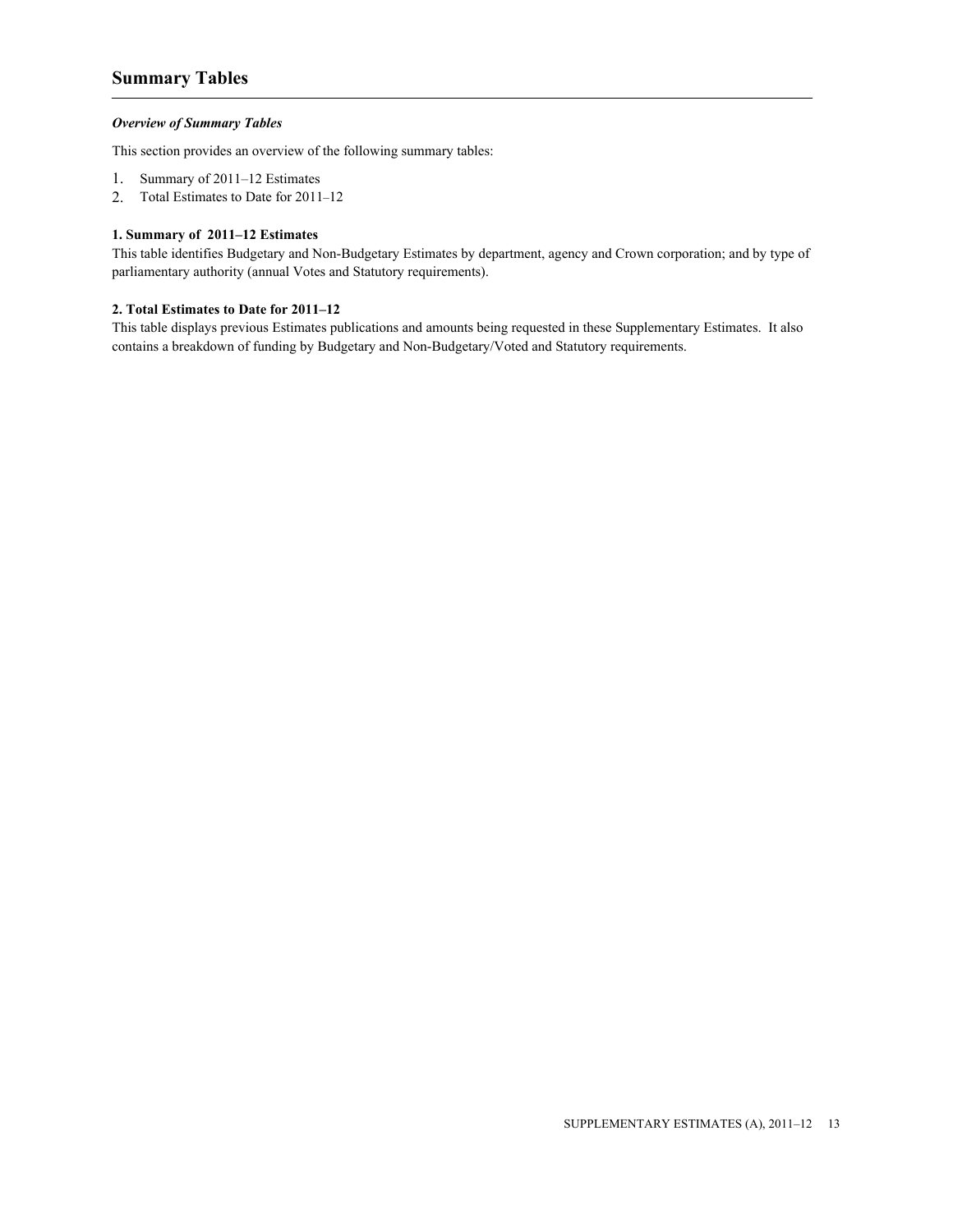## Summary Tables

***Overview of Summary Tables***

This section provides an overview of the following summary tables:

1. Summary of 2011–12 Estimates
2. Total Estimates to Date for 2011–12

**1. Summary of 2011–12 Estimates**

This table identifies Budgetary and Non-Budgetary Estimates by department, agency and Crown corporation; and by type of parliamentary authority (annual Votes and Statutory requirements).

**2. Total Estimates to Date for 2011–12**

This table displays previous Estimates publications and amounts being requested in these Supplementary Estimates. It also contains a breakdown of funding by Budgetary and Non-Budgetary/Voted and Statutory requirements.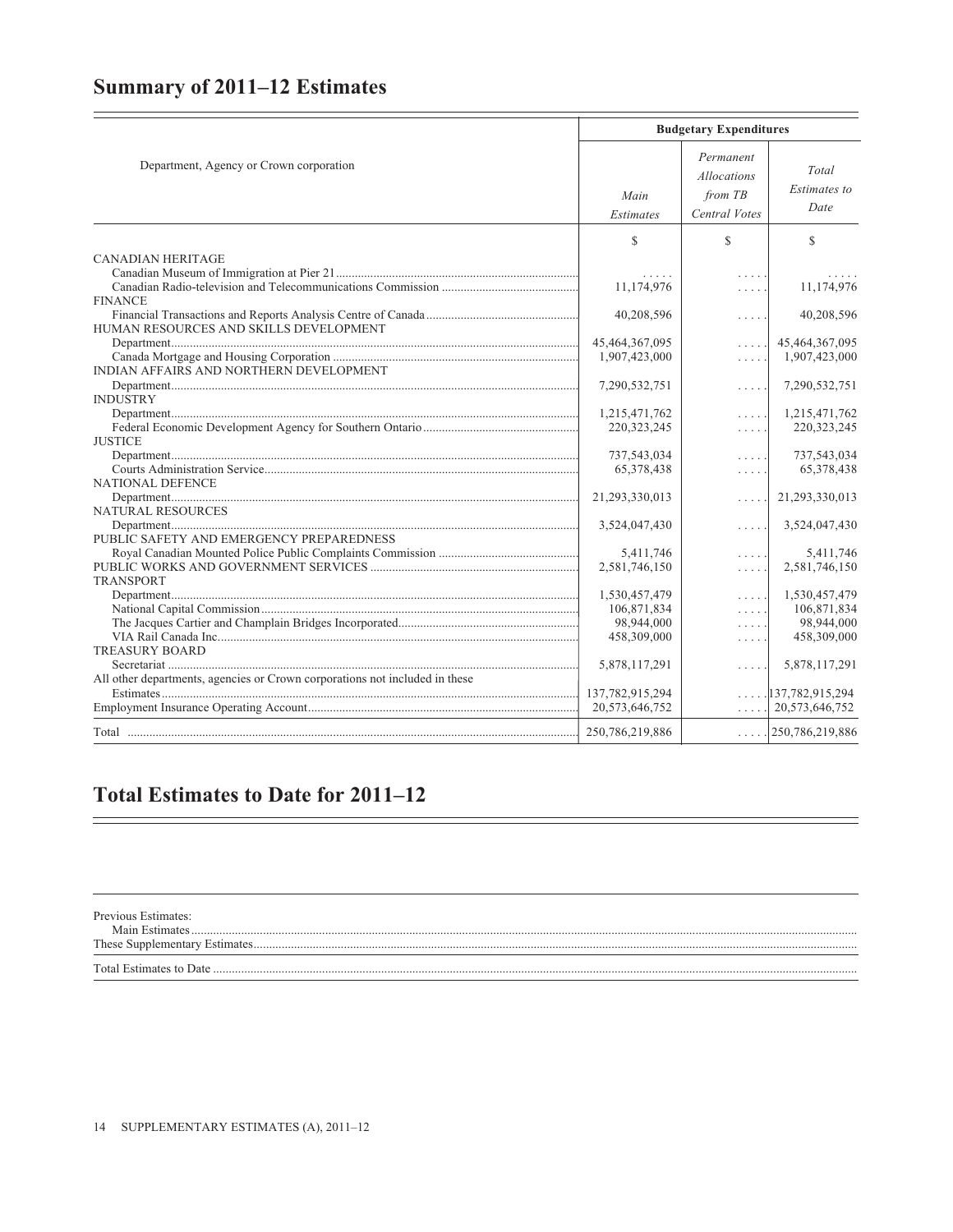## Summary of 2011–12 Estimates

| Department, Agency or Crown corporation | Budgetary Expenditures | | |
|---|---|---|---|
| | *Main Estimates* | *Permanent Allocations from TB Central Votes* | *Total Estimates to Date* |
| | $ | $ | $ |
| CANADIAN HERITAGE | | | |
| Canadian Museum of Immigration at Pier 21 | . . . . . | . . . . | . . . . . |
| Canadian Radio-television and Telecommunications Commission | 11,174,976 | . . . . | 11,174,976 |
| FINANCE | | | |
| Financial Transactions and Reports Analysis Centre of Canada | 40,208,596 | . . . . | 40,208,596 |
| HUMAN RESOURCES AND SKILLS DEVELOPMENT | | | |
| Department | 45,464,367,095 | . . . . | 45,464,367,095 |
| Canada Mortgage and Housing Corporation | 1,907,423,000 | . . . . | 1,907,423,000 |
| INDIAN AFFAIRS AND NORTHERN DEVELOPMENT | | | |
| Department | 7,290,532,751 | . . . . | 7,290,532,751 |
| INDUSTRY | | | |
| Department | 1,215,471,762 | . . . . | 1,215,471,762 |
| Federal Economic Development Agency for Southern Ontario | 220,323,245 | . . . . | 220,323,245 |
| JUSTICE | | | |
| Department | 737,543,034 | . . . . | 737,543,034 |
| Courts Administration Service | 65,378,438 | . . . . | 65,378,438 |
| NATIONAL DEFENCE | | | |
| Department | 21,293,330,013 | . . . . | 21,293,330,013 |
| NATURAL RESOURCES | | | |
| Department | 3,524,047,430 | . . . . | 3,524,047,430 |
| PUBLIC SAFETY AND EMERGENCY PREPAREDNESS | | | |
| Royal Canadian Mounted Police Public Complaints Commission | 5,411,746 | . . . . | 5,411,746 |
| PUBLIC WORKS AND GOVERNMENT SERVICES | 2,581,746,150 | . . . . | 2,581,746,150 |
| TRANSPORT | | | |
| Department | 1,530,457,479 | . . . . | 1,530,457,479 |
| National Capital Commission | 106,871,834 | . . . . | 106,871,834 |
| The Jacques Cartier and Champlain Bridges Incorporated | 98,944,000 | . . . . | 98,944,000 |
| VIA Rail Canada Inc. | 458,309,000 | . . . . | 458,309,000 |
| TREASURY BOARD | | | |
| Secretariat | 5,878,117,291 | . . . . | 5,878,117,291 |
| All other departments, agencies or Crown corporations not included in these Estimates | 137,782,915,294 | . . . . | 137,782,915,294 |
| Employment Insurance Operating Account | 20,573,646,752 | . . . . | 20,573,646,752 |
| Total | 250,786,219,886 | . . . . | 250,786,219,886 |

## Total Estimates to Date for 2011–12

Previous Estimates:
Main Estimates
These Supplementary Estimates

Total Estimates to Date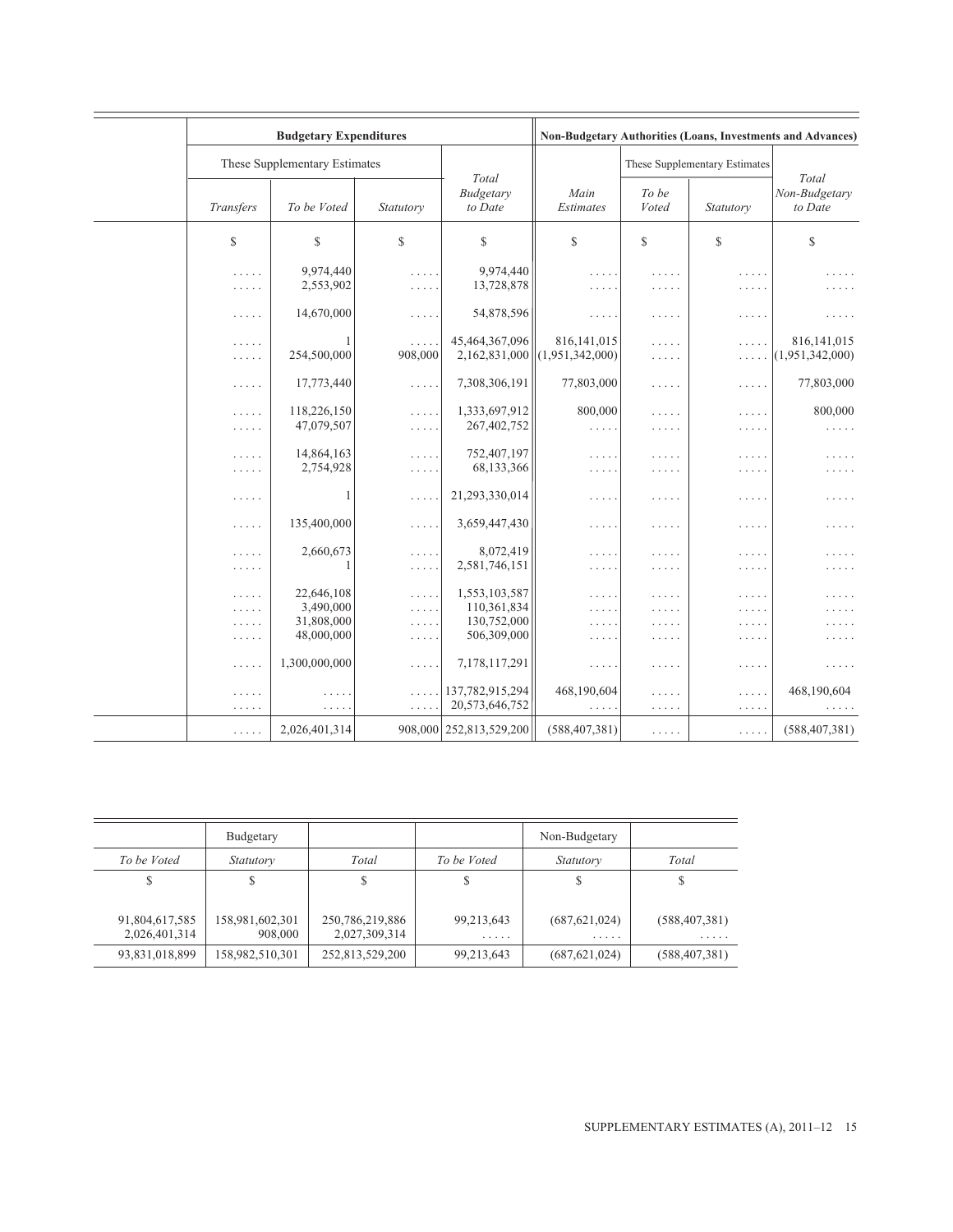| | Budgetary Expenditures | | | | Non-Budgetary Authorities (Loans, Investments and Advances) | | | |
|---|---|---|---|---|---|---|---|---|
| | These Supplementary Estimates | | | Total Budgetary to Date | Main Estimates | These Supplementary Estimates | | Total Non-Budgetary to Date |
| | *Transfers* | *To be Voted* | *Statutory* | | | *To be Voted* | *Statutory* | |
| | $ | $ | $ | $ | $ | $ | $ | $ |
| | ..... | 9,974,440 | ..... | 9,974,440 | ..... | ..... | ..... | ..... |
| | ..... | 2,553,902 | ..... | 13,728,878 | ..... | ..... | ..... | ..... |
| | ..... | 14,670,000 | ..... | 54,878,596 | ..... | ..... | ..... | ..... |
| | ..... | 1 | ..... | 45,464,367,096 | 816,141,015 | ..... | ..... | 816,141,015 |
| | ..... | 254,500,000 | 908,000 | 2,162,831,000 | (1,951,342,000) | ..... | ..... | (1,951,342,000) |
| | ..... | 17,773,440 | ..... | 7,308,306,191 | 77,803,000 | ..... | ..... | 77,803,000 |
| | ..... | 118,226,150 | ..... | 1,333,697,912 | 800,000 | ..... | ..... | 800,000 |
| | ..... | 47,079,507 | ..... | 267,402,752 | ..... | ..... | ..... | ..... |
| | ..... | 14,864,163 | ..... | 752,407,197 | ..... | ..... | ..... | ..... |
| | ..... | 2,754,928 | ..... | 68,133,366 | ..... | ..... | ..... | ..... |
| | ..... | 1 | ..... | 21,293,330,014 | ..... | ..... | ..... | ..... |
| | ..... | 135,400,000 | ..... | 3,659,447,430 | ..... | ..... | ..... | ..... |
| | ..... | 2,660,673 | ..... | 8,072,419 | ..... | ..... | ..... | ..... |
| | ..... | 1 | ..... | 2,581,746,151 | ..... | ..... | ..... | ..... |
| | ..... | 22,646,108 | ..... | 1,553,103,587 | ..... | ..... | ..... | ..... |
| | ..... | 3,490,000 | ..... | 110,361,834 | ..... | ..... | ..... | ..... |
| | ..... | 31,808,000 | ..... | 130,752,000 | ..... | ..... | ..... | ..... |
| | ..... | 48,000,000 | ..... | 506,309,000 | ..... | ..... | ..... | ..... |
| | ..... | 1,300,000,000 | ..... | 7,178,117,291 | ..... | ..... | ..... | ..... |
| | ..... | ..... | ..... | 137,782,915,294 | 468,190,604 | ..... | ..... | 468,190,604 |
| | ..... | ..... | ..... | 20,573,646,752 | ..... | ..... | ..... | ..... |
| | ..... | 2,026,401,314 | 908,000 | 252,813,529,200 | (588,407,381) | ..... | ..... | (588,407,381) |

| Budgetary | | | Non-Budgetary | | |
|---|---|---|---|---|---|
| *To be Voted* | *Statutory* | *Total* | *To be Voted* | *Statutory* | *Total* |
| $ | $ | $ | $ | $ | $ |
| 91,804,617,585 | 158,981,602,301 | 250,786,219,886 | 99,213,643 | (687,621,024) | (588,407,381) |
| 2,026,401,314 | 908,000 | 2,027,309,314 | ..... | ..... | ..... |
| 93,831,018,899 | 158,982,510,301 | 252,813,529,200 | 99,213,643 | (687,621,024) | (588,407,381) |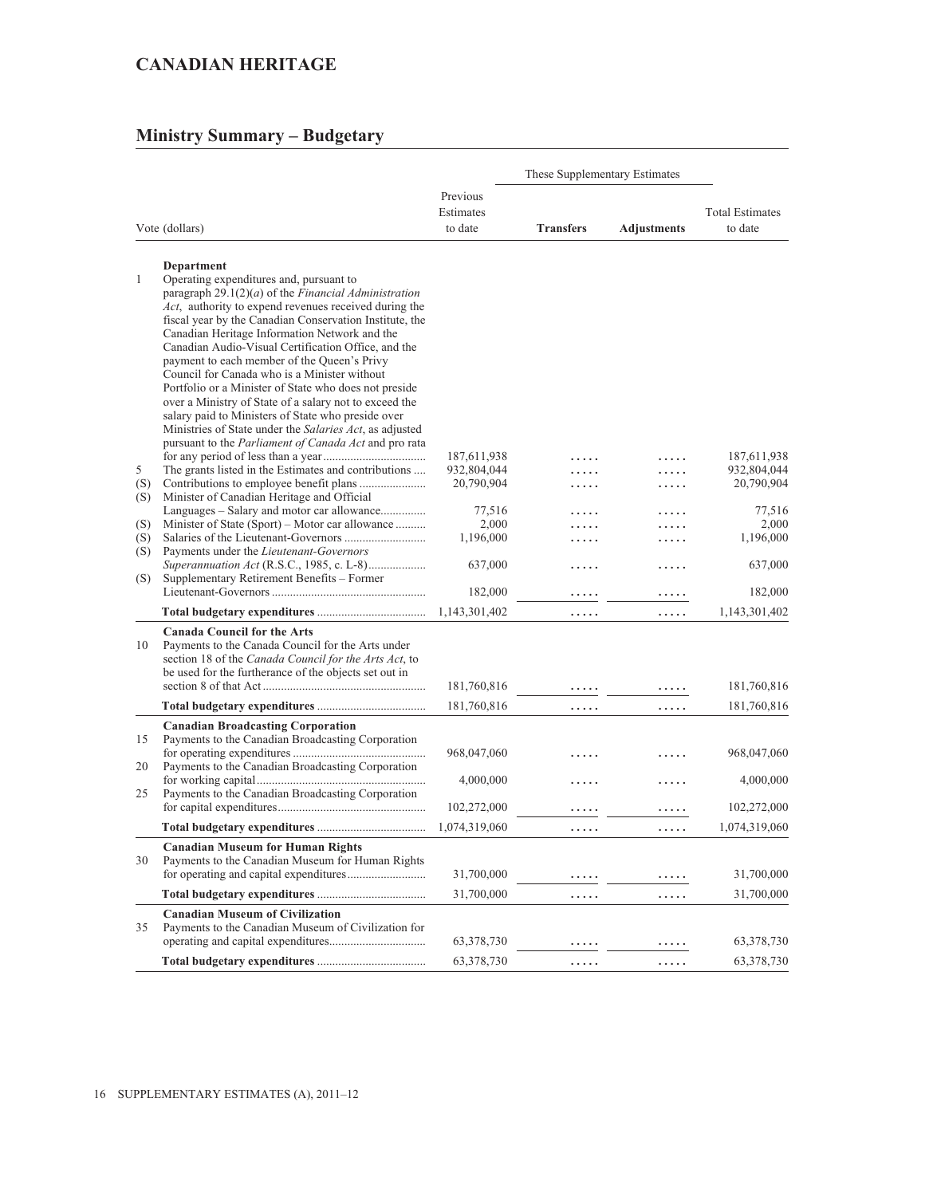# CANADIAN HERITAGE

## Ministry Summary – Budgetary

| | Vote (dollars) | Previous Estimates to date | These Supplementary Estimates | | Total Estimates to date |
|---|---|---|---|---|---|
| | | | **Transfers** | **Adjustments** | |
| | **Department** | | | | |
| 1 | Operating expenditures and, pursuant to paragraph 29.1(2)(*a*) of the *Financial Administration Act*, authority to expend revenues received during the fiscal year by the Canadian Conservation Institute, the Canadian Heritage Information Network and the Canadian Audio-Visual Certification Office, and the payment to each member of the Queen's Privy Council for Canada who is a Minister without Portfolio or a Minister of State who does not preside over a Ministry of State of a salary not to exceed the salary paid to Ministers of State who preside over Ministries of State under the *Salaries Act*, as adjusted pursuant to the *Parliament of Canada Act* and pro rata for any period of less than a year | 187,611,938 | ..... | ..... | 187,611,938 |
| 5 | The grants listed in the Estimates and contributions | 932,804,044 | ..... | ..... | 932,804,044 |
| (S) | Contributions to employee benefit plans | 20,790,904 | ..... | ..... | 20,790,904 |
| (S) | Minister of Canadian Heritage and Official Languages – Salary and motor car allowance | 77,516 | ..... | ..... | 77,516 |
| (S) | Minister of State (Sport) – Motor car allowance | 2,000 | ..... | ..... | 2,000 |
| (S) | Salaries of the Lieutenant-Governors | 1,196,000 | ..... | ..... | 1,196,000 |
| (S) | Payments under the *Lieutenant-Governors Superannuation Act* (R.S.C., 1985, c. L-8) | 637,000 | ..... | ..... | 637,000 |
| (S) | Supplementary Retirement Benefits – Former Lieutenant-Governors | 182,000 | ..... | ..... | 182,000 |
| | **Total budgetary expenditures** | 1,143,301,402 | ..... | ..... | 1,143,301,402 |
| | **Canada Council for the Arts** | | | | |
| 10 | Payments to the Canada Council for the Arts under section 18 of the *Canada Council for the Arts Act*, to be used for the furtherance of the objects set out in section 8 of that Act | 181,760,816 | ..... | ..... | 181,760,816 |
| | **Total budgetary expenditures** | 181,760,816 | ..... | ..... | 181,760,816 |
| | **Canadian Broadcasting Corporation** | | | | |
| 15 | Payments to the Canadian Broadcasting Corporation for operating expenditures | 968,047,060 | ..... | ..... | 968,047,060 |
| 20 | Payments to the Canadian Broadcasting Corporation for working capital | 4,000,000 | ..... | ..... | 4,000,000 |
| 25 | Payments to the Canadian Broadcasting Corporation for capital expenditures | 102,272,000 | ..... | ..... | 102,272,000 |
| | **Total budgetary expenditures** | 1,074,319,060 | ..... | ..... | 1,074,319,060 |
| | **Canadian Museum for Human Rights** | | | | |
| 30 | Payments to the Canadian Museum for Human Rights for operating and capital expenditures | 31,700,000 | ..... | ..... | 31,700,000 |
| | **Total budgetary expenditures** | 31,700,000 | ..... | ..... | 31,700,000 |
| | **Canadian Museum of Civilization** | | | | |
| 35 | Payments to the Canadian Museum of Civilization for operating and capital expenditures | 63,378,730 | ..... | ..... | 63,378,730 |
| | **Total budgetary expenditures** | 63,378,730 | ..... | ..... | 63,378,730 |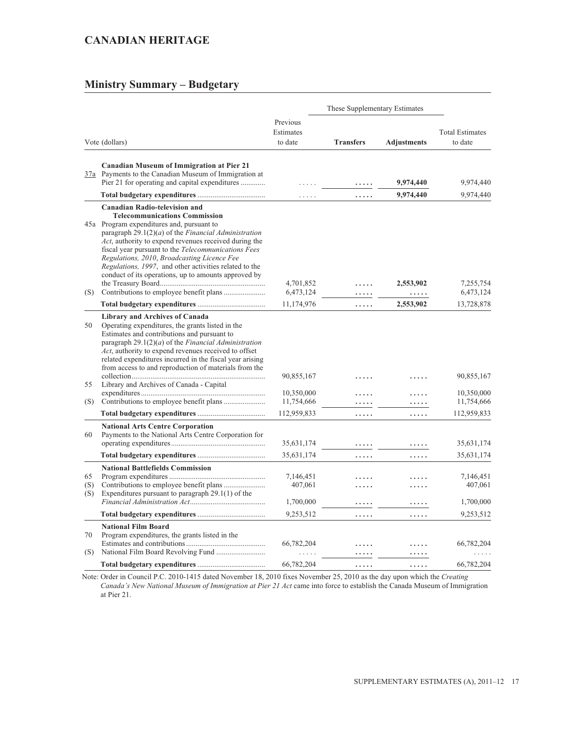## CANADIAN HERITAGE

### Ministry Summary – Budgetary

| | Vote (dollars) | Previous Estimates to date | These Supplementary Estimates | | Total Estimates to date |
|---|---|---|---|---|---|
| | | | **Transfers** | **Adjustments** | |
| | **Canadian Museum of Immigration at Pier 21** | | | | |
| 37a | Payments to the Canadian Museum of Immigration at Pier 21 for operating and capital expenditures | ..... | ..... | **9,974,440** | 9,974,440 |
| | **Total budgetary expenditures** | ..... | ..... | **9,974,440** | 9,974,440 |
| | **Canadian Radio-television and Telecommunications Commission** | | | | |
| 45a | Program expenditures and, pursuant to paragraph 29.1(2)(*a*) of the *Financial Administration Act*, authority to expend revenues received during the fiscal year pursuant to the *Telecommunications Fees Regulations, 2010*, *Broadcasting Licence Fee Regulations, 1997*, and other activities related to the conduct of its operations, up to amounts approved by the Treasury Board | 4,701,852 | ..... | **2,553,902** | 7,255,754 |
| (S) | Contributions to employee benefit plans | 6,473,124 | ..... | ..... | 6,473,124 |
| | **Total budgetary expenditures** | 11,174,976 | ..... | **2,553,902** | 13,728,878 |
| | **Library and Archives of Canada** | | | | |
| 50 | Operating expenditures, the grants listed in the Estimates and contributions and pursuant to paragraph 29.1(2)(*a*) of the *Financial Administration Act*, authority to expend revenues received to offset related expenditures incurred in the fiscal year arising from access to and reproduction of materials from the collection | 90,855,167 | ..... | ..... | 90,855,167 |
| 55 | Library and Archives of Canada - Capital expenditures | 10,350,000 | ..... | ..... | 10,350,000 |
| (S) | Contributions to employee benefit plans | 11,754,666 | ..... | ..... | 11,754,666 |
| | **Total budgetary expenditures** | 112,959,833 | ..... | ..... | 112,959,833 |
| | **National Arts Centre Corporation** | | | | |
| 60 | Payments to the National Arts Centre Corporation for operating expenditures | 35,631,174 | ..... | ..... | 35,631,174 |
| | **Total budgetary expenditures** | 35,631,174 | ..... | ..... | 35,631,174 |
| | **National Battlefields Commission** | | | | |
| 65 | Program expenditures | 7,146,451 | ..... | ..... | 7,146,451 |
| (S) | Contributions to employee benefit plans | 407,061 | ..... | ..... | 407,061 |
| (S) | Expenditures pursuant to paragraph 29.1(1) of the *Financial Administration Act* | 1,700,000 | ..... | ..... | 1,700,000 |
| | **Total budgetary expenditures** | 9,253,512 | ..... | ..... | 9,253,512 |
| | **National Film Board** | | | | |
| 70 | Program expenditures, the grants listed in the Estimates and contributions | 66,782,204 | ..... | ..... | 66,782,204 |
| (S) | National Film Board Revolving Fund | ..... | ..... | ..... | ..... |
| | **Total budgetary expenditures** | 66,782,204 | ..... | ..... | 66,782,204 |

Note: Order in Council P.C. 2010-1415 dated November 18, 2010 fixes November 25, 2010 as the day upon which the *Creating Canada's New National Museum of Immigration at Pier 21 Act* came into force to establish the Canada Museum of Immigration at Pier 21.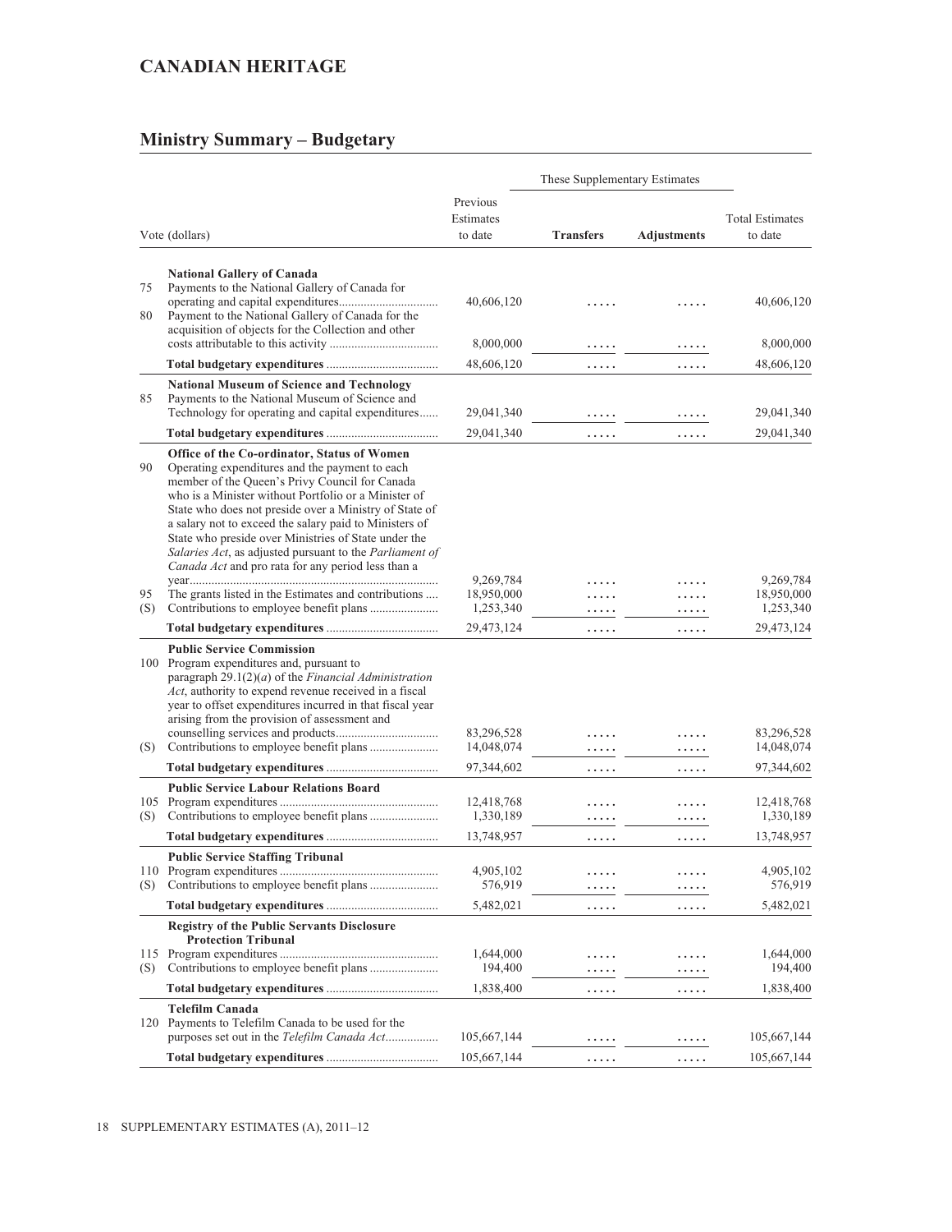# CANADIAN HERITAGE

## Ministry Summary – Budgetary

| Vote (dollars) | | Previous Estimates to date | These Supplementary Estimates | | Total Estimates to date |
|---|---|---|---|---|---|
| | | | **Transfers** | **Adjustments** | |
| | **National Gallery of Canada** | | | | |
| 75 | Payments to the National Gallery of Canada for operating and capital expenditures | 40,606,120 | ..... | ..... | 40,606,120 |
| 80 | Payment to the National Gallery of Canada for the acquisition of objects for the Collection and other costs attributable to this activity | 8,000,000 | ..... | ..... | 8,000,000 |
| | **Total budgetary expenditures** | 48,606,120 | ..... | ..... | 48,606,120 |
| | **National Museum of Science and Technology** | | | | |
| 85 | Payments to the National Museum of Science and Technology for operating and capital expenditures | 29,041,340 | ..... | ..... | 29,041,340 |
| | **Total budgetary expenditures** | 29,041,340 | ..... | ..... | 29,041,340 |
| | **Office of the Co-ordinator, Status of Women** | | | | |
| 90 | Operating expenditures and the payment to each member of the Queen's Privy Council for Canada who is a Minister without Portfolio or a Minister of State who does not preside over a Ministry of State of a salary not to exceed the salary paid to Ministers of State who preside over Ministries of State under the *Salaries Act*, as adjusted pursuant to the *Parliament of Canada Act* and pro rata for any period less than a year | 9,269,784 | ..... | ..... | 9,269,784 |
| 95 | The grants listed in the Estimates and contributions | 18,950,000 | ..... | ..... | 18,950,000 |
| (S) | Contributions to employee benefit plans | 1,253,340 | ..... | ..... | 1,253,340 |
| | **Total budgetary expenditures** | 29,473,124 | ..... | ..... | 29,473,124 |
| | **Public Service Commission** | | | | |
| 100 | Program expenditures and, pursuant to paragraph 29.1(2)(*a*) of the *Financial Administration Act*, authority to expend revenue received in a fiscal year to offset expenditures incurred in that fiscal year arising from the provision of assessment and counselling services and products | 83,296,528 | ..... | ..... | 83,296,528 |
| (S) | Contributions to employee benefit plans | 14,048,074 | ..... | ..... | 14,048,074 |
| | **Total budgetary expenditures** | 97,344,602 | ..... | ..... | 97,344,602 |
| | **Public Service Labour Relations Board** | | | | |
| 105 | Program expenditures | 12,418,768 | ..... | ..... | 12,418,768 |
| (S) | Contributions to employee benefit plans | 1,330,189 | ..... | ..... | 1,330,189 |
| | **Total budgetary expenditures** | 13,748,957 | ..... | ..... | 13,748,957 |
| | **Public Service Staffing Tribunal** | | | | |
| 110 | Program expenditures | 4,905,102 | ..... | ..... | 4,905,102 |
| (S) | Contributions to employee benefit plans | 576,919 | ..... | ..... | 576,919 |
| | **Total budgetary expenditures** | 5,482,021 | ..... | ..... | 5,482,021 |
| | **Registry of the Public Servants Disclosure Protection Tribunal** | | | | |
| 115 | Program expenditures | 1,644,000 | ..... | ..... | 1,644,000 |
| (S) | Contributions to employee benefit plans | 194,400 | ..... | ..... | 194,400 |
| | **Total budgetary expenditures** | 1,838,400 | ..... | ..... | 1,838,400 |
| | **Telefilm Canada** | | | | |
| 120 | Payments to Telefilm Canada to be used for the purposes set out in the *Telefilm Canada Act* | 105,667,144 | ..... | ..... | 105,667,144 |
| | **Total budgetary expenditures** | 105,667,144 | ..... | ..... | 105,667,144 |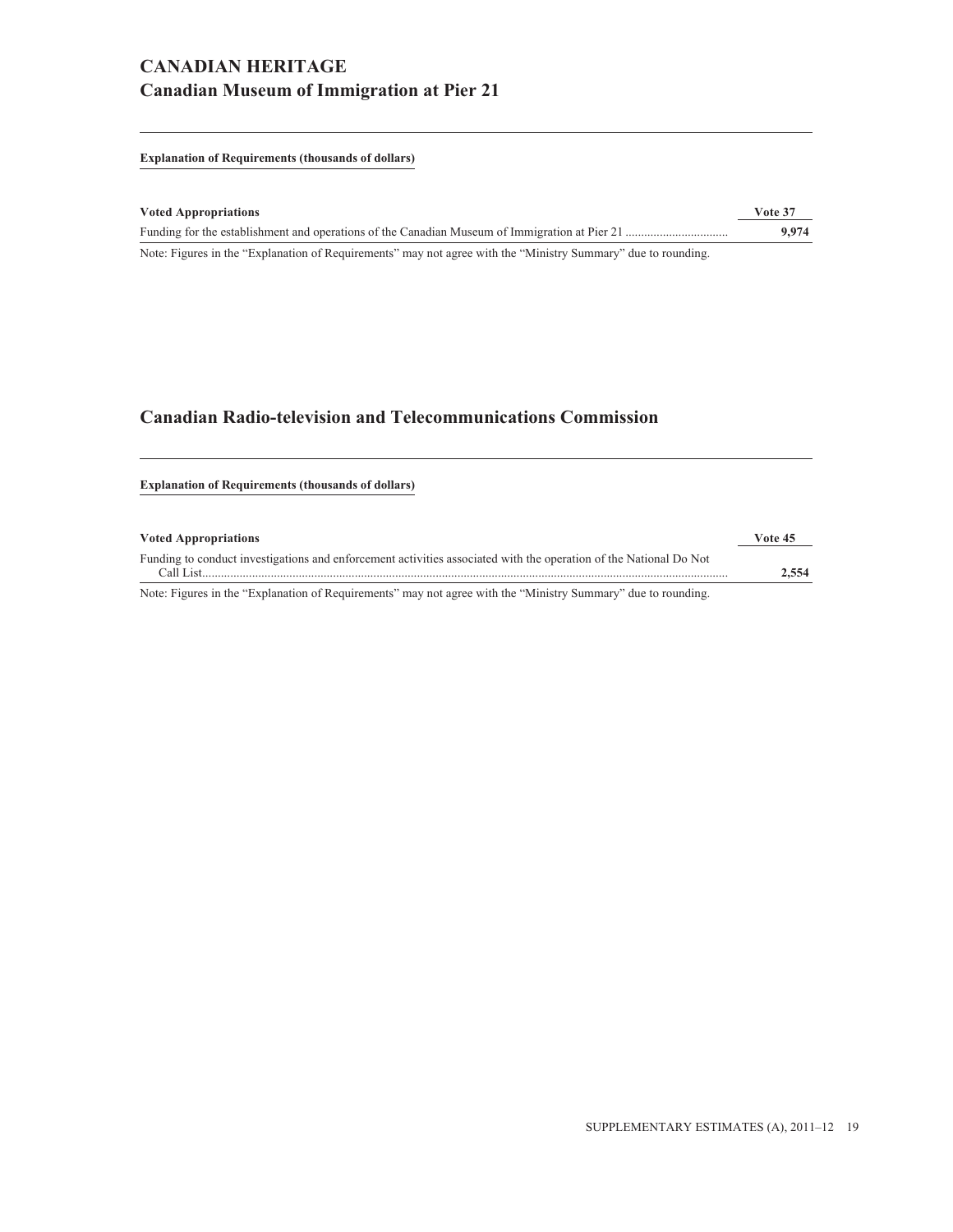# CANADIAN HERITAGE

## Canadian Museum of Immigration at Pier 21

**Explanation of Requirements (thousands of dollars)**

| Voted Appropriations | Vote 37 |
|---|---|
| Funding for the establishment and operations of the Canadian Museum of Immigration at Pier 21 | **9,974** |

Note: Figures in the "Explanation of Requirements" may not agree with the "Ministry Summary" due to rounding.

## Canadian Radio-television and Telecommunications Commission

**Explanation of Requirements (thousands of dollars)**

| Voted Appropriations | Vote 45 |
|---|---|
| Funding to conduct investigations and enforcement activities associated with the operation of the National Do Not Call List | **2,554** |

Note: Figures in the "Explanation of Requirements" may not agree with the "Ministry Summary" due to rounding.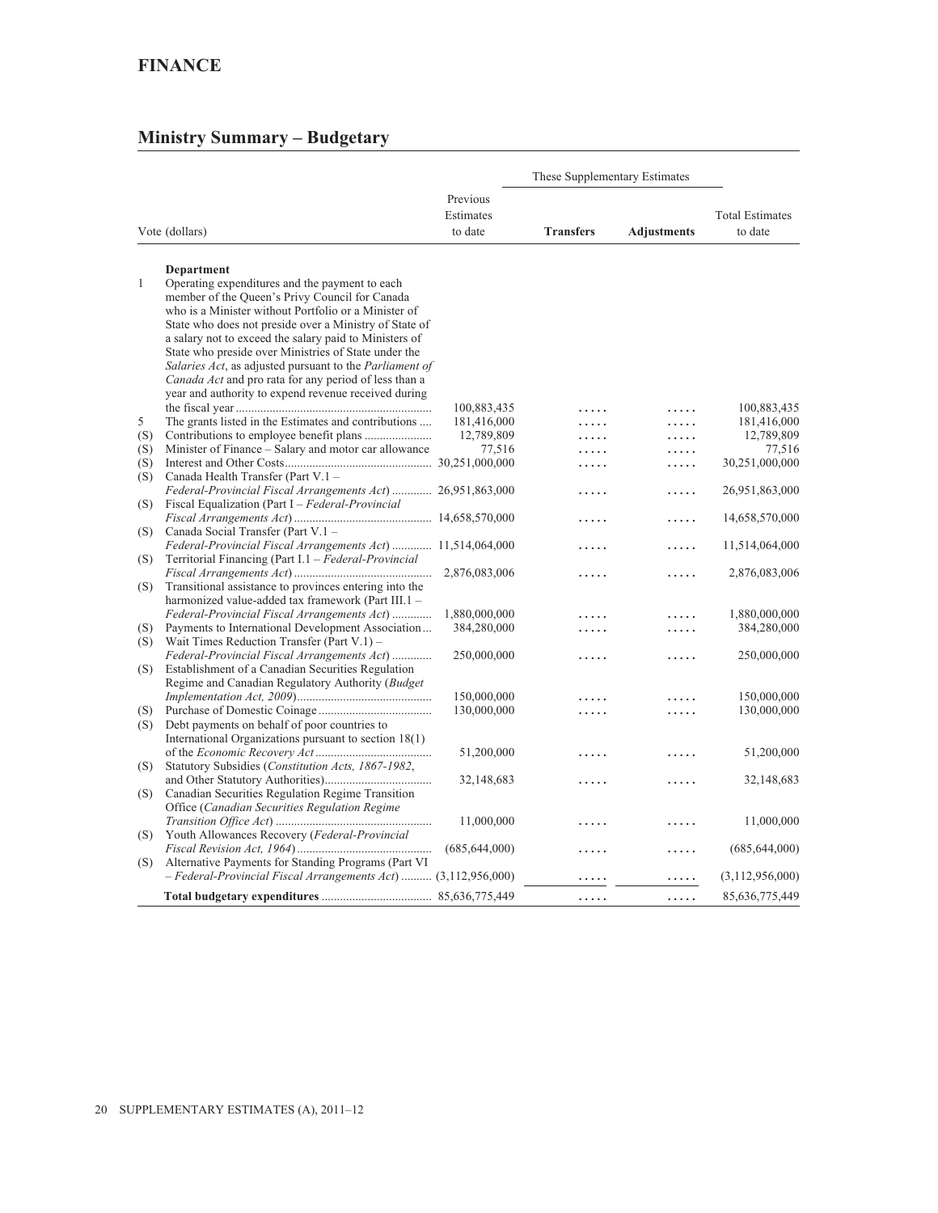## FINANCE

## Ministry Summary – Budgetary

| Vote (dollars) | | Previous Estimates to date | These Supplementary Estimates | | Total Estimates to date |
|---|---|---|---|---|---|
| | | | **Transfers** | **Adjustments** | |
| | **Department** | | | | |
| 1 | Operating expenditures and the payment to each member of the Queen's Privy Council for Canada who is a Minister without Portfolio or a Minister of State who does not preside over a Ministry of State of a salary not to exceed the salary paid to Ministers of State who preside over Ministries of State under the *Salaries Act*, as adjusted pursuant to the *Parliament of Canada Act* and pro rata for any period of less than a year and authority to expend revenue received during the fiscal year | 100,883,435 | ..... | ..... | 100,883,435 |
| 5 | The grants listed in the Estimates and contributions | 181,416,000 | ..... | ..... | 181,416,000 |
| (S) | Contributions to employee benefit plans | 12,789,809 | ..... | ..... | 12,789,809 |
| (S) | Minister of Finance – Salary and motor car allowance | 77,516 | ..... | ..... | 77,516 |
| (S) | Interest and Other Costs | 30,251,000,000 | ..... | ..... | 30,251,000,000 |
| (S) | Canada Health Transfer (Part V.1 – *Federal-Provincial Fiscal Arrangements Act*) | 26,951,863,000 | ..... | ..... | 26,951,863,000 |
| (S) | Fiscal Equalization (Part I – *Federal-Provincial Fiscal Arrangements Act*) | 14,658,570,000 | ..... | ..... | 14,658,570,000 |
| (S) | Canada Social Transfer (Part V.1 – *Federal-Provincial Fiscal Arrangements Act*) | 11,514,064,000 | ..... | ..... | 11,514,064,000 |
| (S) | Territorial Financing (Part I.1 – *Federal-Provincial Fiscal Arrangements Act*) | 2,876,083,006 | ..... | ..... | 2,876,083,006 |
| (S) | Transitional assistance to provinces entering into the harmonized value-added tax framework (Part III.1 – *Federal-Provincial Fiscal Arrangements Act*) | 1,880,000,000 | ..... | ..... | 1,880,000,000 |
| (S) | Payments to International Development Association | 384,280,000 | ..... | ..... | 384,280,000 |
| (S) | Wait Times Reduction Transfer (Part V.1) – *Federal-Provincial Fiscal Arrangements Act*) | 250,000,000 | ..... | ..... | 250,000,000 |
| (S) | Establishment of a Canadian Securities Regulation Regime and Canadian Regulatory Authority (*Budget Implementation Act, 2009*) | 150,000,000 | ..... | ..... | 150,000,000 |
| (S) | Purchase of Domestic Coinage | 130,000,000 | ..... | ..... | 130,000,000 |
| (S) | Debt payments on behalf of poor countries to International Organizations pursuant to section 18(1) of the *Economic Recovery Act* | 51,200,000 | ..... | ..... | 51,200,000 |
| (S) | Statutory Subsidies (*Constitution Acts, 1867-1982*, and Other Statutory Authorities) | 32,148,683 | ..... | ..... | 32,148,683 |
| (S) | Canadian Securities Regulation Regime Transition Office (*Canadian Securities Regulation Regime Transition Office Act*) | 11,000,000 | ..... | ..... | 11,000,000 |
| (S) | Youth Allowances Recovery (*Federal-Provincial Fiscal Revision Act, 1964*) | (685,644,000) | ..... | ..... | (685,644,000) |
| (S) | Alternative Payments for Standing Programs (Part VI – *Federal-Provincial Fiscal Arrangements Act*) | (3,112,956,000) | ..... | ..... | (3,112,956,000) |
| | **Total budgetary expenditures** | 85,636,775,449 | ..... | ..... | 85,636,775,449 |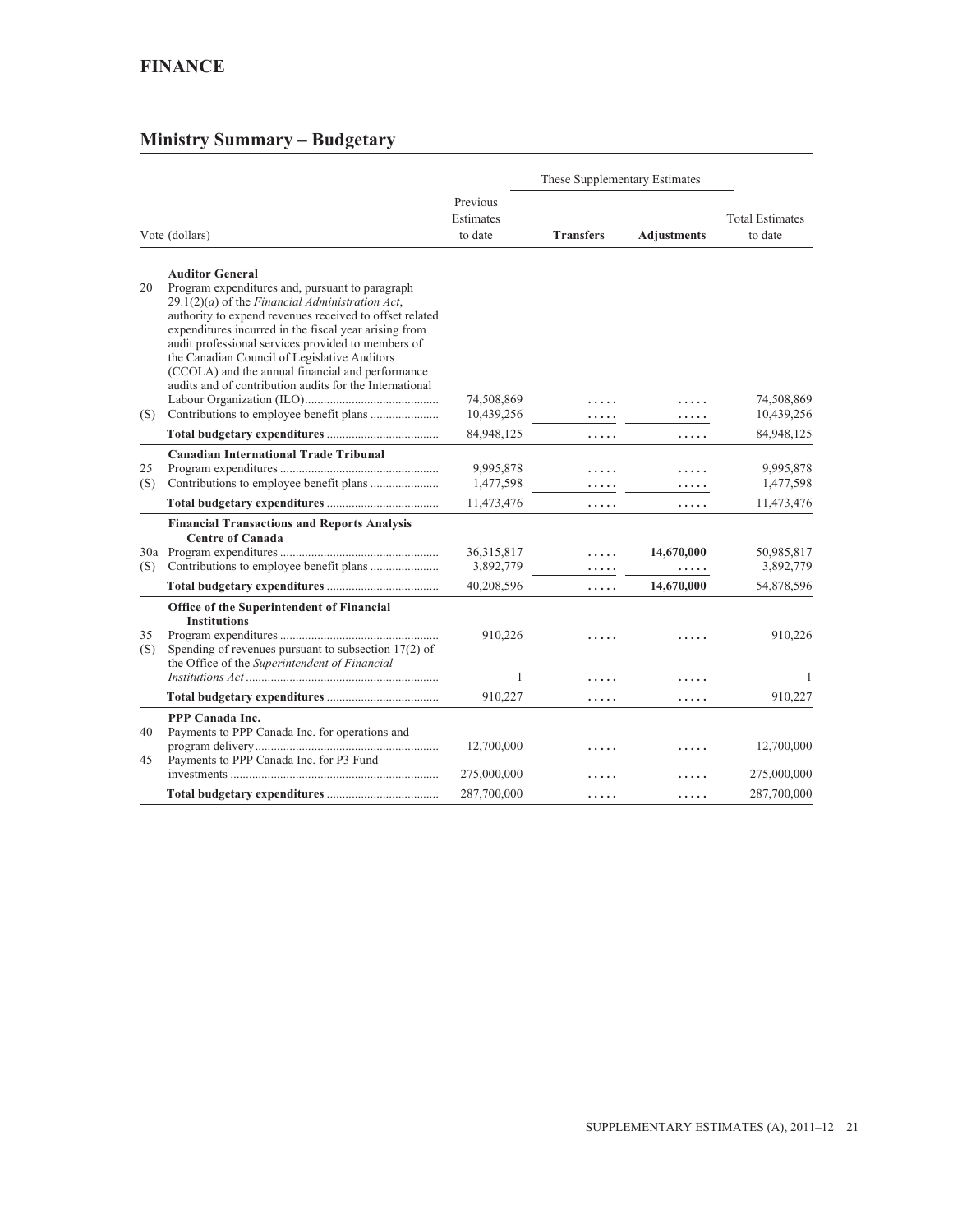## FINANCE

## Ministry Summary – Budgetary

| Vote (dollars) | | Previous Estimates to date | These Supplementary Estimates | | Total Estimates to date |
|---|---|---|---|---|---|
| | | | **Transfers** | **Adjustments** | |
| | **Auditor General** | | | | |
| 20 | Program expenditures and, pursuant to paragraph 29.1(2)(*a*) of the *Financial Administration Act*, authority to expend revenues received to offset related expenditures incurred in the fiscal year arising from audit professional services provided to members of the Canadian Council of Legislative Auditors (CCOLA) and the annual financial and performance audits and of contribution audits for the International Labour Organization (ILO) | 74,508,869 | ..... | ..... | 74,508,869 |
| (S) | Contributions to employee benefit plans | 10,439,256 | ..... | ..... | 10,439,256 |
| | **Total budgetary expenditures** | 84,948,125 | ..... | ..... | 84,948,125 |
| | **Canadian International Trade Tribunal** | | | | |
| 25 | Program expenditures | 9,995,878 | ..... | ..... | 9,995,878 |
| (S) | Contributions to employee benefit plans | 1,477,598 | ..... | ..... | 1,477,598 |
| | **Total budgetary expenditures** | 11,473,476 | ..... | ..... | 11,473,476 |
| | **Financial Transactions and Reports Analysis Centre of Canada** | | | | |
| 30a | Program expenditures | 36,315,817 | ..... | **14,670,000** | 50,985,817 |
| (S) | Contributions to employee benefit plans | 3,892,779 | ..... | ..... | 3,892,779 |
| | **Total budgetary expenditures** | 40,208,596 | ..... | **14,670,000** | 54,878,596 |
| | **Office of the Superintendent of Financial Institutions** | | | | |
| 35 | Program expenditures | 910,226 | ..... | ..... | 910,226 |
| (S) | Spending of revenues pursuant to subsection 17(2) of the Office of the *Superintendent of Financial Institutions Act* | 1 | ..... | ..... | 1 |
| | **Total budgetary expenditures** | 910,227 | ..... | ..... | 910,227 |
| | **PPP Canada Inc.** | | | | |
| 40 | Payments to PPP Canada Inc. for operations and program delivery | 12,700,000 | ..... | ..... | 12,700,000 |
| 45 | Payments to PPP Canada Inc. for P3 Fund investments | 275,000,000 | ..... | ..... | 275,000,000 |
| | **Total budgetary expenditures** | 287,700,000 | ..... | ..... | 287,700,000 |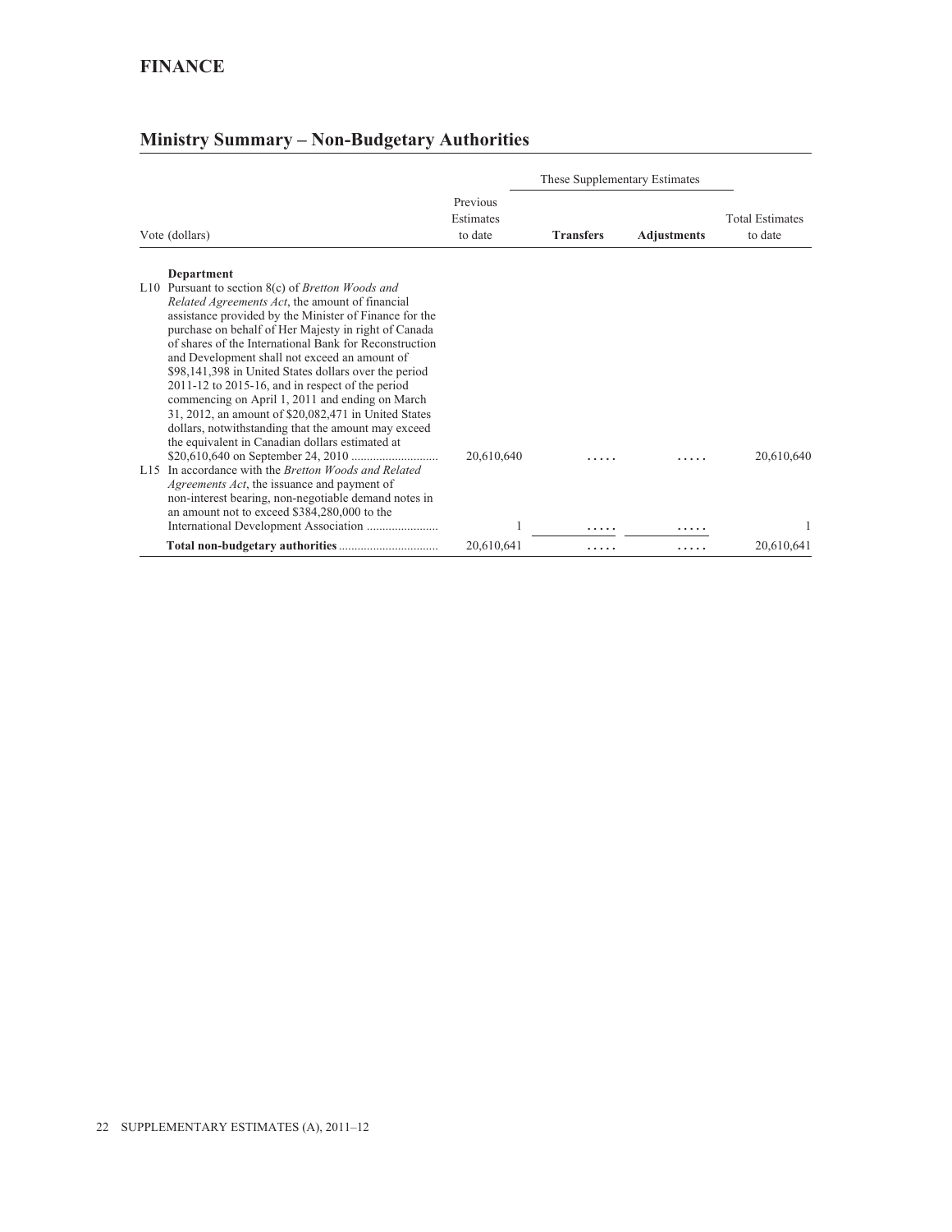**FINANCE**

## Ministry Summary – Non-Budgetary Authorities

| Vote (dollars) | Previous Estimates to date | These Supplementary Estimates | | Total Estimates to date |
|---|---|---|---|---|
| | | **Transfers** | **Adjustments** | |
| **Department** | | | | |
| L10 Pursuant to section 8(c) of *Bretton Woods and Related Agreements Act*, the amount of financial assistance provided by the Minister of Finance for the purchase on behalf of Her Majesty in right of Canada of shares of the International Bank for Reconstruction and Development shall not exceed an amount of $98,141,398 in United States dollars over the period 2011-12 to 2015-16, and in respect of the period commencing on April 1, 2011 and ending on March 31, 2012, an amount of $20,082,471 in United States dollars, notwithstanding that the amount may exceed the equivalent in Canadian dollars estimated at $20,610,640 on September 24, 2010 | 20,610,640 | ..... | ..... | 20,610,640 |
| L15 In accordance with the *Bretton Woods and Related Agreements Act*, the issuance and payment of non-interest bearing, non-negotiable demand notes in an amount not to exceed $384,280,000 to the International Development Association | 1 | ..... | ..... | 1 |
| **Total non-budgetary authorities** | 20,610,641 | ..... | ..... | 20,610,641 |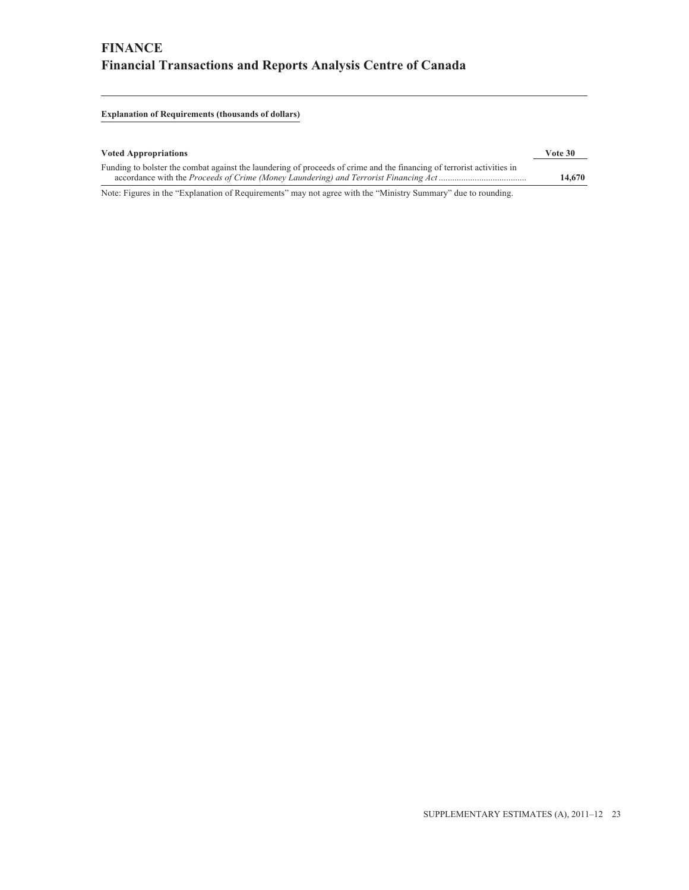# FINANCE
## Financial Transactions and Reports Analysis Centre of Canada

**Explanation of Requirements (thousands of dollars)**

| Voted Appropriations | Vote 30 |
| --- | --- |
| Funding to bolster the combat against the laundering of proceeds of crime and the financing of terrorist activities in accordance with the *Proceeds of Crime (Money Laundering) and Terrorist Financing Act* | **14,670** |

Note: Figures in the “Explanation of Requirements” may not agree with the “Ministry Summary” due to rounding.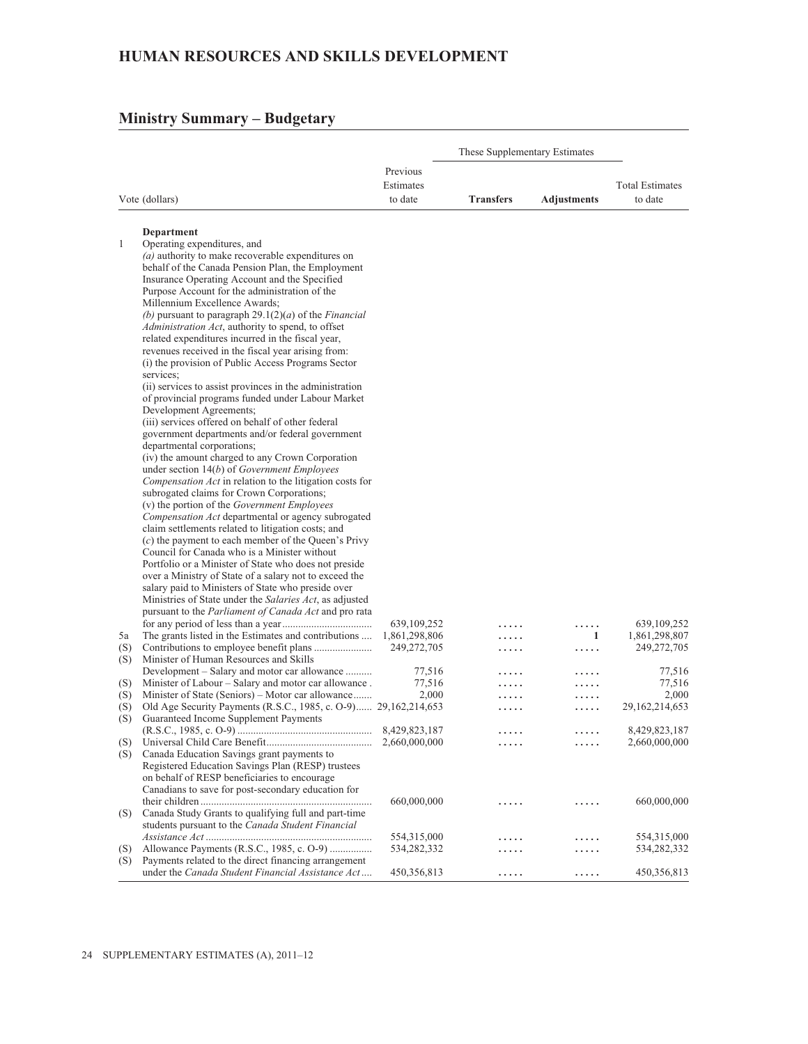# HUMAN RESOURCES AND SKILLS DEVELOPMENT

## Ministry Summary – Budgetary

| Vote (dollars) | | Previous Estimates to date | These Supplementary Estimates | | Total Estimates to date |
|---|---|---|---|---|---|
| | | | **Transfers** | **Adjustments** | |
| | **Department** | | | | |
| 1 | Operating expenditures, and *(a)* authority to make recoverable expenditures on behalf of the Canada Pension Plan, the Employment Insurance Operating Account and the Specified Purpose Account for the administration of the Millennium Excellence Awards; *(b)* pursuant to paragraph 29.1(2)(*a*) of the *Financial Administration Act*, authority to spend, to offset related expenditures incurred in the fiscal year, revenues received in the fiscal year arising from: (i) the provision of Public Access Programs Sector services; (ii) services to assist provinces in the administration of provincial programs funded under Labour Market Development Agreements; (iii) services offered on behalf of other federal government departments and/or federal government departmental corporations; (iv) the amount charged to any Crown Corporation under section 14(*b*) of *Government Employees Compensation Act* in relation to the litigation costs for subrogated claims for Crown Corporations; (v) the portion of the *Government Employees Compensation Act* departmental or agency subrogated claim settlements related to litigation costs; and (*c*) the payment to each member of the Queen's Privy Council for Canada who is a Minister without Portfolio or a Minister of State who does not preside over a Ministry of State of a salary not to exceed the salary paid to Ministers of State who preside over Ministries of State under the *Salaries Act*, as adjusted pursuant to the *Parliament of Canada Act* and pro rata for any period of less than a year | 639,109,252 | ..... | ..... | 639,109,252 |
| 5a | The grants listed in the Estimates and contributions | 1,861,298,806 | ..... | **1** | 1,861,298,807 |
| (S) | Contributions to employee benefit plans | 249,272,705 | ..... | ..... | 249,272,705 |
| (S) | Minister of Human Resources and Skills Development – Salary and motor car allowance | 77,516 | ..... | ..... | 77,516 |
| (S) | Minister of Labour – Salary and motor car allowance | 77,516 | ..... | ..... | 77,516 |
| (S) | Minister of State (Seniors) – Motor car allowance | 2,000 | ..... | ..... | 2,000 |
| (S) | Old Age Security Payments (R.S.C., 1985, c. O-9) | 29,162,214,653 | ..... | ..... | 29,162,214,653 |
| (S) | Guaranteed Income Supplement Payments (R.S.C., 1985, c. O-9) | 8,429,823,187 | ..... | ..... | 8,429,823,187 |
| (S) | Universal Child Care Benefit | 2,660,000,000 | ..... | ..... | 2,660,000,000 |
| (S) | Canada Education Savings grant payments to Registered Education Savings Plan (RESP) trustees on behalf of RESP beneficiaries to encourage Canadians to save for post-secondary education for their children | 660,000,000 | ..... | ..... | 660,000,000 |
| (S) | Canada Study Grants to qualifying full and part-time students pursuant to the *Canada Student Financial Assistance Act* | 554,315,000 | ..... | ..... | 554,315,000 |
| (S) | Allowance Payments (R.S.C., 1985, c. O-9) | 534,282,332 | ..... | ..... | 534,282,332 |
| (S) | Payments related to the direct financing arrangement under the *Canada Student Financial Assistance Act* | 450,356,813 | ..... | ..... | 450,356,813 |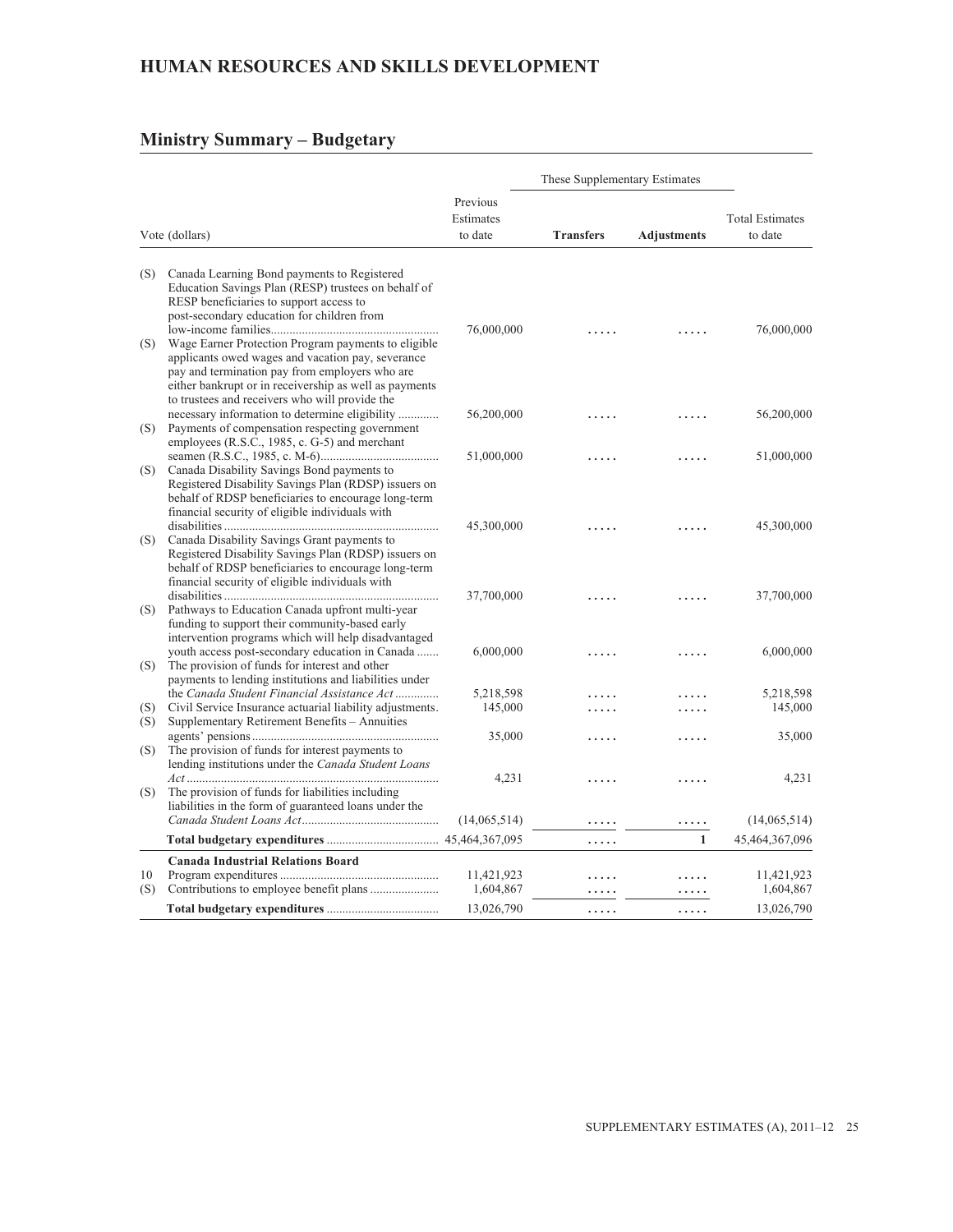## HUMAN RESOURCES AND SKILLS DEVELOPMENT

## Ministry Summary – Budgetary

| Vote (dollars) | | Previous Estimates to date | These Supplementary Estimates | | Total Estimates to date |
|---|---|---|---|---|---|
| | | | **Transfers** | **Adjustments** | |
| (S) | Canada Learning Bond payments to Registered Education Savings Plan (RESP) trustees on behalf of RESP beneficiaries to support access to post-secondary education for children from low-income families | 76,000,000 | ..... | ..... | 76,000,000 |
| (S) | Wage Earner Protection Program payments to eligible applicants owed wages and vacation pay, severance pay and termination pay from employers who are either bankrupt or in receivership as well as payments to trustees and receivers who will provide the necessary information to determine eligibility | 56,200,000 | ..... | ..... | 56,200,000 |
| (S) | Payments of compensation respecting government employees (R.S.C., 1985, c. G-5) and merchant seamen (R.S.C., 1985, c. M-6) | 51,000,000 | ..... | ..... | 51,000,000 |
| (S) | Canada Disability Savings Bond payments to Registered Disability Savings Plan (RDSP) issuers on behalf of RDSP beneficiaries to encourage long-term financial security of eligible individuals with disabilities | 45,300,000 | ..... | ..... | 45,300,000 |
| (S) | Canada Disability Savings Grant payments to Registered Disability Savings Plan (RDSP) issuers on behalf of RDSP beneficiaries to encourage long-term financial security of eligible individuals with disabilities | 37,700,000 | ..... | ..... | 37,700,000 |
| (S) | Pathways to Education Canada upfront multi-year funding to support their community-based early intervention programs which will help disadvantaged youth access post-secondary education in Canada | 6,000,000 | ..... | ..... | 6,000,000 |
| (S) | The provision of funds for interest and other payments to lending institutions and liabilities under the *Canada Student Financial Assistance Act* | 5,218,598 | ..... | ..... | 5,218,598 |
| (S) | Civil Service Insurance actuarial liability adjustments. | 145,000 | ..... | ..... | 145,000 |
| (S) | Supplementary Retirement Benefits – Annuities agents' pensions | 35,000 | ..... | ..... | 35,000 |
| (S) | The provision of funds for interest payments to lending institutions under the *Canada Student Loans Act* | 4,231 | ..... | ..... | 4,231 |
| (S) | The provision of funds for liabilities including liabilities in the form of guaranteed loans under the *Canada Student Loans Act* | (14,065,514) | ..... | ..... | (14,065,514) |
| | **Total budgetary expenditures** | 45,464,367,095 | ..... | 1 | 45,464,367,096 |
| | **Canada Industrial Relations Board** | | | | |
| 10 | Program expenditures | 11,421,923 | ..... | ..... | 11,421,923 |
| (S) | Contributions to employee benefit plans | 1,604,867 | ..... | ..... | 1,604,867 |
| | **Total budgetary expenditures** | 13,026,790 | ..... | ..... | 13,026,790 |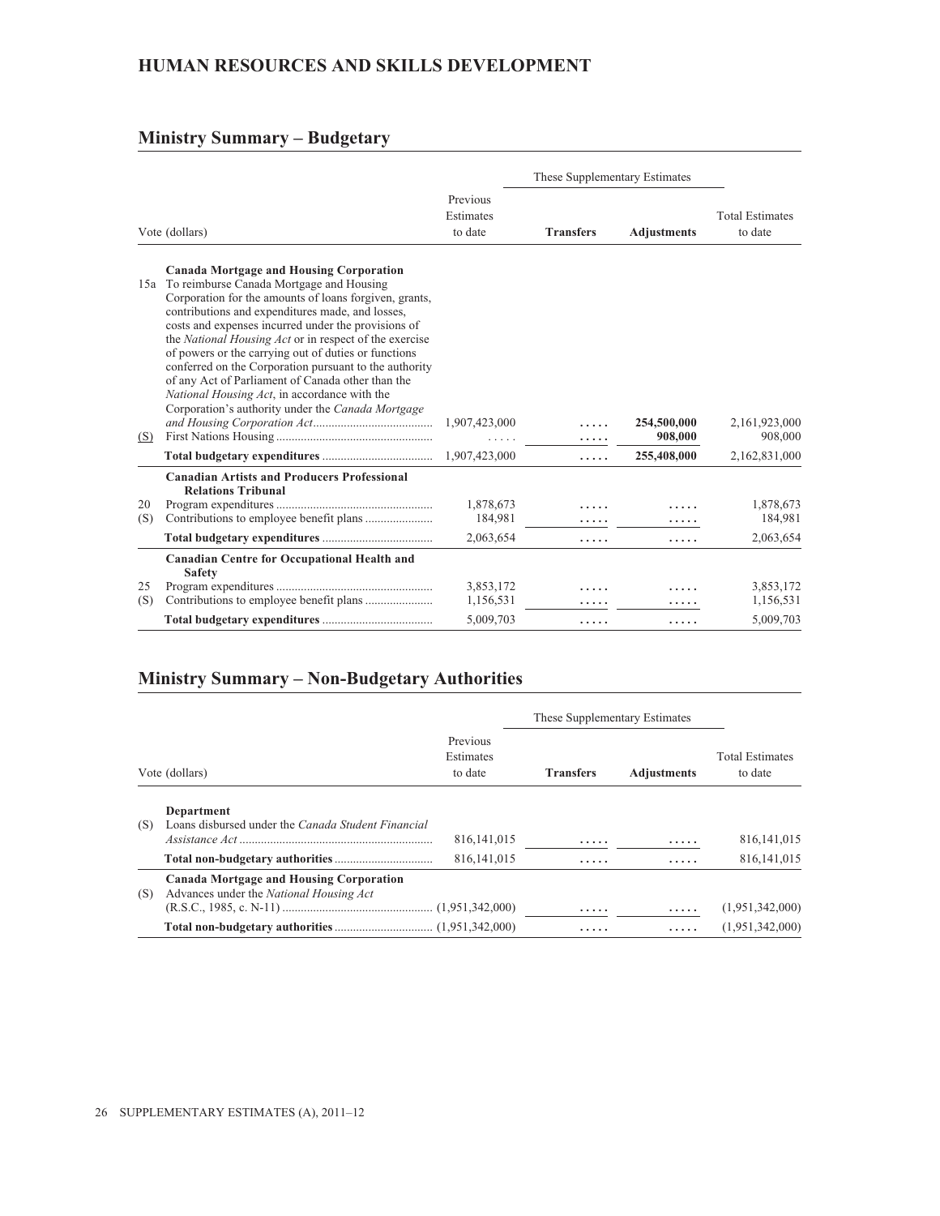## HUMAN RESOURCES AND SKILLS DEVELOPMENT

## Ministry Summary – Budgetary

| Vote (dollars) | | Previous Estimates to date | These Supplementary Estimates | | Total Estimates to date |
|---|---|---|---|---|---|
| | | | **Transfers** | **Adjustments** | |
| | **Canada Mortgage and Housing Corporation** | | | | |
| 15a | To reimburse Canada Mortgage and Housing Corporation for the amounts of loans forgiven, grants, contributions and expenditures made, and losses, costs and expenses incurred under the provisions of the *National Housing Act* or in respect of the exercise of powers or the carrying out of duties or functions conferred on the Corporation pursuant to the authority of any Act of Parliament of Canada other than the *National Housing Act*, in accordance with the Corporation's authority under the *Canada Mortgage and Housing Corporation Act* | 1,907,423,000 | ..... | **254,500,000** | 2,161,923,000 |
| (S) | First Nations Housing | ..... | ..... | **908,000** | 908,000 |
| | **Total budgetary expenditures** | 1,907,423,000 | ..... | **255,408,000** | 2,162,831,000 |
| | **Canadian Artists and Producers Professional Relations Tribunal** | | | | |
| 20 | Program expenditures | 1,878,673 | ..... | ..... | 1,878,673 |
| (S) | Contributions to employee benefit plans | 184,981 | ..... | ..... | 184,981 |
| | **Total budgetary expenditures** | 2,063,654 | ..... | ..... | 2,063,654 |
| | **Canadian Centre for Occupational Health and Safety** | | | | |
| 25 | Program expenditures | 3,853,172 | ..... | ..... | 3,853,172 |
| (S) | Contributions to employee benefit plans | 1,156,531 | ..... | ..... | 1,156,531 |
| | **Total budgetary expenditures** | 5,009,703 | ..... | ..... | 5,009,703 |

## Ministry Summary – Non-Budgetary Authorities

| Vote (dollars) | | Previous Estimates to date | These Supplementary Estimates | | Total Estimates to date |
|---|---|---|---|---|---|
| | | | **Transfers** | **Adjustments** | |
| | **Department** | | | | |
| (S) | Loans disbursed under the *Canada Student Financial Assistance Act* | 816,141,015 | ..... | ..... | 816,141,015 |
| | **Total non-budgetary authorities** | 816,141,015 | ..... | ..... | 816,141,015 |
| | **Canada Mortgage and Housing Corporation** | | | | |
| (S) | Advances under the *National Housing Act* (R.S.C., 1985, c. N-11) | (1,951,342,000) | ..... | ..... | (1,951,342,000) |
| | **Total non-budgetary authorities** | (1,951,342,000) | ..... | ..... | (1,951,342,000) |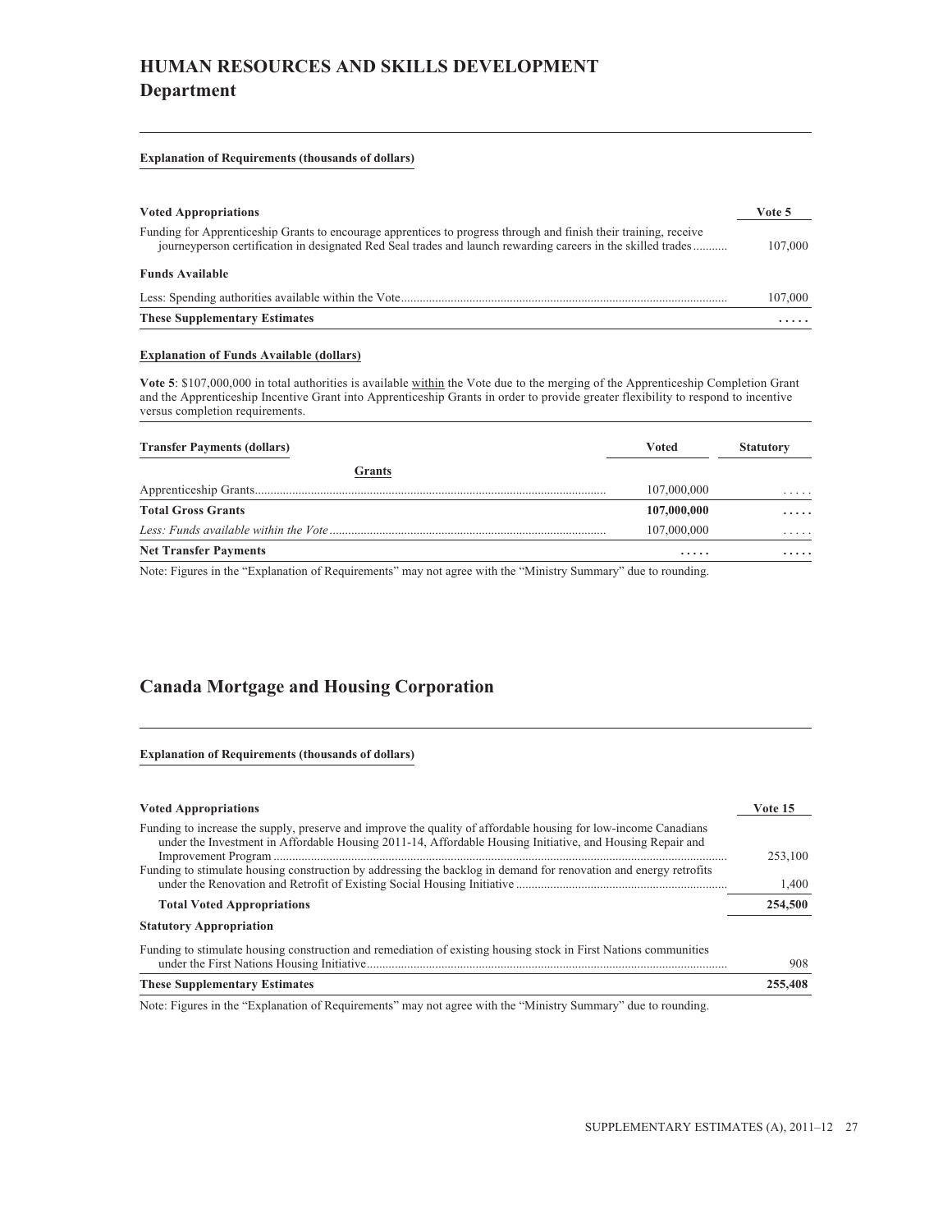# HUMAN RESOURCES AND SKILLS DEVELOPMENT
## Department

**Explanation of Requirements (thousands of dollars)**

| Voted Appropriations | Vote 5 |
|---|---|
| Funding for Apprenticeship Grants to encourage apprentices to progress through and finish their training, receive journeyperson certification in designated Red Seal trades and launch rewarding careers in the skilled trades | 107,000 |
| **Funds Available** | |
| Less: Spending authorities available within the Vote | 107,000 |
| **These Supplementary Estimates** | **.....** |

**Explanation of Funds Available (dollars)**

**Vote 5**: $107,000,000 in total authorities is available within the Vote due to the merging of the Apprenticeship Completion Grant and the Apprenticeship Incentive Grant into Apprenticeship Grants in order to provide greater flexibility to respond to incentive versus completion requirements.

| Transfer Payments (dollars) | Voted | Statutory |
|---|---|---|
| **Grants** | | |
| Apprenticeship Grants | 107,000,000 | ..... |
| **Total Gross Grants** | **107,000,000** | **.....** |
| *Less: Funds available within the Vote* | 107,000,000 | ..... |
| **Net Transfer Payments** | **.....** | **.....** |

Note: Figures in the "Explanation of Requirements" may not agree with the "Ministry Summary" due to rounding.

## Canada Mortgage and Housing Corporation

**Explanation of Requirements (thousands of dollars)**

| Voted Appropriations | Vote 15 |
|---|---|
| Funding to increase the supply, preserve and improve the quality of affordable housing for low-income Canadians under the Investment in Affordable Housing 2011-14, Affordable Housing Initiative, and Housing Repair and Improvement Program | 253,100 |
| Funding to stimulate housing construction by addressing the backlog in demand for renovation and energy retrofits under the Renovation and Retrofit of Existing Social Housing Initiative | 1,400 |
| **Total Voted Appropriations** | **254,500** |
| **Statutory Appropriation** | |
| Funding to stimulate housing construction and remediation of existing housing stock in First Nations communities under the First Nations Housing Initiative | 908 |
| **These Supplementary Estimates** | **255,408** |

Note: Figures in the "Explanation of Requirements" may not agree with the "Ministry Summary" due to rounding.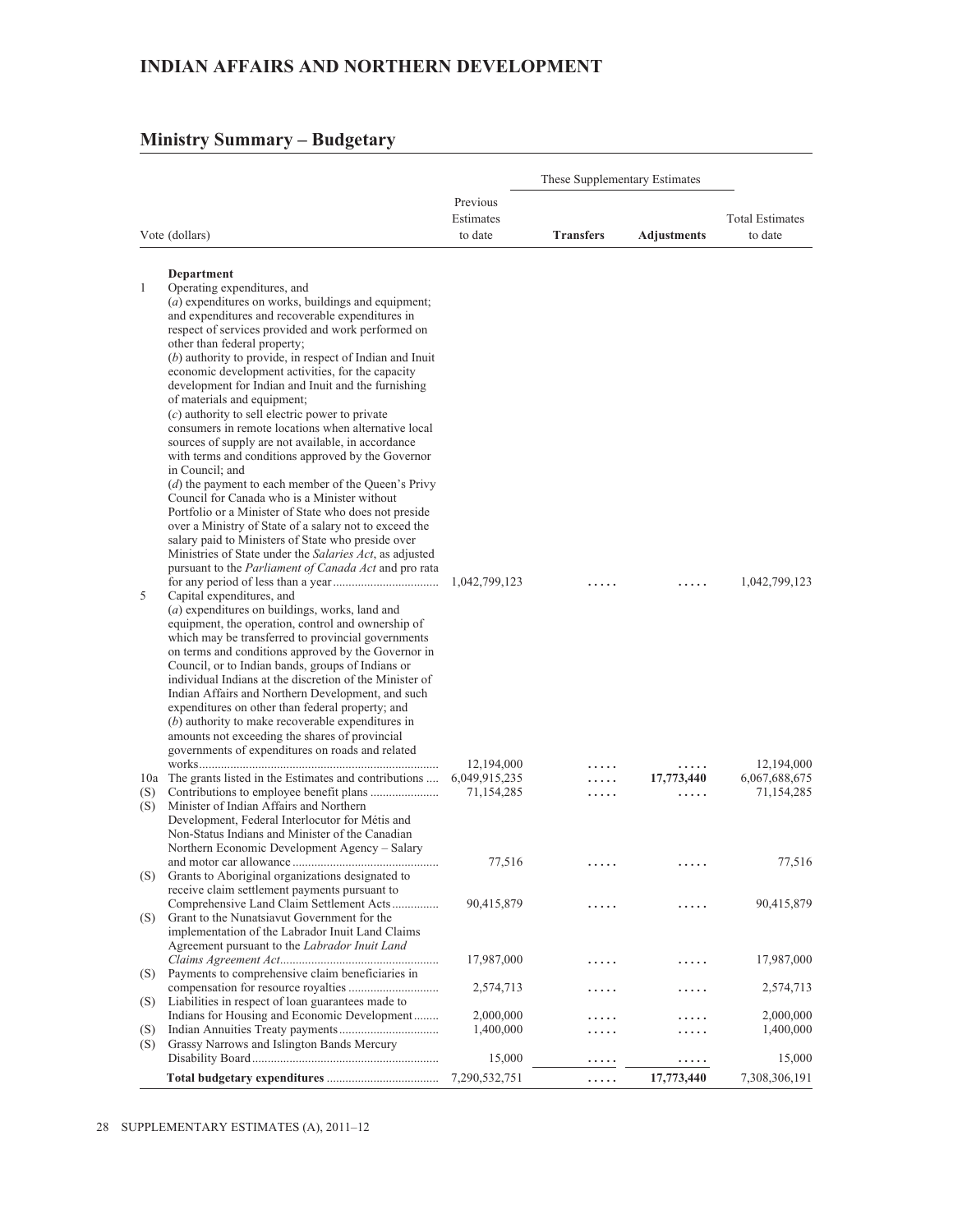# INDIAN AFFAIRS AND NORTHERN DEVELOPMENT

## Ministry Summary – Budgetary

| Vote (dollars) | | Previous Estimates to date | These Supplementary Estimates | | Total Estimates to date |
|---|---|---|---|---|---|
| | | | **Transfers** | **Adjustments** | |
| | **Department** | | | | |
| 1 | Operating expenditures, and (*a*) expenditures on works, buildings and equipment; and expenditures and recoverable expenditures in respect of services provided and work performed on other than federal property; (*b*) authority to provide, in respect of Indian and Inuit economic development activities, for the capacity development for Indian and Inuit and the furnishing of materials and equipment; (*c*) authority to sell electric power to private consumers in remote locations when alternative local sources of supply are not available, in accordance with terms and conditions approved by the Governor in Council; and (*d*) the payment to each member of the Queen's Privy Council for Canada who is a Minister without Portfolio or a Minister of State who does not preside over a Ministry of State of a salary not to exceed the salary paid to Ministers of State who preside over Ministries of State under the *Salaries Act*, as adjusted pursuant to the *Parliament of Canada Act* and pro rata for any period of less than a year | 1,042,799,123 | ..... | ..... | 1,042,799,123 |
| 5 | Capital expenditures, and (*a*) expenditures on buildings, works, land and equipment, the operation, control and ownership of which may be transferred to provincial governments on terms and conditions approved by the Governor in Council, or to Indian bands, groups of Indians or individual Indians at the discretion of the Minister of Indian Affairs and Northern Development, and such expenditures on other than federal property; and (*b*) authority to make recoverable expenditures in amounts not exceeding the shares of provincial governments of expenditures on roads and related works | 12,194,000 | ..... | ..... | 12,194,000 |
| 10a | The grants listed in the Estimates and contributions | 6,049,915,235 | ..... | **17,773,440** | 6,067,688,675 |
| (S) | Contributions to employee benefit plans | 71,154,285 | ..... | ..... | 71,154,285 |
| (S) | Minister of Indian Affairs and Northern Development, Federal Interlocutor for Métis and Non-Status Indians and Minister of the Canadian Northern Economic Development Agency – Salary and motor car allowance | 77,516 | ..... | ..... | 77,516 |
| (S) | Grants to Aboriginal organizations designated to receive claim settlement payments pursuant to Comprehensive Land Claim Settlement Acts | 90,415,879 | ..... | ..... | 90,415,879 |
| (S) | Grant to the Nunatsiavut Government for the implementation of the Labrador Inuit Land Claims Agreement pursuant to the *Labrador Inuit Land Claims Agreement Act* | 17,987,000 | ..... | ..... | 17,987,000 |
| (S) | Payments to comprehensive claim beneficiaries in compensation for resource royalties | 2,574,713 | ..... | ..... | 2,574,713 |
| (S) | Liabilities in respect of loan guarantees made to Indians for Housing and Economic Development | 2,000,000 | ..... | ..... | 2,000,000 |
| (S) | Indian Annuities Treaty payments | 1,400,000 | ..... | ..... | 1,400,000 |
| (S) | Grassy Narrows and Islington Bands Mercury Disability Board | 15,000 | ..... | ..... | 15,000 |
| | **Total budgetary expenditures** | 7,290,532,751 | ..... | **17,773,440** | 7,308,306,191 |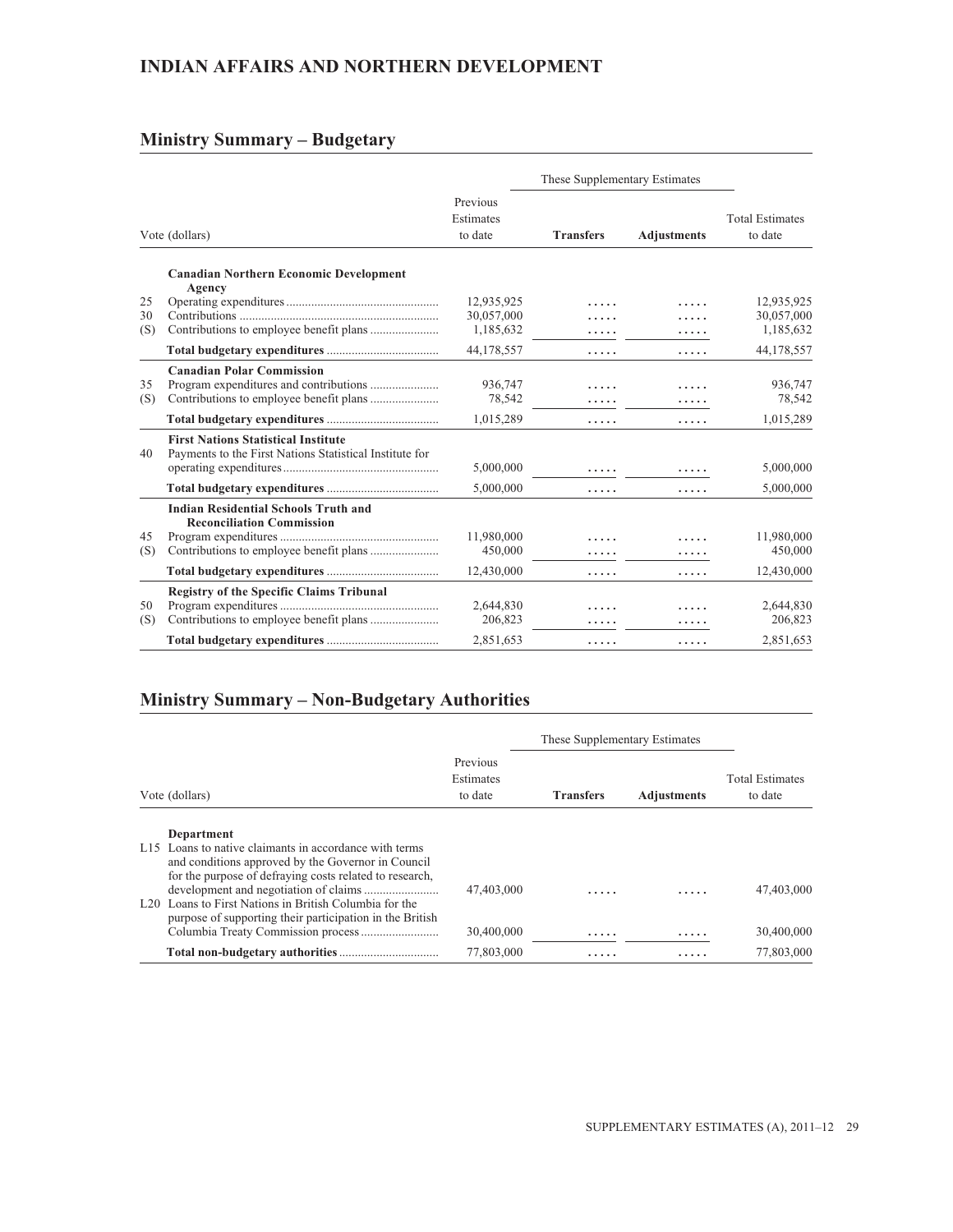# INDIAN AFFAIRS AND NORTHERN DEVELOPMENT

## Ministry Summary – Budgetary

| Vote (dollars) | | Previous Estimates to date | These Supplementary Estimates | | Total Estimates to date |
|---|---|---|---|---|---|
| | | | **Transfers** | **Adjustments** | |
| | **Canadian Northern Economic Development Agency** | | | | |
| 25 | Operating expenditures | 12,935,925 | ..... | ..... | 12,935,925 |
| 30 | Contributions | 30,057,000 | ..... | ..... | 30,057,000 |
| (S) | Contributions to employee benefit plans | 1,185,632 | ..... | ..... | 1,185,632 |
| | **Total budgetary expenditures** | 44,178,557 | ..... | ..... | 44,178,557 |
| | **Canadian Polar Commission** | | | | |
| 35 | Program expenditures and contributions | 936,747 | ..... | ..... | 936,747 |
| (S) | Contributions to employee benefit plans | 78,542 | ..... | ..... | 78,542 |
| | **Total budgetary expenditures** | 1,015,289 | ..... | ..... | 1,015,289 |
| | **First Nations Statistical Institute** | | | | |
| 40 | Payments to the First Nations Statistical Institute for operating expenditures | 5,000,000 | ..... | ..... | 5,000,000 |
| | **Total budgetary expenditures** | 5,000,000 | ..... | ..... | 5,000,000 |
| | **Indian Residential Schools Truth and Reconciliation Commission** | | | | |
| 45 | Program expenditures | 11,980,000 | ..... | ..... | 11,980,000 |
| (S) | Contributions to employee benefit plans | 450,000 | ..... | ..... | 450,000 |
| | **Total budgetary expenditures** | 12,430,000 | ..... | ..... | 12,430,000 |
| | **Registry of the Specific Claims Tribunal** | | | | |
| 50 | Program expenditures | 2,644,830 | ..... | ..... | 2,644,830 |
| (S) | Contributions to employee benefit plans | 206,823 | ..... | ..... | 206,823 |
| | **Total budgetary expenditures** | 2,851,653 | ..... | ..... | 2,851,653 |

## Ministry Summary – Non-Budgetary Authorities

| Vote (dollars) | | Previous Estimates to date | These Supplementary Estimates | | Total Estimates to date |
|---|---|---|---|---|---|
| | | | **Transfers** | **Adjustments** | |
| | **Department** | | | | |
| L15 | Loans to native claimants in accordance with terms and conditions approved by the Governor in Council for the purpose of defraying costs related to research, development and negotiation of claims | 47,403,000 | ..... | ..... | 47,403,000 |
| L20 | Loans to First Nations in British Columbia for the purpose of supporting their participation in the British Columbia Treaty Commission process | 30,400,000 | ..... | ..... | 30,400,000 |
| | **Total non-budgetary authorities** | 77,803,000 | ..... | ..... | 77,803,000 |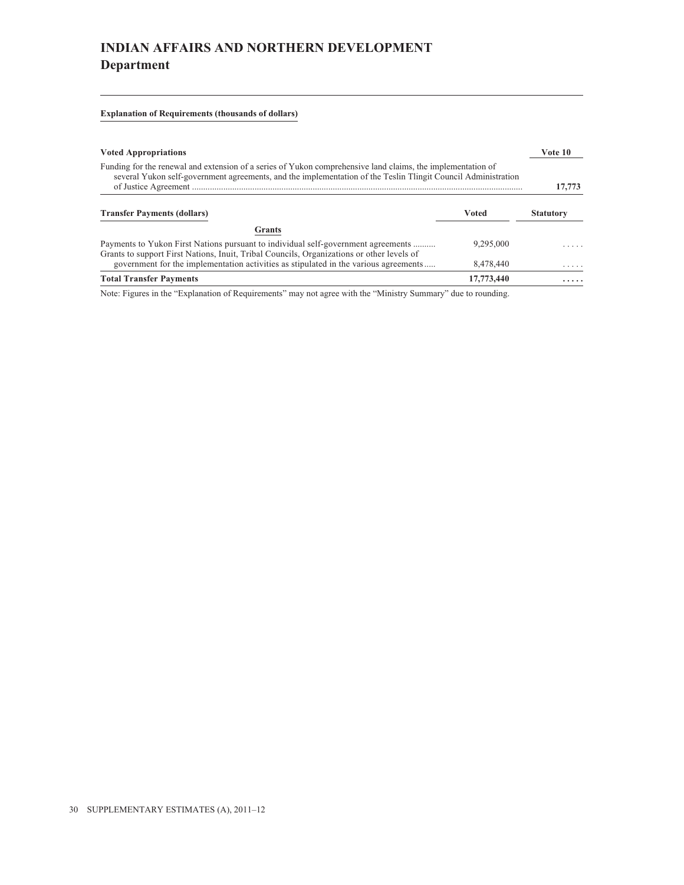# INDIAN AFFAIRS AND NORTHERN DEVELOPMENT

## Department

**Explanation of Requirements (thousands of dollars)**

| **Voted Appropriations** | **Vote 10** |
|---|---|
| Funding for the renewal and extension of a series of Yukon comprehensive land claims, the implementation of several Yukon self-government agreements, and the implementation of the Teslin Tlingit Council Administration of Justice Agreement | **17,773** |

| **Transfer Payments (dollars)** | **Voted** | **Statutory** |
|---|---|---|
| **Grants** | | |
| Payments to Yukon First Nations pursuant to individual self-government agreements | 9,295,000 | ..... |
| Grants to support First Nations, Inuit, Tribal Councils, Organizations or other levels of government for the implementation activities as stipulated in the various agreements | 8,478,440 | ..... |
| **Total Transfer Payments** | **17,773,440** | **.....** |

Note: Figures in the "Explanation of Requirements" may not agree with the "Ministry Summary" due to rounding.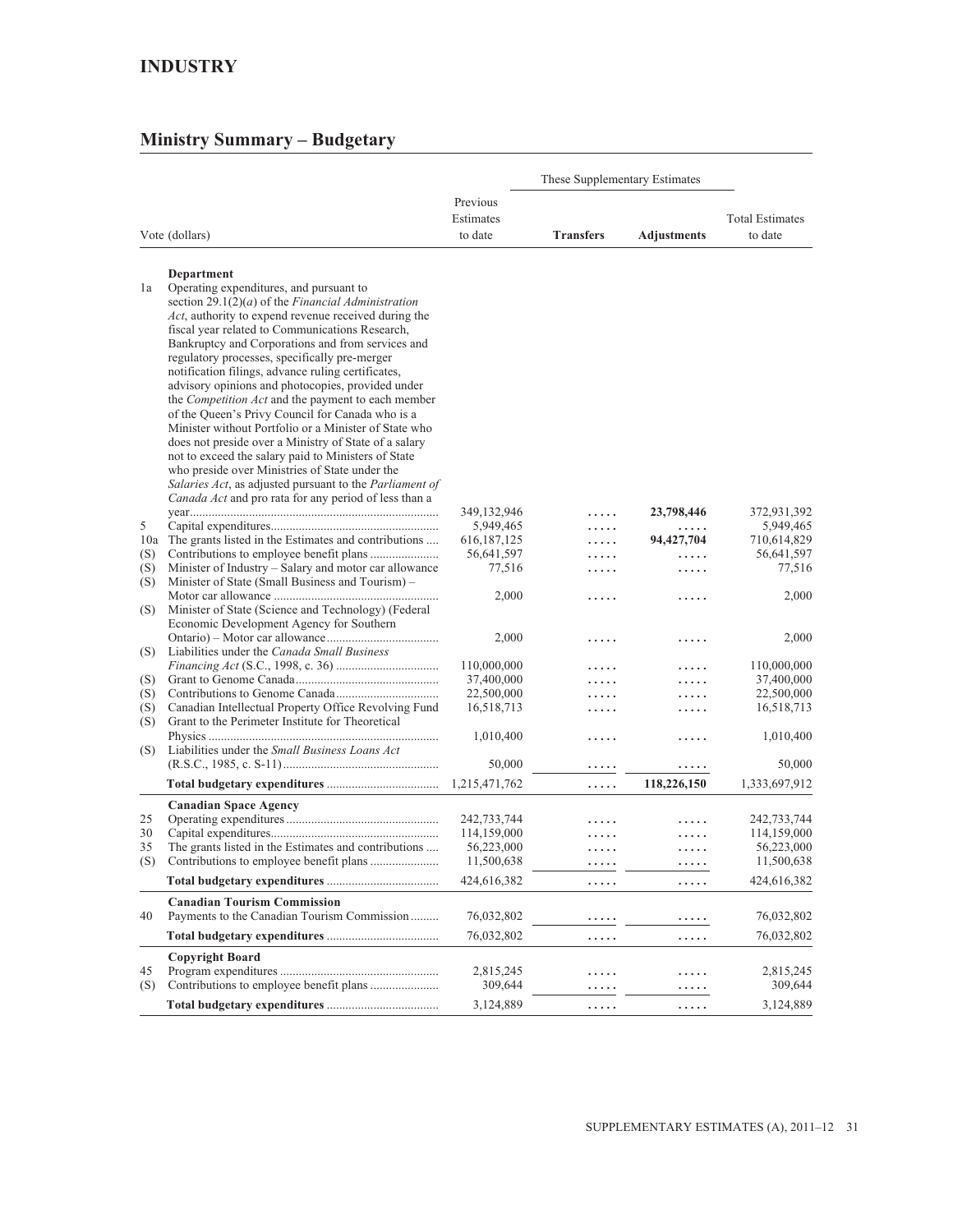## INDUSTRY

## Ministry Summary – Budgetary

| Vote (dollars) | | Previous Estimates to date | These Supplementary Estimates Transfers | These Supplementary Estimates Adjustments | Total Estimates to date |
|---|---|---|---|---|---|
| | **Department** | | | | |
| 1a | Operating expenditures, and pursuant to section 29.1(2)(*a*) of the *Financial Administration Act*, authority to expend revenue received during the fiscal year related to Communications Research, Bankruptcy and Corporations and from services and regulatory processes, specifically pre-merger notification filings, advance ruling certificates, advisory opinions and photocopies, provided under the *Competition Act* and the payment to each member of the Queen's Privy Council for Canada who is a Minister without Portfolio or a Minister of State who does not preside over a Ministry of State of a salary not to exceed the salary paid to Ministers of State who preside over Ministries of State under the *Salaries Act*, as adjusted pursuant to the *Parliament of Canada Act* and pro rata for any period of less than a year | 349,132,946 | ..... | **23,798,446** | 372,931,392 |
| 5 | Capital expenditures | 5,949,465 | ..... | ..... | 5,949,465 |
| 10a | The grants listed in the Estimates and contributions | 616,187,125 | ..... | **94,427,704** | 710,614,829 |
| (S) | Contributions to employee benefit plans | 56,641,597 | ..... | ..... | 56,641,597 |
| (S) | Minister of Industry – Salary and motor car allowance | 77,516 | ..... | ..... | 77,516 |
| (S) | Minister of State (Small Business and Tourism) – Motor car allowance | 2,000 | ..... | ..... | 2,000 |
| (S) | Minister of State (Science and Technology) (Federal Economic Development Agency for Southern Ontario) – Motor car allowance | 2,000 | ..... | ..... | 2,000 |
| (S) | Liabilities under the *Canada Small Business Financing Act* (S.C., 1998, c. 36) | 110,000,000 | ..... | ..... | 110,000,000 |
| (S) | Grant to Genome Canada | 37,400,000 | ..... | ..... | 37,400,000 |
| (S) | Contributions to Genome Canada | 22,500,000 | ..... | ..... | 22,500,000 |
| (S) | Canadian Intellectual Property Office Revolving Fund | 16,518,713 | ..... | ..... | 16,518,713 |
| (S) | Grant to the Perimeter Institute for Theoretical Physics | 1,010,400 | ..... | ..... | 1,010,400 |
| (S) | Liabilities under the *Small Business Loans Act* (R.S.C., 1985, c. S-11) | 50,000 | ..... | ..... | 50,000 |
| | **Total budgetary expenditures** | 1,215,471,762 | ..... | **118,226,150** | 1,333,697,912 |
| | **Canadian Space Agency** | | | | |
| 25 | Operating expenditures | 242,733,744 | ..... | ..... | 242,733,744 |
| 30 | Capital expenditures | 114,159,000 | ..... | ..... | 114,159,000 |
| 35 | The grants listed in the Estimates and contributions | 56,223,000 | ..... | ..... | 56,223,000 |
| (S) | Contributions to employee benefit plans | 11,500,638 | ..... | ..... | 11,500,638 |
| | **Total budgetary expenditures** | 424,616,382 | ..... | ..... | 424,616,382 |
| | **Canadian Tourism Commission** | | | | |
| 40 | Payments to the Canadian Tourism Commission | 76,032,802 | ..... | ..... | 76,032,802 |
| | **Total budgetary expenditures** | 76,032,802 | ..... | ..... | 76,032,802 |
| | **Copyright Board** | | | | |
| 45 | Program expenditures | 2,815,245 | ..... | ..... | 2,815,245 |
| (S) | Contributions to employee benefit plans | 309,644 | ..... | ..... | 309,644 |
| | **Total budgetary expenditures** | 3,124,889 | ..... | ..... | 3,124,889 |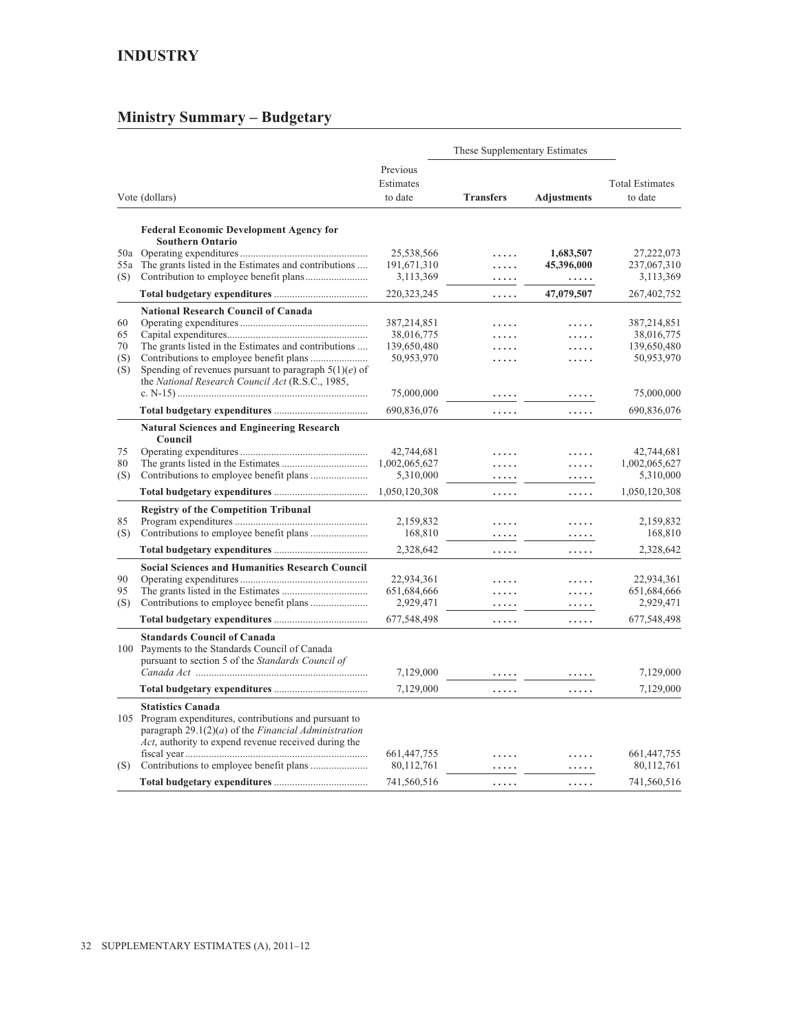## INDUSTRY

## Ministry Summary – Budgetary

| Vote (dollars) | | Previous Estimates to date | These Supplementary Estimates | | Total Estimates to date |
|---|---|---|---|---|---|
| | | | **Transfers** | **Adjustments** | |
| | **Federal Economic Development Agency for Southern Ontario** | | | | |
| 50a | Operating expenditures | 25,538,566 | ..... | **1,683,507** | 27,222,073 |
| 55a | The grants listed in the Estimates and contributions | 191,671,310 | ..... | **45,396,000** | 237,067,310 |
| (S) | Contribution to employee benefit plans | 3,113,369 | ..... | ..... | 3,113,369 |
| | **Total budgetary expenditures** | 220,323,245 | ..... | **47,079,507** | 267,402,752 |
| | **National Research Council of Canada** | | | | |
| 60 | Operating expenditures | 387,214,851 | ..... | ..... | 387,214,851 |
| 65 | Capital expenditures | 38,016,775 | ..... | ..... | 38,016,775 |
| 70 | The grants listed in the Estimates and contributions | 139,650,480 | ..... | ..... | 139,650,480 |
| (S) | Contributions to employee benefit plans | 50,953,970 | ..... | ..... | 50,953,970 |
| (S) | Spending of revenues pursuant to paragraph 5(1)(*e*) of the *National Research Council Act* (R.S.C., 1985, c. N-15) | 75,000,000 | ..... | ..... | 75,000,000 |
| | **Total budgetary expenditures** | 690,836,076 | ..... | ..... | 690,836,076 |
| | **Natural Sciences and Engineering Research Council** | | | | |
| 75 | Operating expenditures | 42,744,681 | ..... | ..... | 42,744,681 |
| 80 | The grants listed in the Estimates | 1,002,065,627 | ..... | ..... | 1,002,065,627 |
| (S) | Contributions to employee benefit plans | 5,310,000 | ..... | ..... | 5,310,000 |
| | **Total budgetary expenditures** | 1,050,120,308 | ..... | ..... | 1,050,120,308 |
| | **Registry of the Competition Tribunal** | | | | |
| 85 | Program expenditures | 2,159,832 | ..... | ..... | 2,159,832 |
| (S) | Contributions to employee benefit plans | 168,810 | ..... | ..... | 168,810 |
| | **Total budgetary expenditures** | 2,328,642 | ..... | ..... | 2,328,642 |
| | **Social Sciences and Humanities Research Council** | | | | |
| 90 | Operating expenditures | 22,934,361 | ..... | ..... | 22,934,361 |
| 95 | The grants listed in the Estimates | 651,684,666 | ..... | ..... | 651,684,666 |
| (S) | Contributions to employee benefit plans | 2,929,471 | ..... | ..... | 2,929,471 |
| | **Total budgetary expenditures** | 677,548,498 | ..... | ..... | 677,548,498 |
| | **Standards Council of Canada** | | | | |
| 100 | Payments to the Standards Council of Canada pursuant to section 5 of the *Standards Council of Canada Act* | 7,129,000 | ..... | ..... | 7,129,000 |
| | **Total budgetary expenditures** | 7,129,000 | ..... | ..... | 7,129,000 |
| | **Statistics Canada** | | | | |
| 105 | Program expenditures, contributions and pursuant to paragraph 29.1(2)(*a*) of the *Financial Administration Act*, authority to expend revenue received during the fiscal year | 661,447,755 | ..... | ..... | 661,447,755 |
| (S) | Contributions to employee benefit plans | 80,112,761 | ..... | ..... | 80,112,761 |
| | **Total budgetary expenditures** | 741,560,516 | ..... | ..... | 741,560,516 |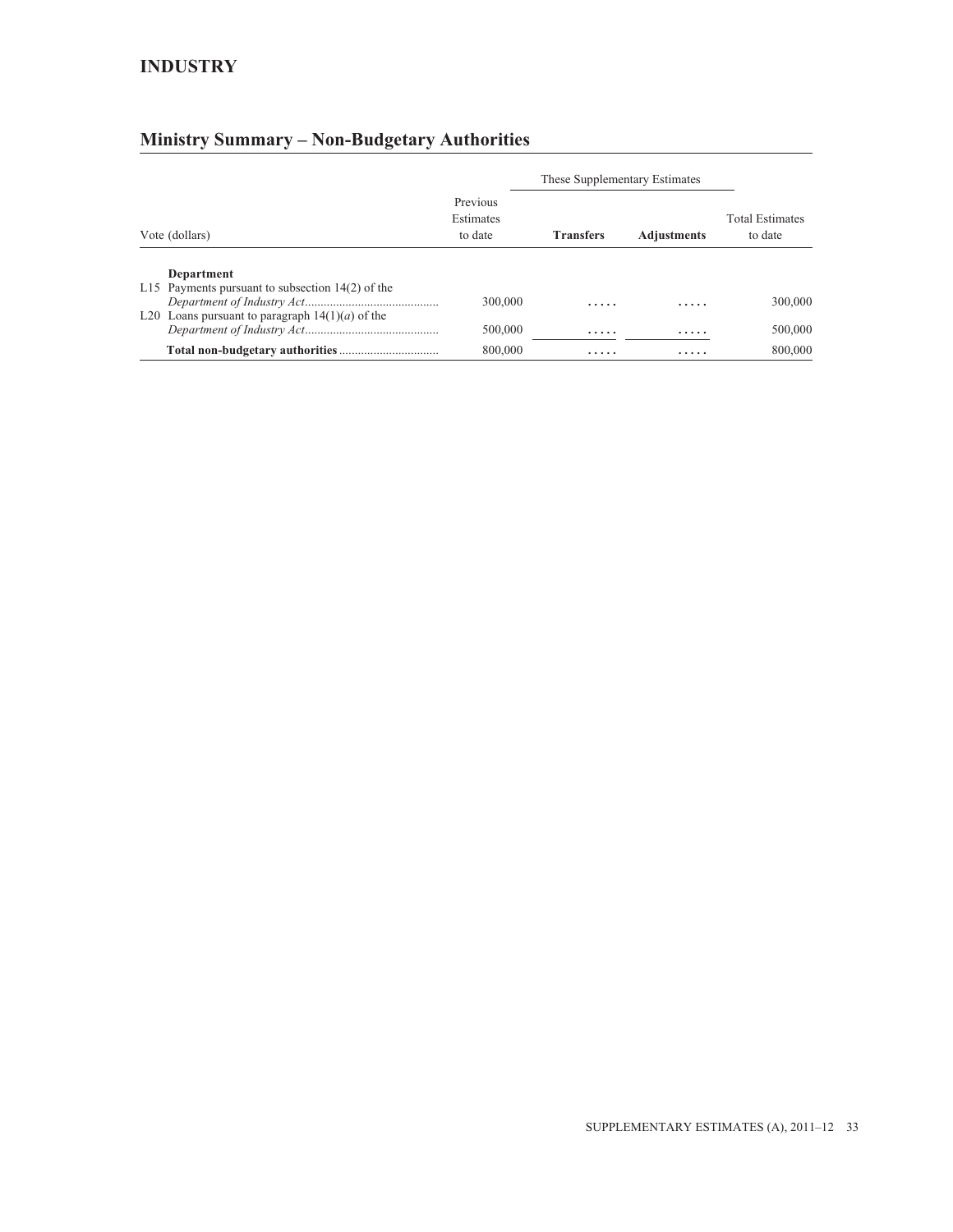## INDUSTRY

## Ministry Summary – Non-Budgetary Authorities

| Vote (dollars) | Previous Estimates to date | These Supplementary Estimates | | Total Estimates to date |
|---|---|---|---|---|
| | | **Transfers** | **Adjustments** | |
| **Department** | | | | |
| L15 Payments pursuant to subsection 14(2) of the *Department of Industry Act* | 300,000 | ..... | ..... | 300,000 |
| L20 Loans pursuant to paragraph 14(1)(*a*) of the *Department of Industry Act* | 500,000 | ..... | ..... | 500,000 |
| **Total non-budgetary authorities** | 800,000 | ..... | ..... | 800,000 |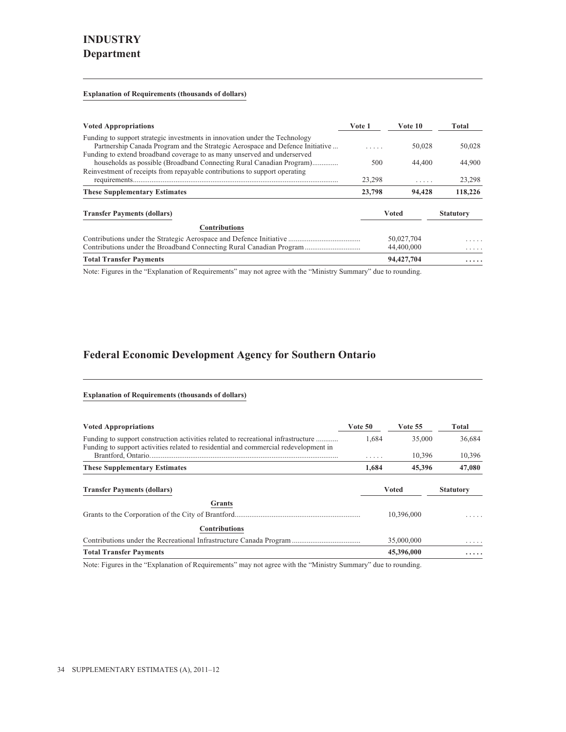# INDUSTRY

## Department

**Explanation of Requirements (thousands of dollars)**

| Voted Appropriations | Vote 1 | Vote 10 | Total |
|---|---|---|---|
| Funding to support strategic investments in innovation under the Technology Partnership Canada Program and the Strategic Aerospace and Defence Initiative ... | . . . . . | 50,028 | 50,028 |
| Funding to extend broadband coverage to as many unserved and underserved households as possible (Broadband Connecting Rural Canadian Program)............. | 500 | 44,400 | 44,900 |
| Reinvestment of receipts from repayable contributions to support operating requirements............................................................................................................. | 23,298 | . . . . . | 23,298 |
| **These Supplementary Estimates** | **23,798** | **94,428** | **118,226** |

| Transfer Payments (dollars) | Voted | Statutory |
|---|---|---|
| **Contributions** | | |
| Contributions under the Strategic Aerospace and Defence Initiative ...................................... | 50,027,704 | . . . . . |
| Contributions under the Broadband Connecting Rural Canadian Program ............................. | 44,400,000 | . . . . . |
| **Total Transfer Payments** | **94,427,704** | **. . . . .** |

Note: Figures in the “Explanation of Requirements” may not agree with the “Ministry Summary” due to rounding.

## Federal Economic Development Agency for Southern Ontario

**Explanation of Requirements (thousands of dollars)**

| Voted Appropriations | Vote 50 | Vote 55 | Total |
|---|---|---|---|
| Funding to support construction activities related to recreational infrastructure ........... | 1,684 | 35,000 | 36,684 |
| Funding to support activities related to residential and commercial redevelopment in Brantford, Ontario..................................................................................................... | . . . . . | 10,396 | 10,396 |
| **These Supplementary Estimates** | **1,684** | **45,396** | **47,080** |

| Transfer Payments (dollars) | Voted | Statutory |
|---|---|---|
| **Grants** | | |
| Grants to the Corporation of the City of Brantford................................................................... | 10,396,000 | . . . . . |
| **Contributions** | | |
| Contributions under the Recreational Infrastructure Canada Program .................................... | 35,000,000 | . . . . . |
| **Total Transfer Payments** | **45,396,000** | **. . . . .** |

Note: Figures in the “Explanation of Requirements” may not agree with the “Ministry Summary” due to rounding.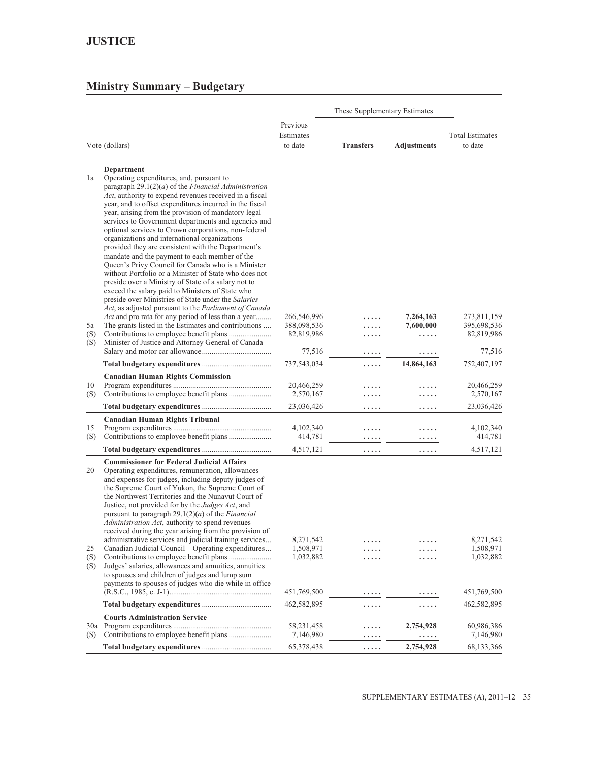# JUSTICE

## Ministry Summary – Budgetary

| | Vote (dollars) | Previous Estimates to date | These Supplementary Estimates: Transfers | These Supplementary Estimates: Adjustments | Total Estimates to date |
|---|---|---|---|---|---|
| | **Department** | | | | |
| 1a | Operating expenditures, and, pursuant to paragraph 29.1(2)(*a*) of the *Financial Administration Act*, authority to expend revenues received in a fiscal year, and to offset expenditures incurred in the fiscal year, arising from the provision of mandatory legal services to Government departments and agencies and optional services to Crown corporations, non-federal organizations and international organizations provided they are consistent with the Department's mandate and the payment to each member of the Queen's Privy Council for Canada who is a Minister without Portfolio or a Minister of State who does not preside over a Ministry of State of a salary not to exceed the salary paid to Ministers of State who preside over Ministries of State under the *Salaries Act*, as adjusted pursuant to the *Parliament of Canada Act* and pro rata for any period of less than a year | 266,546,996 | ..... | **7,264,163** | 273,811,159 |
| 5a | The grants listed in the Estimates and contributions | 388,098,536 | ..... | **7,600,000** | 395,698,536 |
| (S) | Contributions to employee benefit plans | 82,819,986 | ..... | ..... | 82,819,986 |
| (S) | Minister of Justice and Attorney General of Canada – Salary and motor car allowance | 77,516 | ..... | ..... | 77,516 |
| | **Total budgetary expenditures** | 737,543,034 | ..... | **14,864,163** | 752,407,197 |
| | **Canadian Human Rights Commission** | | | | |
| 10 | Program expenditures | 20,466,259 | ..... | ..... | 20,466,259 |
| (S) | Contributions to employee benefit plans | 2,570,167 | ..... | ..... | 2,570,167 |
| | **Total budgetary expenditures** | 23,036,426 | ..... | ..... | 23,036,426 |
| | **Canadian Human Rights Tribunal** | | | | |
| 15 | Program expenditures | 4,102,340 | ..... | ..... | 4,102,340 |
| (S) | Contributions to employee benefit plans | 414,781 | ..... | ..... | 414,781 |
| | **Total budgetary expenditures** | 4,517,121 | ..... | ..... | 4,517,121 |
| | **Commissioner for Federal Judicial Affairs** | | | | |
| 20 | Operating expenditures, remuneration, allowances and expenses for judges, including deputy judges of the Supreme Court of Yukon, the Supreme Court of the Northwest Territories and the Nunavut Court of Justice, not provided for by the *Judges Act*, and pursuant to paragraph 29.1(2)(*a*) of the *Financial Administration Act*, authority to spend revenues received during the year arising from the provision of administrative services and judicial training services | 8,271,542 | ..... | ..... | 8,271,542 |
| 25 | Canadian Judicial Council – Operating expenditures | 1,508,971 | ..... | ..... | 1,508,971 |
| (S) | Contributions to employee benefit plans | 1,032,882 | ..... | ..... | 1,032,882 |
| (S) | Judges' salaries, allowances and annuities, annuities to spouses and children of judges and lump sum payments to spouses of judges who die while in office (R.S.C., 1985, c. J-1) | 451,769,500 | ..... | ..... | 451,769,500 |
| | **Total budgetary expenditures** | 462,582,895 | ..... | ..... | 462,582,895 |
| | **Courts Administration Service** | | | | |
| 30a | Program expenditures | 58,231,458 | ..... | **2,754,928** | 60,986,386 |
| (S) | Contributions to employee benefit plans | 7,146,980 | ..... | ..... | 7,146,980 |
| | **Total budgetary expenditures** | 65,378,438 | ..... | **2,754,928** | 68,133,366 |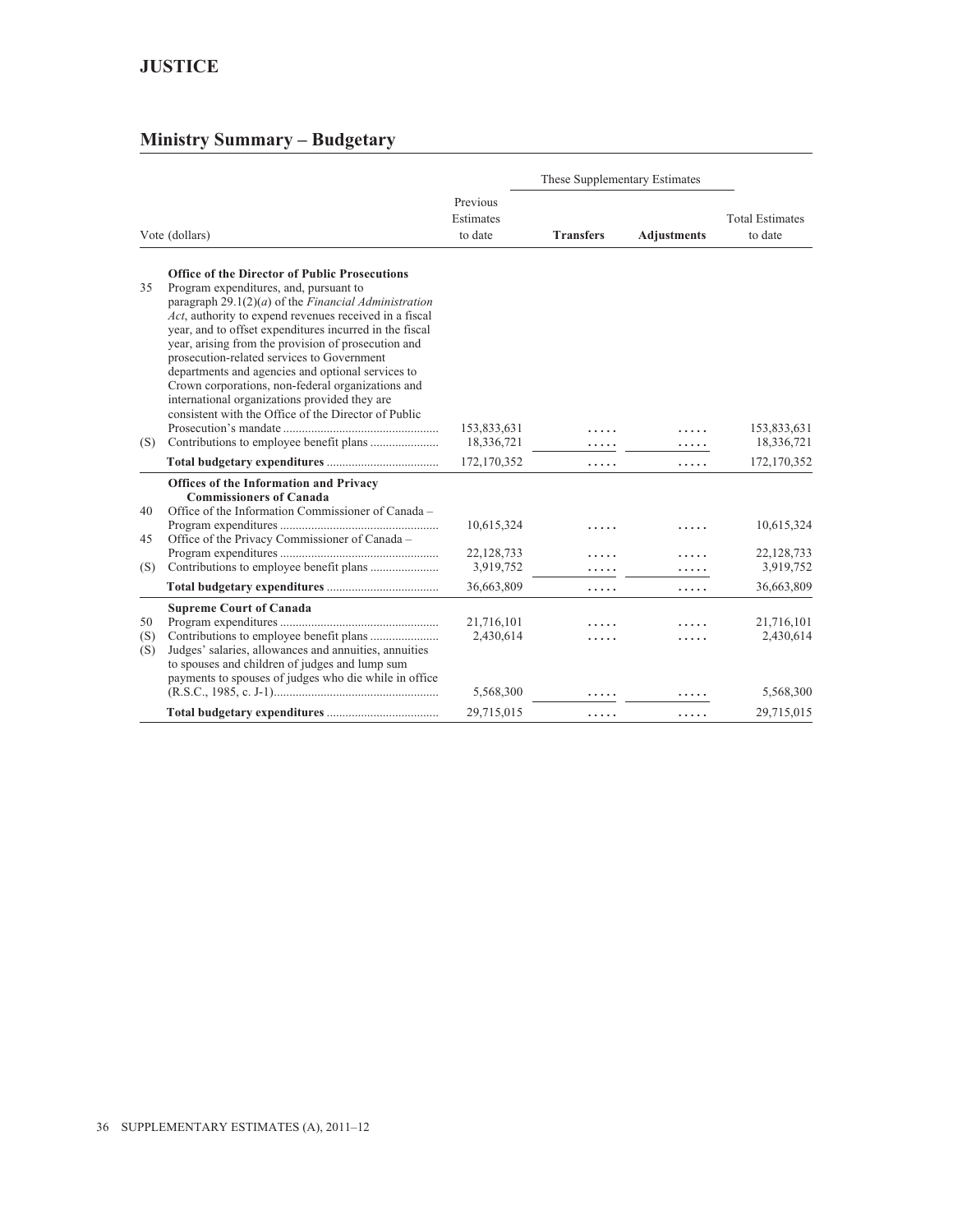# JUSTICE

## Ministry Summary – Budgetary

| Vote (dollars) | | Previous Estimates to date | These Supplementary Estimates | | Total Estimates to date |
|---|---|---|---|---|---|
| | | | **Transfers** | **Adjustments** | |
| | **Office of the Director of Public Prosecutions** | | | | |
| 35 | Program expenditures, and, pursuant to paragraph 29.1(2)(*a*) of the *Financial Administration Act*, authority to expend revenues received in a fiscal year, and to offset expenditures incurred in the fiscal year, arising from the provision of prosecution and prosecution-related services to Government departments and agencies and optional services to Crown corporations, non-federal organizations and international organizations provided they are consistent with the Office of the Director of Public Prosecution's mandate | 153,833,631 | ..... | ..... | 153,833,631 |
| (S) | Contributions to employee benefit plans | 18,336,721 | ..... | ..... | 18,336,721 |
| | **Total budgetary expenditures** | 172,170,352 | ..... | ..... | 172,170,352 |
| | **Offices of the Information and Privacy Commissioners of Canada** | | | | |
| 40 | Office of the Information Commissioner of Canada – Program expenditures | 10,615,324 | ..... | ..... | 10,615,324 |
| 45 | Office of the Privacy Commissioner of Canada – Program expenditures | 22,128,733 | ..... | ..... | 22,128,733 |
| (S) | Contributions to employee benefit plans | 3,919,752 | ..... | ..... | 3,919,752 |
| | **Total budgetary expenditures** | 36,663,809 | ..... | ..... | 36,663,809 |
| | **Supreme Court of Canada** | | | | |
| 50 | Program expenditures | 21,716,101 | ..... | ..... | 21,716,101 |
| (S) | Contributions to employee benefit plans | 2,430,614 | ..... | ..... | 2,430,614 |
| (S) | Judges' salaries, allowances and annuities, annuities to spouses and children of judges and lump sum payments to spouses of judges who die while in office (R.S.C., 1985, c. J-1) | 5,568,300 | ..... | ..... | 5,568,300 |
| | **Total budgetary expenditures** | 29,715,015 | ..... | ..... | 29,715,015 |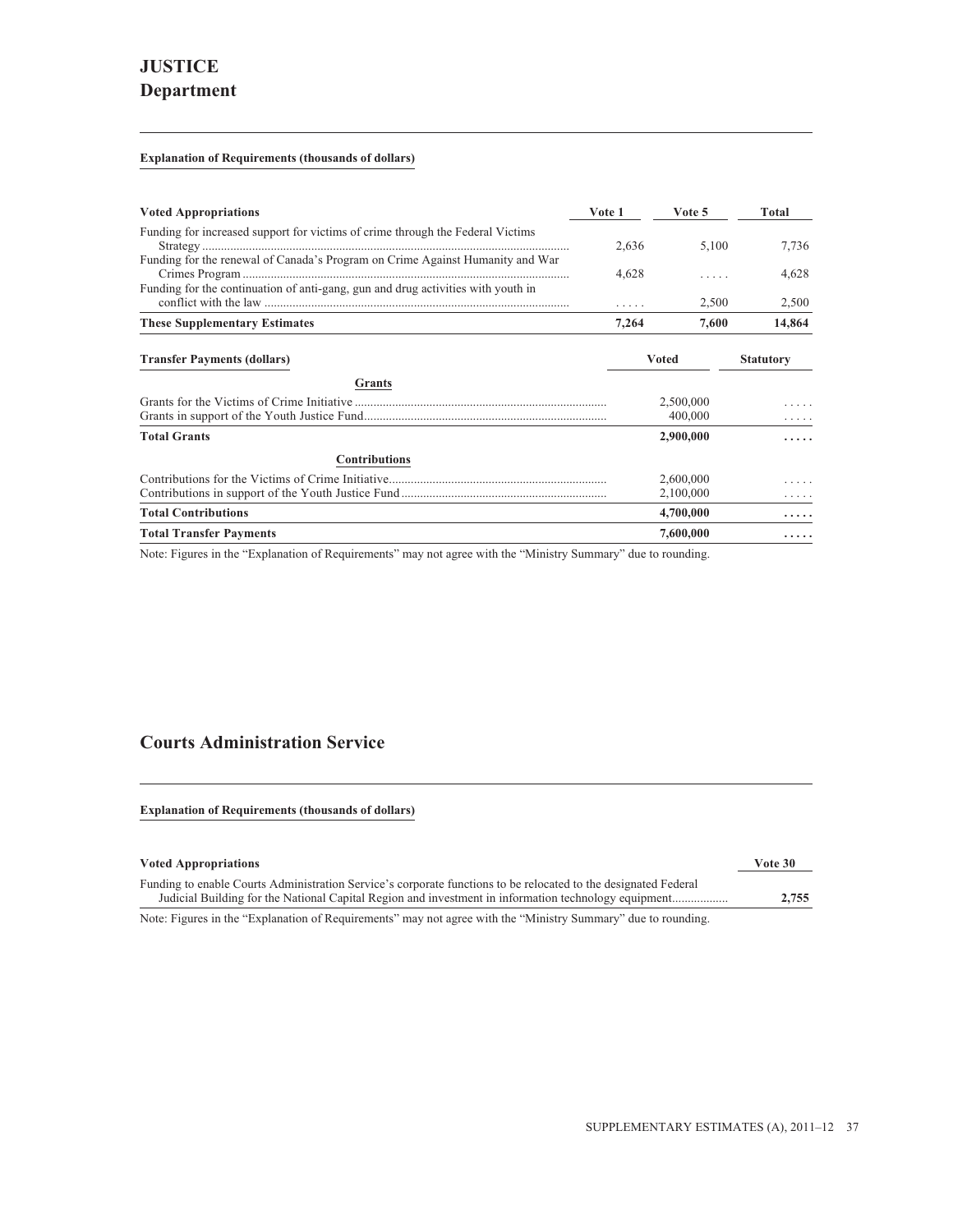# JUSTICE
## Department

**Explanation of Requirements (thousands of dollars)**

| Voted Appropriations | Vote 1 | Vote 5 | Total |
|---|---|---|---|
| Funding for increased support for victims of crime through the Federal Victims Strategy | 2,636 | 5,100 | 7,736 |
| Funding for the renewal of Canada's Program on Crime Against Humanity and War Crimes Program | 4,628 | . . . . . | 4,628 |
| Funding for the continuation of anti-gang, gun and drug activities with youth in conflict with the law | . . . . . | 2,500 | 2,500 |
| **These Supplementary Estimates** | **7,264** | **7,600** | **14,864** |

| Transfer Payments (dollars) | Voted | Statutory |
|---|---|---|
| **Grants** | | |
| Grants for the Victims of Crime Initiative | 2,500,000 | . . . . . |
| Grants in support of the Youth Justice Fund | 400,000 | . . . . . |
| **Total Grants** | **2,900,000** | **. . . . .** |
| **Contributions** | | |
| Contributions for the Victims of Crime Initiative | 2,600,000 | . . . . . |
| Contributions in support of the Youth Justice Fund | 2,100,000 | . . . . . |
| **Total Contributions** | **4,700,000** | **. . . . .** |
| **Total Transfer Payments** | **7,600,000** | **. . . . .** |

Note: Figures in the "Explanation of Requirements" may not agree with the "Ministry Summary" due to rounding.

## Courts Administration Service

**Explanation of Requirements (thousands of dollars)**

| Voted Appropriations | Vote 30 |
|---|---|
| Funding to enable Courts Administration Service's corporate functions to be relocated to the designated Federal Judicial Building for the National Capital Region and investment in information technology equipment | **2,755** |

Note: Figures in the "Explanation of Requirements" may not agree with the "Ministry Summary" due to rounding.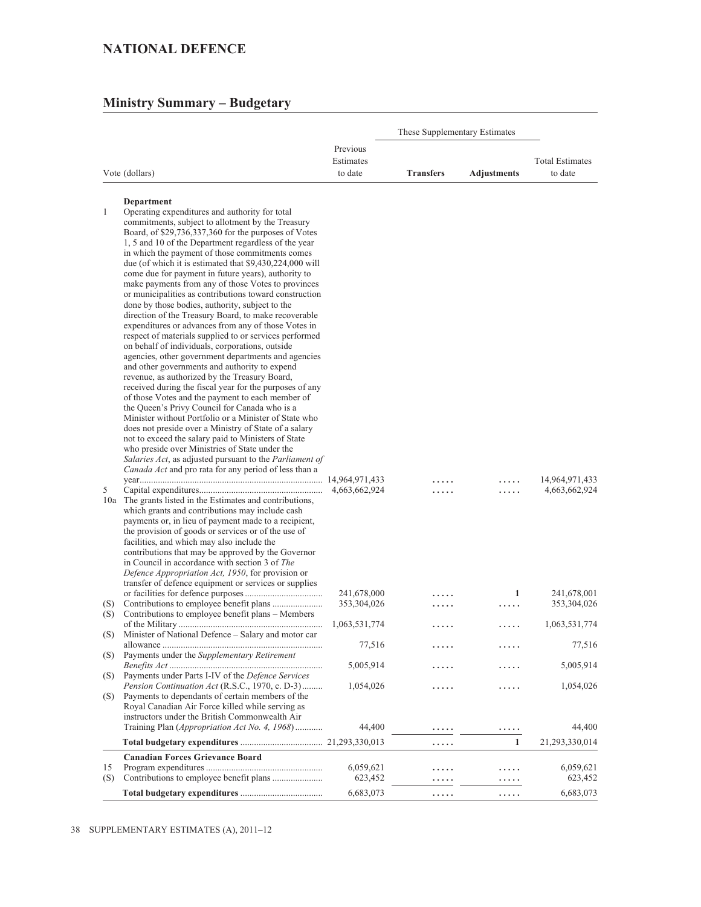# NATIONAL DEFENCE

## Ministry Summary – Budgetary

| Vote (dollars) | | Previous Estimates to date | These Supplementary Estimates: Transfers | These Supplementary Estimates: Adjustments | Total Estimates to date |
|---|---|---|---|---|---|
| | **Department** | | | | |
| 1 | Operating expenditures and authority for total commitments, subject to allotment by the Treasury Board, of $29,736,337,360 for the purposes of Votes 1, 5 and 10 of the Department regardless of the year in which the payment of those commitments comes due (of which it is estimated that $9,430,224,000 will come due for payment in future years), authority to make payments from any of those Votes to provinces or municipalities as contributions toward construction done by those bodies, authority, subject to the direction of the Treasury Board, to make recoverable expenditures or advances from any of those Votes in respect of materials supplied to or services performed on behalf of individuals, corporations, outside agencies, other government departments and agencies and other governments and authority to expend revenue, as authorized by the Treasury Board, received during the fiscal year for the purposes of any of those Votes and the payment to each member of the Queen's Privy Council for Canada who is a Minister without Portfolio or a Minister of State who does not preside over a Ministry of State of a salary not to exceed the salary paid to Ministers of State who preside over Ministries of State under the *Salaries Act*, as adjusted pursuant to the *Parliament of Canada Act* and pro rata for any period of less than a year | 14,964,971,433 | ..... | ..... | 14,964,971,433 |
| 5 | Capital expenditures | 4,663,662,924 | ..... | ..... | 4,663,662,924 |
| 10a | The grants listed in the Estimates and contributions, which grants and contributions may include cash payments or, in lieu of payment made to a recipient, the provision of goods or services or of the use of facilities, and which may also include the contributions that may be approved by the Governor in Council in accordance with section 3 of *The Defence Appropriation Act, 1950*, for provision or transfer of defence equipment or services or supplies or facilities for defence purposes | 241,678,000 | ..... | 1 | 241,678,001 |
| (S) | Contributions to employee benefit plans | 353,304,026 | ..... | ..... | 353,304,026 |
| (S) | Contributions to employee benefit plans – Members of the Military | 1,063,531,774 | ..... | ..... | 1,063,531,774 |
| (S) | Minister of National Defence – Salary and motor car allowance | 77,516 | ..... | ..... | 77,516 |
| (S) | Payments under the *Supplementary Retirement Benefits Act* | 5,005,914 | ..... | ..... | 5,005,914 |
| (S) | Payments under Parts I-IV of the *Defence Services Pension Continuation Act* (R.S.C., 1970, c. D-3) | 1,054,026 | ..... | ..... | 1,054,026 |
| (S) | Payments to dependants of certain members of the Royal Canadian Air Force killed while serving as instructors under the British Commonwealth Air Training Plan (*Appropriation Act No. 4, 1968*) | 44,400 | ..... | ..... | 44,400 |
| | **Total budgetary expenditures** | 21,293,330,013 | ..... | 1 | 21,293,330,014 |
| | **Canadian Forces Grievance Board** | | | | |
| 15 | Program expenditures | 6,059,621 | ..... | ..... | 6,059,621 |
| (S) | Contributions to employee benefit plans | 623,452 | ..... | ..... | 623,452 |
| | **Total budgetary expenditures** | 6,683,073 | ..... | ..... | 6,683,073 |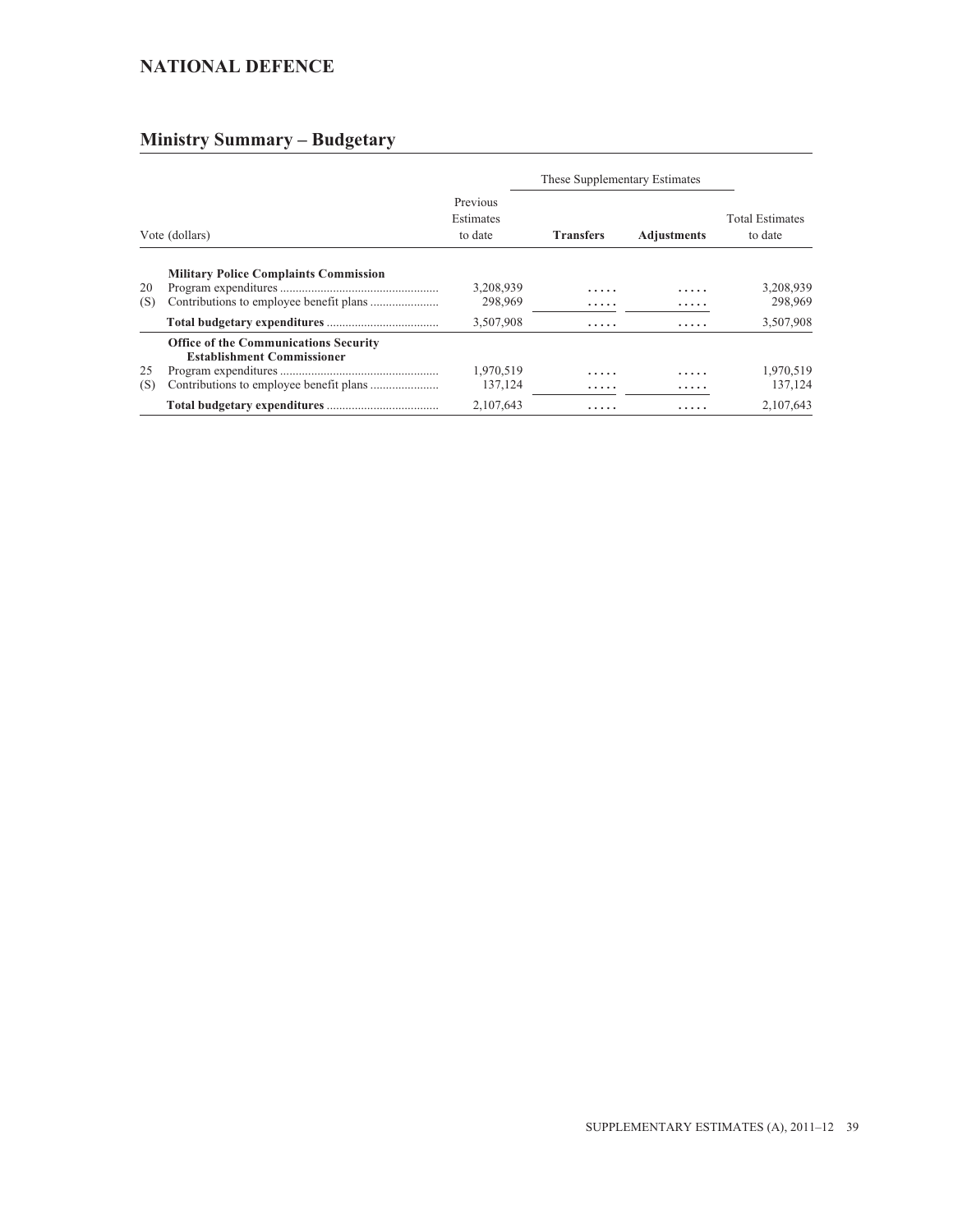## NATIONAL DEFENCE

## Ministry Summary – Budgetary

| | Vote (dollars) | Previous Estimates to date | These Supplementary Estimates | | Total Estimates to date |
|---|---|---|---|---|---|
| | | | **Transfers** | **Adjustments** | |
| | **Military Police Complaints Commission** | | | | |
| 20 | Program expenditures | 3,208,939 | ..... | ..... | 3,208,939 |
| (S) | Contributions to employee benefit plans | 298,969 | ..... | ..... | 298,969 |
| | **Total budgetary expenditures** | 3,507,908 | ..... | ..... | 3,507,908 |
| | **Office of the Communications Security Establishment Commissioner** | | | | |
| 25 | Program expenditures | 1,970,519 | ..... | ..... | 1,970,519 |
| (S) | Contributions to employee benefit plans | 137,124 | ..... | ..... | 137,124 |
| | **Total budgetary expenditures** | 2,107,643 | ..... | ..... | 2,107,643 |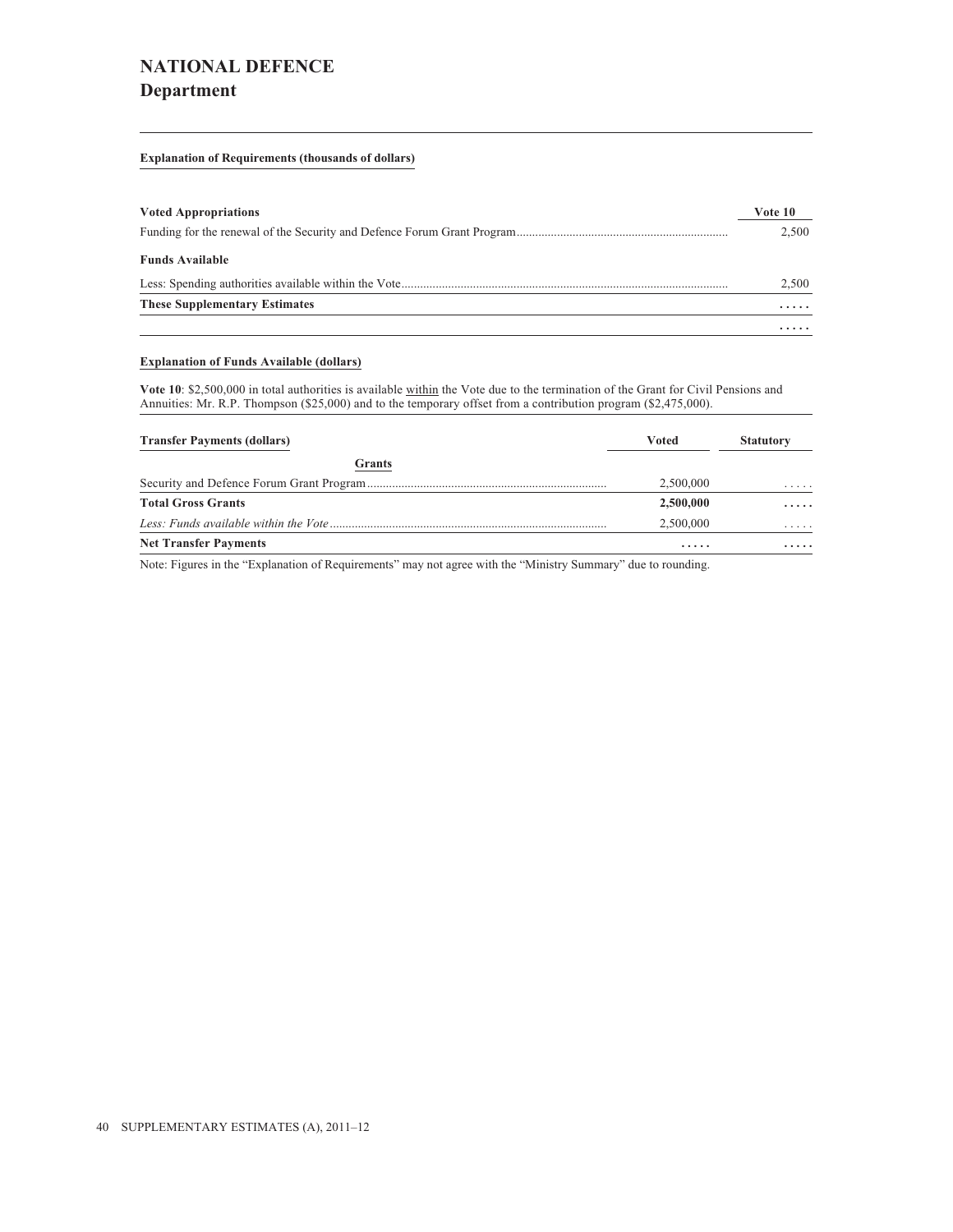# NATIONAL DEFENCE
## Department

**Explanation of Requirements (thousands of dollars)**

| **Voted Appropriations** | **Vote 10** |
|---|---|
| Funding for the renewal of the Security and Defence Forum Grant Program | 2,500 |
| **Funds Available** | |
| Less: Spending authorities available within the Vote | 2,500 |
| **These Supplementary Estimates** | ..... |
| | ..... |

**Explanation of Funds Available (dollars)**

**Vote 10**: $2,500,000 in total authorities is available within the Vote due to the termination of the Grant for Civil Pensions and Annuities: Mr. R.P. Thompson ($25,000) and to the temporary offset from a contribution program ($2,475,000).

| **Transfer Payments (dollars)** | **Voted** | **Statutory** |
|---|---|---|
| **Grants** | | |
| Security and Defence Forum Grant Program | 2,500,000 | ..... |
| **Total Gross Grants** | **2,500,000** | **.....** |
| *Less: Funds available within the Vote* | 2,500,000 | ..... |
| **Net Transfer Payments** | **.....** | **.....** |

Note: Figures in the "Explanation of Requirements" may not agree with the "Ministry Summary" due to rounding.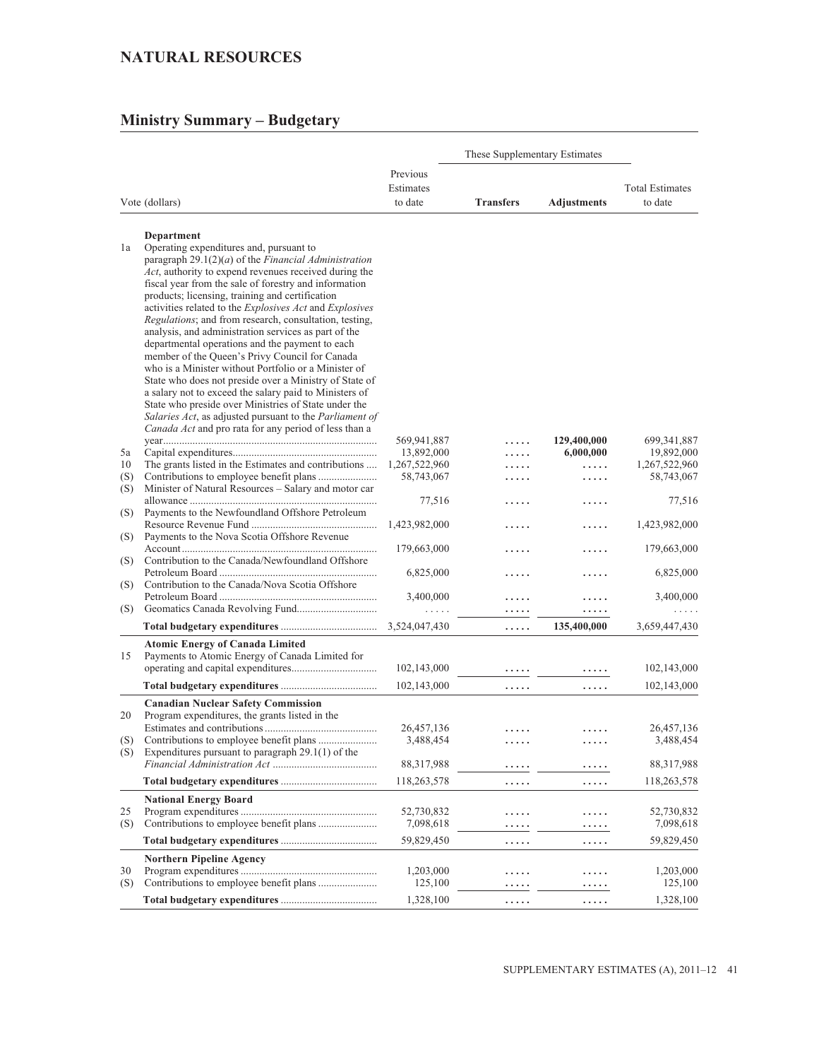# NATURAL RESOURCES

## Ministry Summary – Budgetary

| Vote (dollars) | | Previous Estimates to date | These Supplementary Estimates: Transfers | These Supplementary Estimates: Adjustments | Total Estimates to date |
|---|---|---|---|---|---|
| | **Department** | | | | |
| 1a | Operating expenditures and, pursuant to paragraph 29.1(2)(*a*) of the *Financial Administration Act*, authority to expend revenues received during the fiscal year from the sale of forestry and information products; licensing, training and certification activities related to the *Explosives Act* and *Explosives Regulations*; and from research, consultation, testing, analysis, and administration services as part of the departmental operations and the payment to each member of the Queen's Privy Council for Canada who is a Minister without Portfolio or a Minister of State who does not preside over a Ministry of State of a salary not to exceed the salary paid to Ministers of State who preside over Ministries of State under the *Salaries Act*, as adjusted pursuant to the *Parliament of Canada Act* and pro rata for any period of less than a year | 569,941,887 | ..... | **129,400,000** | 699,341,887 |
| 5a | Capital expenditures | 13,892,000 | ..... | **6,000,000** | 19,892,000 |
| 10 | The grants listed in the Estimates and contributions | 1,267,522,960 | ..... | ..... | 1,267,522,960 |
| (S) | Contributions to employee benefit plans | 58,743,067 | ..... | ..... | 58,743,067 |
| (S) | Minister of Natural Resources – Salary and motor car allowance | 77,516 | ..... | ..... | 77,516 |
| (S) | Payments to the Newfoundland Offshore Petroleum Resource Revenue Fund | 1,423,982,000 | ..... | ..... | 1,423,982,000 |
| (S) | Payments to the Nova Scotia Offshore Revenue Account | 179,663,000 | ..... | ..... | 179,663,000 |
| (S) | Contribution to the Canada/Newfoundland Offshore Petroleum Board | 6,825,000 | ..... | ..... | 6,825,000 |
| (S) | Contribution to the Canada/Nova Scotia Offshore Petroleum Board | 3,400,000 | ..... | ..... | 3,400,000 |
| (S) | Geomatics Canada Revolving Fund | ..... | ..... | ..... | ..... |
| | **Total budgetary expenditures** | 3,524,047,430 | ..... | **135,400,000** | 3,659,447,430 |
| | **Atomic Energy of Canada Limited** | | | | |
| 15 | Payments to Atomic Energy of Canada Limited for operating and capital expenditures | 102,143,000 | ..... | ..... | 102,143,000 |
| | **Total budgetary expenditures** | 102,143,000 | ..... | ..... | 102,143,000 |
| | **Canadian Nuclear Safety Commission** | | | | |
| 20 | Program expenditures, the grants listed in the Estimates and contributions | 26,457,136 | ..... | ..... | 26,457,136 |
| (S) | Contributions to employee benefit plans | 3,488,454 | ..... | ..... | 3,488,454 |
| (S) | Expenditures pursuant to paragraph 29.1(1) of the *Financial Administration Act* | 88,317,988 | ..... | ..... | 88,317,988 |
| | **Total budgetary expenditures** | 118,263,578 | ..... | ..... | 118,263,578 |
| | **National Energy Board** | | | | |
| 25 | Program expenditures | 52,730,832 | ..... | ..... | 52,730,832 |
| (S) | Contributions to employee benefit plans | 7,098,618 | ..... | ..... | 7,098,618 |
| | **Total budgetary expenditures** | 59,829,450 | ..... | ..... | 59,829,450 |
| | **Northern Pipeline Agency** | | | | |
| 30 | Program expenditures | 1,203,000 | ..... | ..... | 1,203,000 |
| (S) | Contributions to employee benefit plans | 125,100 | ..... | ..... | 125,100 |
| | **Total budgetary expenditures** | 1,328,100 | ..... | ..... | 1,328,100 |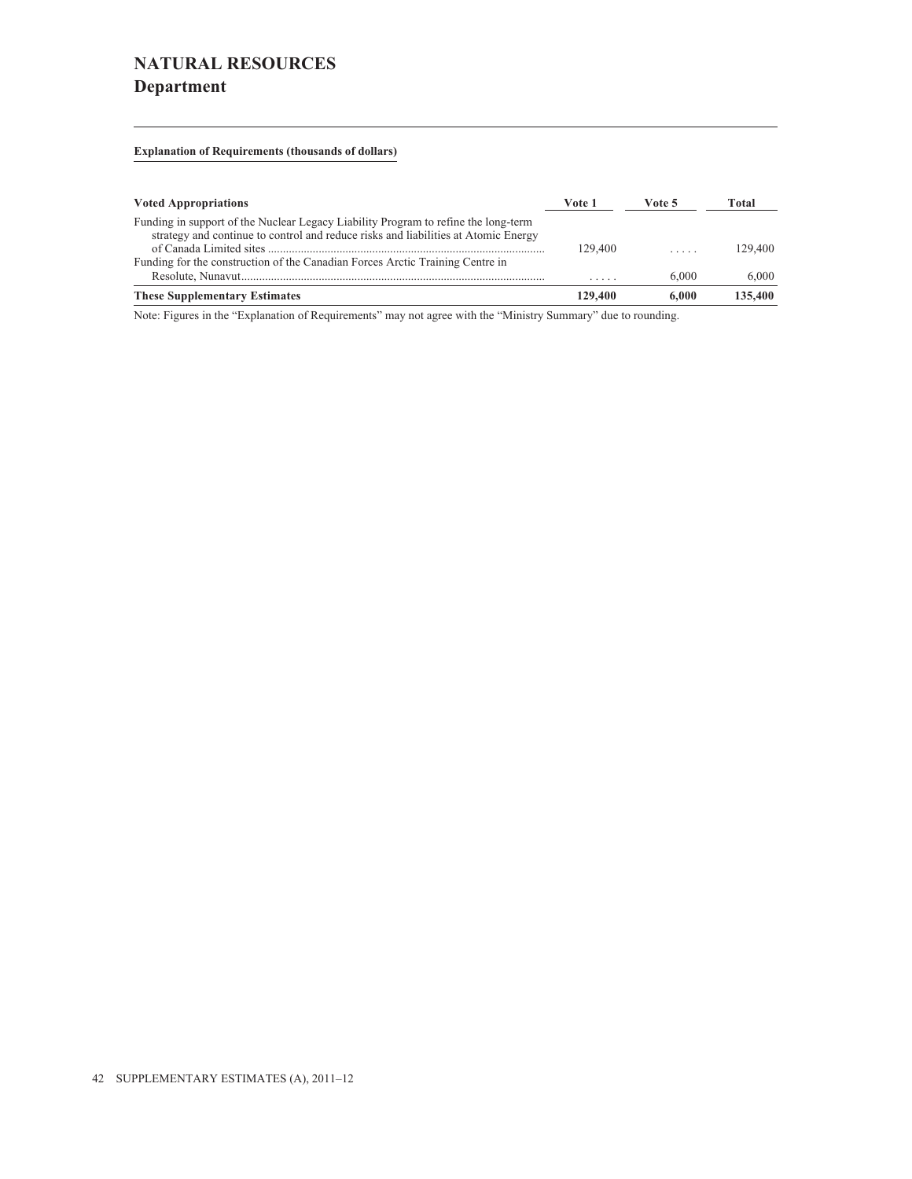# NATURAL RESOURCES
## Department

**Explanation of Requirements (thousands of dollars)**

| Voted Appropriations | Vote 1 | Vote 5 | Total |
|---|---|---|---|
| Funding in support of the Nuclear Legacy Liability Program to refine the long-term strategy and continue to control and reduce risks and liabilities at Atomic Energy of Canada Limited sites | 129,400 | ..... | 129,400 |
| Funding for the construction of the Canadian Forces Arctic Training Centre in Resolute, Nunavut | ..... | 6,000 | 6,000 |
| **These Supplementary Estimates** | **129,400** | **6,000** | **135,400** |

Note: Figures in the “Explanation of Requirements” may not agree with the “Ministry Summary” due to rounding.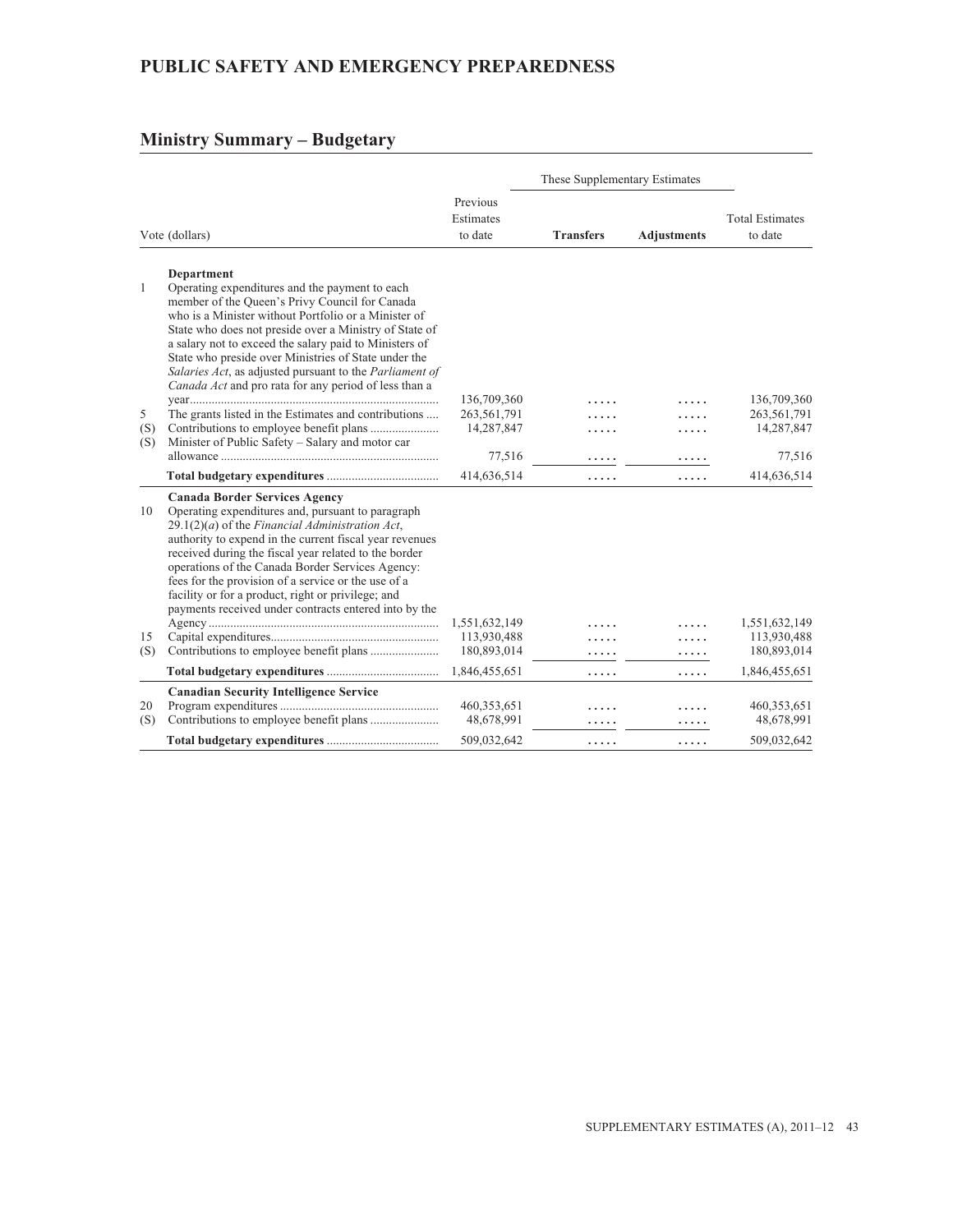# PUBLIC SAFETY AND EMERGENCY PREPAREDNESS

## Ministry Summary – Budgetary

| Vote (dollars) | | Previous Estimates to date | These Supplementary Estimates Transfers | These Supplementary Estimates Adjustments | Total Estimates to date |
|---|---|---|---|---|---|
| | **Department** | | | | |
| 1 | Operating expenditures and the payment to each member of the Queen's Privy Council for Canada who is a Minister without Portfolio or a Minister of State who does not preside over a Ministry of State of a salary not to exceed the salary paid to Ministers of State who preside over Ministries of State under the *Salaries Act*, as adjusted pursuant to the *Parliament of Canada Act* and pro rata for any period of less than a year | 136,709,360 | ..... | ..... | 136,709,360 |
| 5 | The grants listed in the Estimates and contributions | 263,561,791 | ..... | ..... | 263,561,791 |
| (S) | Contributions to employee benefit plans | 14,287,847 | ..... | ..... | 14,287,847 |
| (S) | Minister of Public Safety – Salary and motor car allowance | 77,516 | ..... | ..... | 77,516 |
| | **Total budgetary expenditures** | 414,636,514 | ..... | ..... | 414,636,514 |
| | **Canada Border Services Agency** | | | | |
| 10 | Operating expenditures and, pursuant to paragraph 29.1(2)(*a*) of the *Financial Administration Act*, authority to expend in the current fiscal year revenues received during the fiscal year related to the border operations of the Canada Border Services Agency: fees for the provision of a service or the use of a facility or for a product, right or privilege; and payments received under contracts entered into by the Agency | 1,551,632,149 | ..... | ..... | 1,551,632,149 |
| 15 | Capital expenditures | 113,930,488 | ..... | ..... | 113,930,488 |
| (S) | Contributions to employee benefit plans | 180,893,014 | ..... | ..... | 180,893,014 |
| | **Total budgetary expenditures** | 1,846,455,651 | ..... | ..... | 1,846,455,651 |
| | **Canadian Security Intelligence Service** | | | | |
| 20 | Program expenditures | 460,353,651 | ..... | ..... | 460,353,651 |
| (S) | Contributions to employee benefit plans | 48,678,991 | ..... | ..... | 48,678,991 |
| | **Total budgetary expenditures** | 509,032,642 | ..... | ..... | 509,032,642 |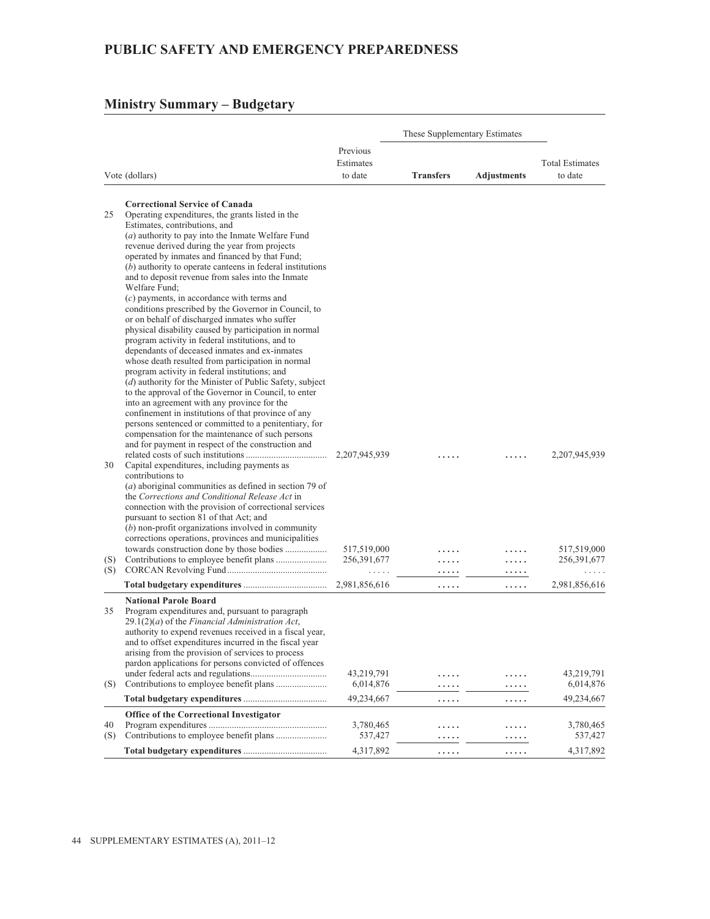# PUBLIC SAFETY AND EMERGENCY PREPAREDNESS

## Ministry Summary – Budgetary

| Vote (dollars) | | Previous Estimates to date | These Supplementary Estimates: Transfers | These Supplementary Estimates: Adjustments | Total Estimates to date |
|---|---|---|---|---|---|
| | **Correctional Service of Canada** | | | | |
| 25 | Operating expenditures, the grants listed in the Estimates, contributions, and (*a*) authority to pay into the Inmate Welfare Fund revenue derived during the year from projects operated by inmates and financed by that Fund; (*b*) authority to operate canteens in federal institutions and to deposit revenue from sales into the Inmate Welfare Fund; (*c*) payments, in accordance with terms and conditions prescribed by the Governor in Council, to or on behalf of discharged inmates who suffer physical disability caused by participation in normal program activity in federal institutions, and to dependants of deceased inmates and ex-inmates whose death resulted from participation in normal program activity in federal institutions; and (*d*) authority for the Minister of Public Safety, subject to the approval of the Governor in Council, to enter into an agreement with any province for the confinement in institutions of that province of any persons sentenced or committed to a penitentiary, for compensation for the maintenance of such persons and for payment in respect of the construction and related costs of such institutions | 2,207,945,939 | ..... | ..... | 2,207,945,939 |
| 30 | Capital expenditures, including payments as contributions to (*a*) aboriginal communities as defined in section 79 of the *Corrections and Conditional Release Act* in connection with the provision of correctional services pursuant to section 81 of that Act; and (*b*) non-profit organizations involved in community corrections operations, provinces and municipalities towards construction done by those bodies | 517,519,000 | ..... | ..... | 517,519,000 |
| (S) | Contributions to employee benefit plans | 256,391,677 | ..... | ..... | 256,391,677 |
| (S) | CORCAN Revolving Fund | ..... | ..... | ..... | ..... |
| | **Total budgetary expenditures** | 2,981,856,616 | ..... | ..... | 2,981,856,616 |
| | **National Parole Board** | | | | |
| 35 | Program expenditures and, pursuant to paragraph 29.1(2)(*a*) of the *Financial Administration Act*, authority to expend revenues received in a fiscal year, and to offset expenditures incurred in the fiscal year arising from the provision of services to process pardon applications for persons convicted of offences under federal acts and regulations | 43,219,791 | ..... | ..... | 43,219,791 |
| (S) | Contributions to employee benefit plans | 6,014,876 | ..... | ..... | 6,014,876 |
| | **Total budgetary expenditures** | 49,234,667 | ..... | ..... | 49,234,667 |
| | **Office of the Correctional Investigator** | | | | |
| 40 | Program expenditures | 3,780,465 | ..... | ..... | 3,780,465 |
| (S) | Contributions to employee benefit plans | 537,427 | ..... | ..... | 537,427 |
| | **Total budgetary expenditures** | 4,317,892 | ..... | ..... | 4,317,892 |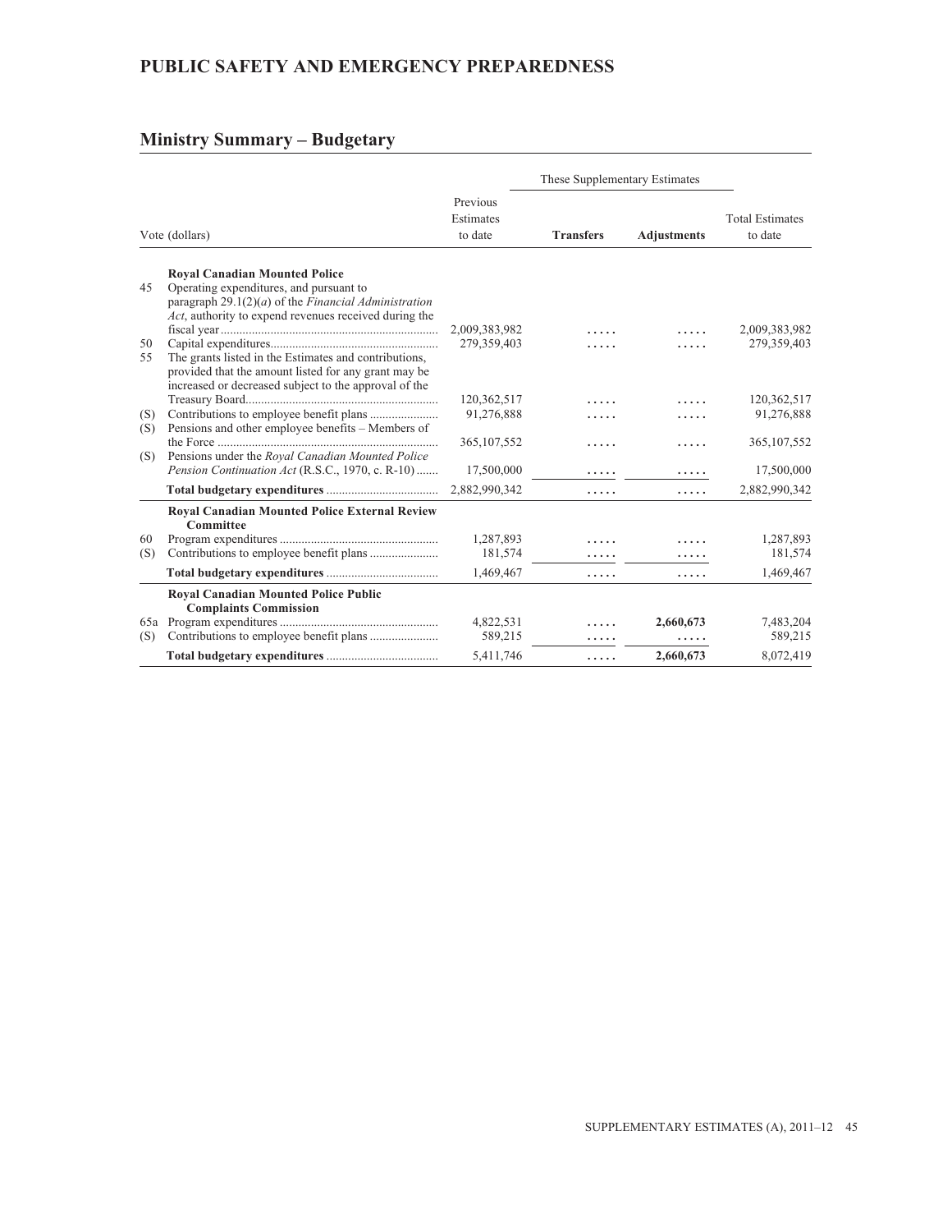# PUBLIC SAFETY AND EMERGENCY PREPAREDNESS

## Ministry Summary – Budgetary

| Vote (dollars) | | Previous Estimates to date | These Supplementary Estimates – Transfers | These Supplementary Estimates – Adjustments | Total Estimates to date |
|---|---|---|---|---|---|
| | **Royal Canadian Mounted Police** | | | | |
| 45 | Operating expenditures, and pursuant to paragraph 29.1(2)(*a*) of the *Financial Administration Act*, authority to expend revenues received during the fiscal year | 2,009,383,982 | ..... | ..... | 2,009,383,982 |
| 50 | Capital expenditures | 279,359,403 | ..... | ..... | 279,359,403 |
| 55 | The grants listed in the Estimates and contributions, provided that the amount listed for any grant may be increased or decreased subject to the approval of the Treasury Board | 120,362,517 | ..... | ..... | 120,362,517 |
| (S) | Contributions to employee benefit plans | 91,276,888 | ..... | ..... | 91,276,888 |
| (S) | Pensions and other employee benefits – Members of the Force | 365,107,552 | ..... | ..... | 365,107,552 |
| (S) | Pensions under the *Royal Canadian Mounted Police Pension Continuation Act* (R.S.C., 1970, c. R-10) | 17,500,000 | ..... | ..... | 17,500,000 |
| | **Total budgetary expenditures** | 2,882,990,342 | ..... | ..... | 2,882,990,342 |
| | **Royal Canadian Mounted Police External Review Committee** | | | | |
| 60 | Program expenditures | 1,287,893 | ..... | ..... | 1,287,893 |
| (S) | Contributions to employee benefit plans | 181,574 | ..... | ..... | 181,574 |
| | **Total budgetary expenditures** | 1,469,467 | ..... | ..... | 1,469,467 |
| | **Royal Canadian Mounted Police Public Complaints Commission** | | | | |
| 65a | Program expenditures | 4,822,531 | ..... | **2,660,673** | 7,483,204 |
| (S) | Contributions to employee benefit plans | 589,215 | ..... | ..... | 589,215 |
| | **Total budgetary expenditures** | 5,411,746 | ..... | **2,660,673** | 8,072,419 |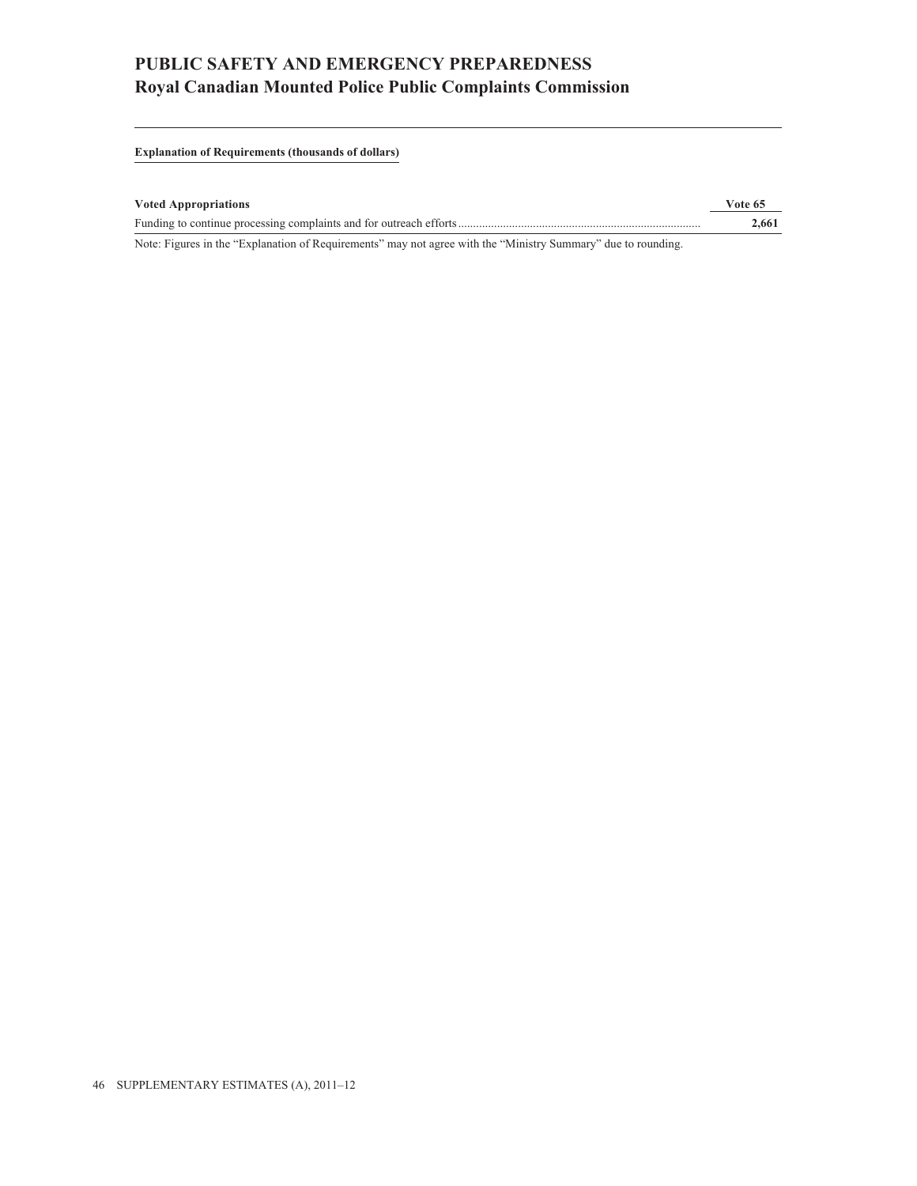# PUBLIC SAFETY AND EMERGENCY PREPAREDNESS
## Royal Canadian Mounted Police Public Complaints Commission

**Explanation of Requirements (thousands of dollars)**

| Voted Appropriations | Vote 65 |
|---|---|
| Funding to continue processing complaints and for outreach efforts | **2,661** |

Note: Figures in the "Explanation of Requirements" may not agree with the "Ministry Summary" due to rounding.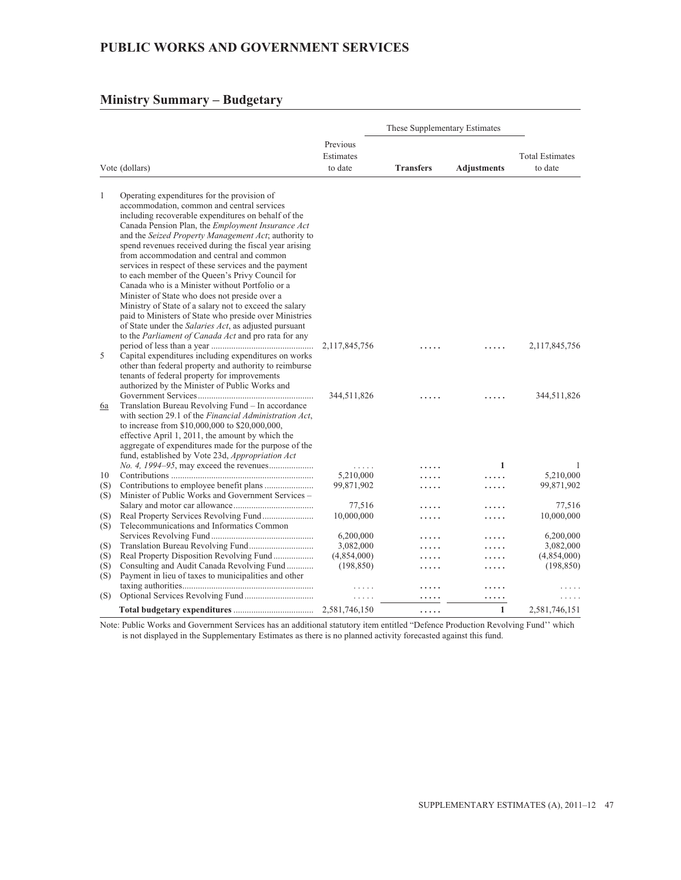## PUBLIC WORKS AND GOVERNMENT SERVICES

### Ministry Summary – Budgetary

| Vote (dollars) | | Previous Estimates to date | These Supplementary Estimates | | Total Estimates to date |
|---|---|---|---|---|---|
| | | | **Transfers** | **Adjustments** | |
| 1 | Operating expenditures for the provision of accommodation, common and central services including recoverable expenditures on behalf of the Canada Pension Plan, the *Employment Insurance Act* and the *Seized Property Management Act*; authority to spend revenues received during the fiscal year arising from accommodation and central and common services in respect of these services and the payment to each member of the Queen's Privy Council for Canada who is a Minister without Portfolio or a Minister of State who does not preside over a Ministry of State of a salary not to exceed the salary paid to Ministers of State who preside over Ministries of State under the *Salaries Act*, as adjusted pursuant to the *Parliament of Canada Act* and pro rata for any period of less than a year | 2,117,845,756 | ..... | ..... | 2,117,845,756 |
| 5 | Capital expenditures including expenditures on works other than federal property and authority to reimburse tenants of federal property for improvements authorized by the Minister of Public Works and Government Services | 344,511,826 | ..... | ..... | 344,511,826 |
| 6a | Translation Bureau Revolving Fund – In accordance with section 29.1 of the *Financial Administration Act*, to increase from $10,000,000 to $20,000,000, effective April 1, 2011, the amount by which the aggregate of expenditures made for the purpose of the fund, established by Vote 23d, *Appropriation Act No. 4, 1994–95*, may exceed the revenues | ..... | ..... | **1** | 1 |
| 10 | Contributions | 5,210,000 | ..... | ..... | 5,210,000 |
| (S) | Contributions to employee benefit plans | 99,871,902 | ..... | ..... | 99,871,902 |
| (S) | Minister of Public Works and Government Services – Salary and motor car allowance | 77,516 | ..... | ..... | 77,516 |
| (S) | Real Property Services Revolving Fund | 10,000,000 | ..... | ..... | 10,000,000 |
| (S) | Telecommunications and Informatics Common Services Revolving Fund | 6,200,000 | ..... | ..... | 6,200,000 |
| (S) | Translation Bureau Revolving Fund | 3,082,000 | ..... | ..... | 3,082,000 |
| (S) | Real Property Disposition Revolving Fund | (4,854,000) | ..... | ..... | (4,854,000) |
| (S) | Consulting and Audit Canada Revolving Fund | (198,850) | ..... | ..... | (198,850) |
| (S) | Payment in lieu of taxes to municipalities and other taxing authorities | ..... | ..... | ..... | ..... |
| (S) | Optional Services Revolving Fund | ..... | ..... | ..... | ..... |
| | **Total budgetary expenditures** | 2,581,746,150 | ..... | **1** | 2,581,746,151 |

Note: Public Works and Government Services has an additional statutory item entitled "Defence Production Revolving Fund'' which is not displayed in the Supplementary Estimates as there is no planned activity forecasted against this fund.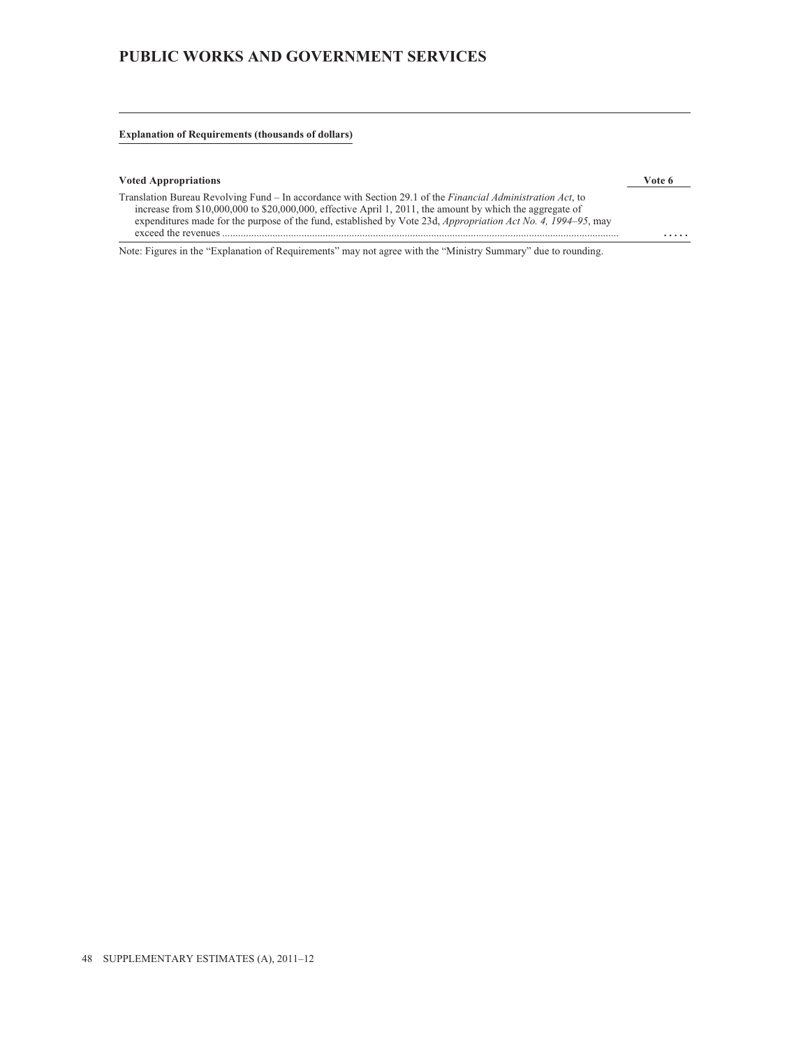## PUBLIC WORKS AND GOVERNMENT SERVICES

**Explanation of Requirements (thousands of dollars)**

| **Voted Appropriations** | **Vote 6** |
| --- | --- |
| Translation Bureau Revolving Fund – In accordance with Section 29.1 of the *Financial Administration Act*, to increase from $10,000,000 to $20,000,000, effective April 1, 2011, the amount by which the aggregate of expenditures made for the purpose of the fund, established by Vote 23d, *Appropriation Act No. 4, 1994–95*, may exceed the revenues | ..... |

Note: Figures in the "Explanation of Requirements" may not agree with the "Ministry Summary" due to rounding.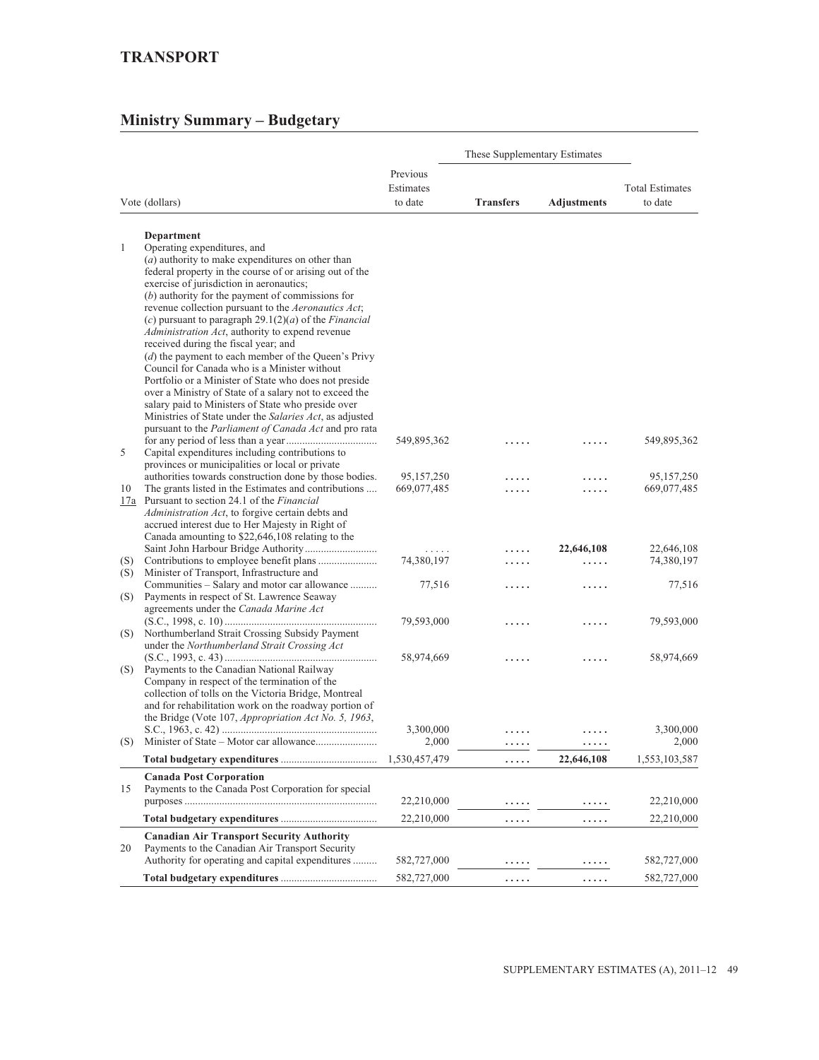# TRANSPORT

## Ministry Summary – Budgetary

| Vote (dollars) | | Previous Estimates to date | These Supplementary Estimates | | Total Estimates to date |
|---|---|---|---|---|---|
| | | | **Transfers** | **Adjustments** | |
| | **Department** | | | | |
| 1 | Operating expenditures, and (*a*) authority to make expenditures on other than federal property in the course of or arising out of the exercise of jurisdiction in aeronautics; (*b*) authority for the payment of commissions for revenue collection pursuant to the *Aeronautics Act*; (*c*) pursuant to paragraph 29.1(2)(*a*) of the *Financial Administration Act*, authority to expend revenue received during the fiscal year; and (*d*) the payment to each member of the Queen's Privy Council for Canada who is a Minister without Portfolio or a Minister of State who does not preside over a Ministry of State of a salary not to exceed the salary paid to Ministers of State who preside over Ministries of State under the *Salaries Act*, as adjusted pursuant to the *Parliament of Canada Act* and pro rata for any period of less than a year | 549,895,362 | ..... | ..... | 549,895,362 |
| 5 | Capital expenditures including contributions to provinces or municipalities or local or private authorities towards construction done by those bodies. | 95,157,250 | ..... | ..... | 95,157,250 |
| 10 | The grants listed in the Estimates and contributions | 669,077,485 | ..... | ..... | 669,077,485 |
| 17a | Pursuant to section 24.1 of the *Financial Administration Act*, to forgive certain debts and accrued interest due to Her Majesty in Right of Canada amounting to $22,646,108 relating to the Saint John Harbour Bridge Authority | ..... | ..... | **22,646,108** | 22,646,108 |
| (S) | Contributions to employee benefit plans | 74,380,197 | ..... | ..... | 74,380,197 |
| (S) | Minister of Transport, Infrastructure and Communities – Salary and motor car allowance | 77,516 | ..... | ..... | 77,516 |
| (S) | Payments in respect of St. Lawrence Seaway agreements under the *Canada Marine Act* (S.C., 1998, c. 10) | 79,593,000 | ..... | ..... | 79,593,000 |
| (S) | Northumberland Strait Crossing Subsidy Payment under the *Northumberland Strait Crossing Act* (S.C., 1993, c. 43) | 58,974,669 | ..... | ..... | 58,974,669 |
| (S) | Payments to the Canadian National Railway Company in respect of the termination of the collection of tolls on the Victoria Bridge, Montreal and for rehabilitation work on the roadway portion of the Bridge (Vote 107, *Appropriation Act No. 5, 1963*, S.C., 1963, c. 42) | 3,300,000 | ..... | ..... | 3,300,000 |
| (S) | Minister of State – Motor car allowance | 2,000 | ..... | ..... | 2,000 |
| | **Total budgetary expenditures** | 1,530,457,479 | ..... | 22,646,108 | 1,553,103,587 |
| | **Canada Post Corporation** | | | | |
| 15 | Payments to the Canada Post Corporation for special purposes | 22,210,000 | ..... | ..... | 22,210,000 |
| | **Total budgetary expenditures** | 22,210,000 | ..... | ..... | 22,210,000 |
| | **Canadian Air Transport Security Authority** | | | | |
| 20 | Payments to the Canadian Air Transport Security Authority for operating and capital expenditures | 582,727,000 | ..... | ..... | 582,727,000 |
| | **Total budgetary expenditures** | 582,727,000 | ..... | ..... | 582,727,000 |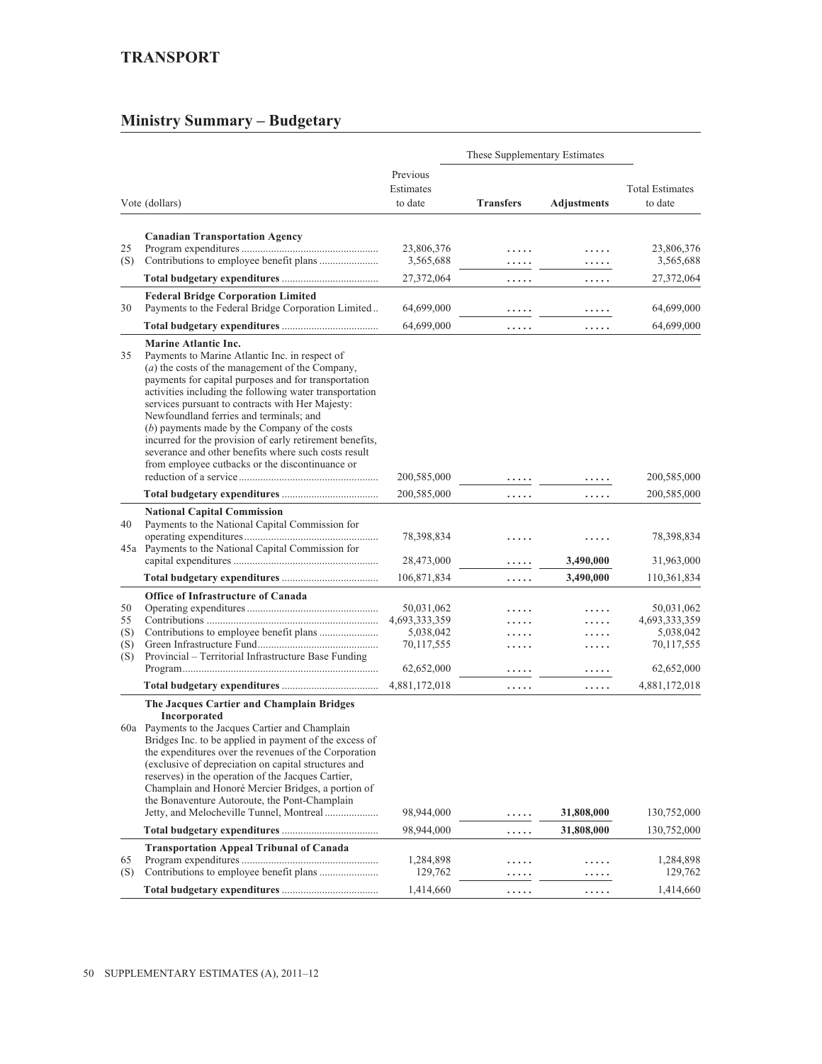# TRANSPORT

## Ministry Summary – Budgetary

| Vote (dollars) | | Previous Estimates to date | These Supplementary Estimates | | Total Estimates to date |
|---|---|---|---|---|---|
| | | | **Transfers** | **Adjustments** | |
| | **Canadian Transportation Agency** | | | | |
| 25 | Program expenditures | 23,806,376 | ..... | ..... | 23,806,376 |
| (S) | Contributions to employee benefit plans | 3,565,688 | ..... | ..... | 3,565,688 |
| | **Total budgetary expenditures** | 27,372,064 | ..... | ..... | 27,372,064 |
| | **Federal Bridge Corporation Limited** | | | | |
| 30 | Payments to the Federal Bridge Corporation Limited | 64,699,000 | ..... | ..... | 64,699,000 |
| | **Total budgetary expenditures** | 64,699,000 | ..... | ..... | 64,699,000 |
| | **Marine Atlantic Inc.** | | | | |
| 35 | Payments to Marine Atlantic Inc. in respect of (*a*) the costs of the management of the Company, payments for capital purposes and for transportation activities including the following water transportation services pursuant to contracts with Her Majesty: Newfoundland ferries and terminals; and (*b*) payments made by the Company of the costs incurred for the provision of early retirement benefits, severance and other benefits where such costs result from employee cutbacks or the discontinuance or reduction of a service | 200,585,000 | ..... | ..... | 200,585,000 |
| | **Total budgetary expenditures** | 200,585,000 | ..... | ..... | 200,585,000 |
| | **National Capital Commission** | | | | |
| 40 | Payments to the National Capital Commission for operating expenditures | 78,398,834 | ..... | ..... | 78,398,834 |
| 45a | Payments to the National Capital Commission for capital expenditures | 28,473,000 | ..... | **3,490,000** | 31,963,000 |
| | **Total budgetary expenditures** | 106,871,834 | ..... | **3,490,000** | 110,361,834 |
| | **Office of Infrastructure of Canada** | | | | |
| 50 | Operating expenditures | 50,031,062 | ..... | ..... | 50,031,062 |
| 55 | Contributions | 4,693,333,359 | ..... | ..... | 4,693,333,359 |
| (S) | Contributions to employee benefit plans | 5,038,042 | ..... | ..... | 5,038,042 |
| (S) | Green Infrastructure Fund | 70,117,555 | ..... | ..... | 70,117,555 |
| (S) | Provincial – Territorial Infrastructure Base Funding Program | 62,652,000 | ..... | ..... | 62,652,000 |
| | **Total budgetary expenditures** | 4,881,172,018 | ..... | ..... | 4,881,172,018 |
| | **The Jacques Cartier and Champlain Bridges Incorporated** | | | | |
| 60a | Payments to the Jacques Cartier and Champlain Bridges Inc. to be applied in payment of the excess of the expenditures over the revenues of the Corporation (exclusive of depreciation on capital structures and reserves) in the operation of the Jacques Cartier, Champlain and Honoré Mercier Bridges, a portion of the Bonaventure Autoroute, the Pont-Champlain Jetty, and Melocheville Tunnel, Montreal | 98,944,000 | ..... | **31,808,000** | 130,752,000 |
| | **Total budgetary expenditures** | 98,944,000 | ..... | **31,808,000** | 130,752,000 |
| | **Transportation Appeal Tribunal of Canada** | | | | |
| 65 | Program expenditures | 1,284,898 | ..... | ..... | 1,284,898 |
| (S) | Contributions to employee benefit plans | 129,762 | ..... | ..... | 129,762 |
| | **Total budgetary expenditures** | 1,414,660 | ..... | ..... | 1,414,660 |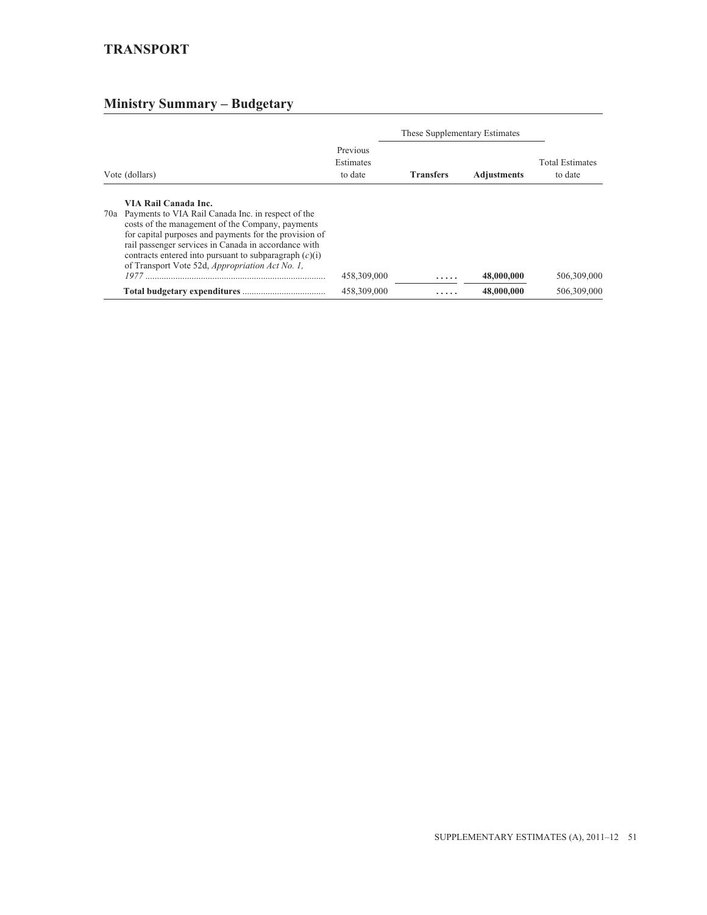## TRANSPORT

## Ministry Summary – Budgetary

| Vote (dollars) | Previous Estimates to date | These Supplementary Estimates | | Total Estimates to date |
|---|---|---|---|---|
| | | **Transfers** | **Adjustments** | |
| **VIA Rail Canada Inc.** | | | | |
| 70a Payments to VIA Rail Canada Inc. in respect of the costs of the management of the Company, payments for capital purposes and payments for the provision of rail passenger services in Canada in accordance with contracts entered into pursuant to subparagraph (*c*)(i) of Transport Vote 52d, *Appropriation Act No. 1, 1977* | 458,309,000 | ..... | **48,000,000** | 506,309,000 |
| **Total budgetary expenditures** | 458,309,000 | ..... | **48,000,000** | 506,309,000 |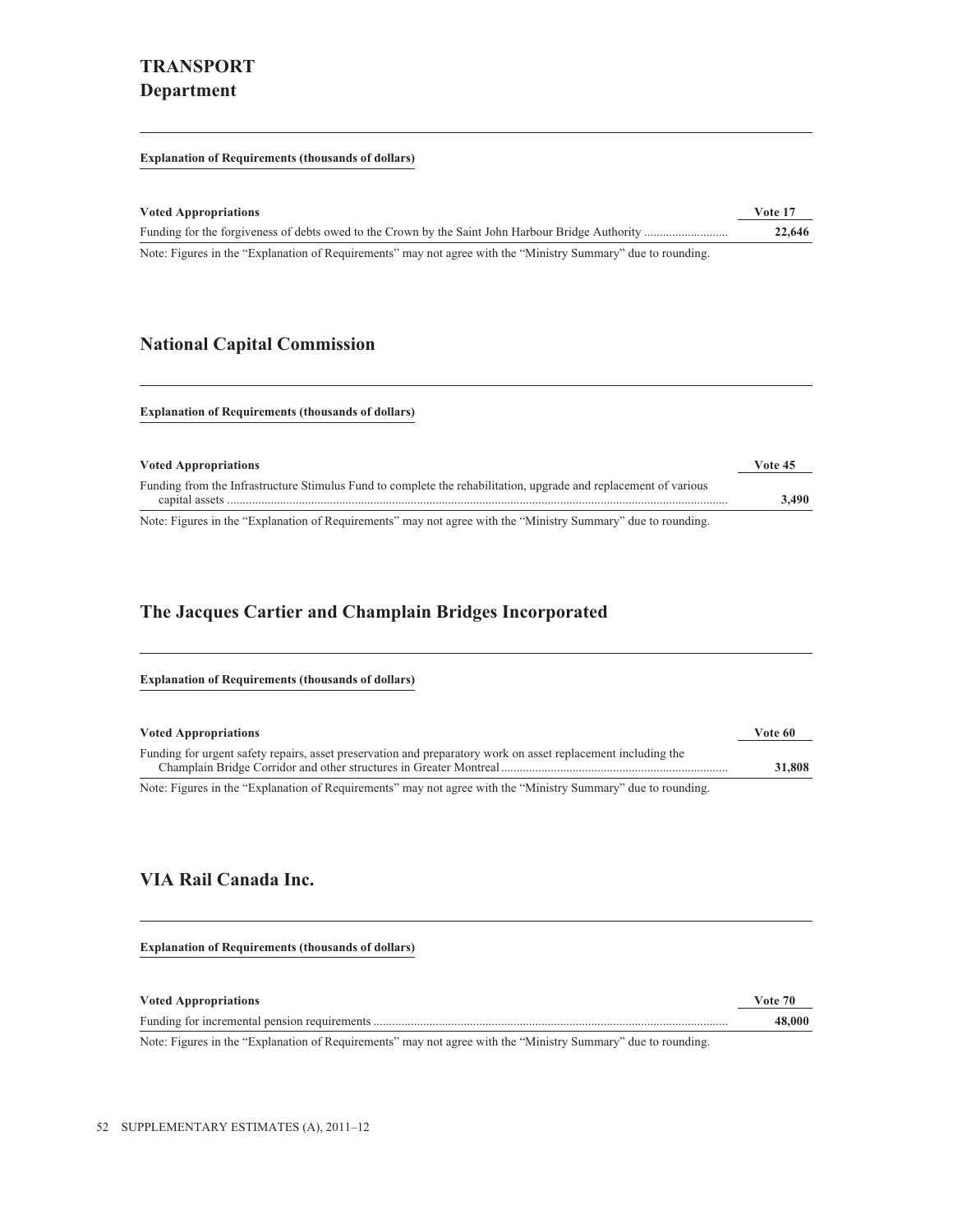# TRANSPORT
## Department

**Explanation of Requirements (thousands of dollars)**

| Voted Appropriations | Vote 17 |
| --- | --- |
| Funding for the forgiveness of debts owed to the Crown by the Saint John Harbour Bridge Authority | **22,646** |

Note: Figures in the “Explanation of Requirements” may not agree with the “Ministry Summary” due to rounding.

## National Capital Commission

**Explanation of Requirements (thousands of dollars)**

| Voted Appropriations | Vote 45 |
| --- | --- |
| Funding from the Infrastructure Stimulus Fund to complete the rehabilitation, upgrade and replacement of various capital assets | **3,490** |

Note: Figures in the “Explanation of Requirements” may not agree with the “Ministry Summary” due to rounding.

## The Jacques Cartier and Champlain Bridges Incorporated

**Explanation of Requirements (thousands of dollars)**

| Voted Appropriations | Vote 60 |
| --- | --- |
| Funding for urgent safety repairs, asset preservation and preparatory work on asset replacement including the Champlain Bridge Corridor and other structures in Greater Montreal | **31,808** |

Note: Figures in the “Explanation of Requirements” may not agree with the “Ministry Summary” due to rounding.

## VIA Rail Canada Inc.

**Explanation of Requirements (thousands of dollars)**

| Voted Appropriations | Vote 70 |
| --- | --- |
| Funding for incremental pension requirements | **48,000** |

Note: Figures in the “Explanation of Requirements” may not agree with the “Ministry Summary” due to rounding.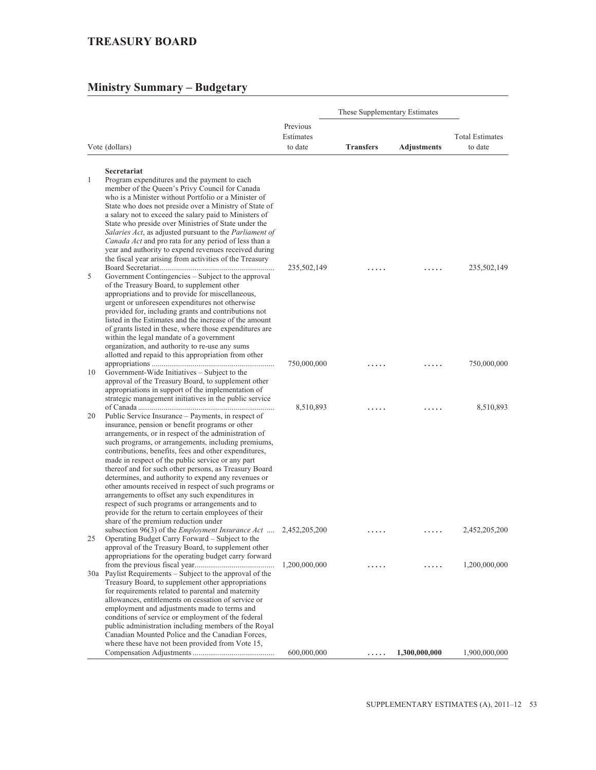## TREASURY BOARD

### Ministry Summary – Budgetary

| Vote (dollars) | | Previous Estimates to date | These Supplementary Estimates | | Total Estimates to date |
|---|---|---|---|---|---|
| | | | **Transfers** | **Adjustments** | |
| | **Secretariat** | | | | |
| 1 | Program expenditures and the payment to each member of the Queen's Privy Council for Canada who is a Minister without Portfolio or a Minister of State who does not preside over a Ministry of State of a salary not to exceed the salary paid to Ministers of State who preside over Ministries of State under the *Salaries Act*, as adjusted pursuant to the *Parliament of Canada Act* and pro rata for any period of less than a year and authority to expend revenues received during the fiscal year arising from activities of the Treasury Board Secretariat | 235,502,149 | ..... | ..... | 235,502,149 |
| 5 | Government Contingencies – Subject to the approval of the Treasury Board, to supplement other appropriations and to provide for miscellaneous, urgent or unforeseen expenditures not otherwise provided for, including grants and contributions not listed in the Estimates and the increase of the amount of grants listed in these, where those expenditures are within the legal mandate of a government organization, and authority to re-use any sums allotted and repaid to this appropriation from other appropriations | 750,000,000 | ..... | ..... | 750,000,000 |
| 10 | Government-Wide Initiatives – Subject to the approval of the Treasury Board, to supplement other appropriations in support of the implementation of strategic management initiatives in the public service of Canada | 8,510,893 | ..... | ..... | 8,510,893 |
| 20 | Public Service Insurance – Payments, in respect of insurance, pension or benefit programs or other arrangements, or in respect of the administration of such programs, or arrangements, including premiums, contributions, benefits, fees and other expenditures, made in respect of the public service or any part thereof and for such other persons, as Treasury Board determines, and authority to expend any revenues or other amounts received in respect of such programs or arrangements to offset any such expenditures in respect of such programs or arrangements and to provide for the return to certain employees of their share of the premium reduction under subsection 96(3) of the *Employment Insurance Act* | 2,452,205,200 | ..... | ..... | 2,452,205,200 |
| 25 | Operating Budget Carry Forward – Subject to the approval of the Treasury Board, to supplement other appropriations for the operating budget carry forward from the previous fiscal year | 1,200,000,000 | ..... | ..... | 1,200,000,000 |
| 30a | Paylist Requirements – Subject to the approval of the Treasury Board, to supplement other appropriations for requirements related to parental and maternity allowances, entitlements on cessation of service or employment and adjustments made to terms and conditions of service or employment of the federal public administration including members of the Royal Canadian Mounted Police and the Canadian Forces, where these have not been provided from Vote 15, Compensation Adjustments | 600,000,000 | ..... | 1,300,000,000 | 1,900,000,000 |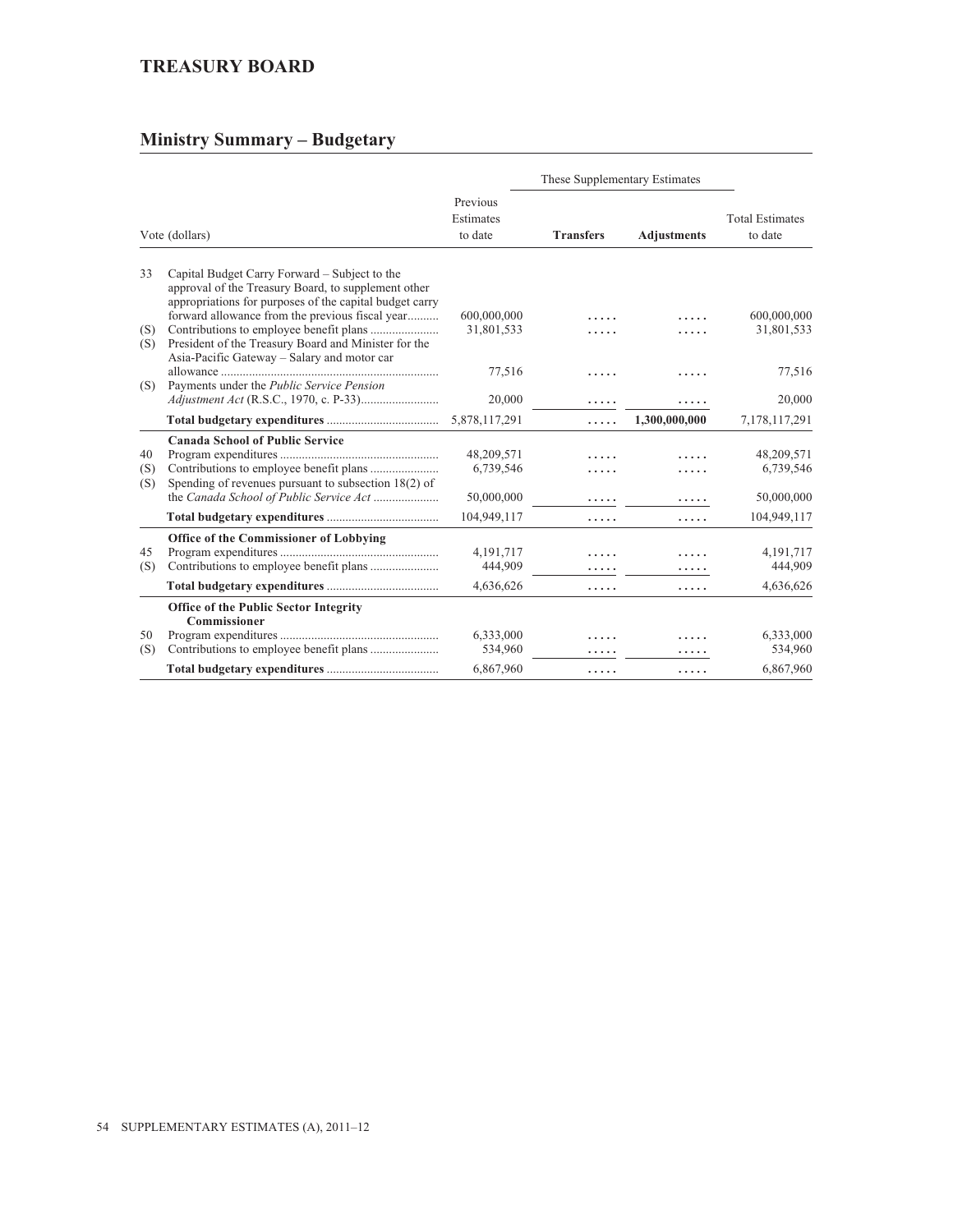## TREASURY BOARD

## Ministry Summary – Budgetary

| Vote (dollars) | | Previous Estimates to date | These Supplementary Estimates | | Total Estimates to date |
|---|---|---|---|---|---|
| | | | **Transfers** | **Adjustments** | |
| 33 | Capital Budget Carry Forward – Subject to the approval of the Treasury Board, to supplement other appropriations for purposes of the capital budget carry forward allowance from the previous fiscal year | 600,000,000 | ..... | ..... | 600,000,000 |
| (S) | Contributions to employee benefit plans | 31,801,533 | ..... | ..... | 31,801,533 |
| (S) | President of the Treasury Board and Minister for the Asia-Pacific Gateway – Salary and motor car allowance | 77,516 | ..... | ..... | 77,516 |
| (S) | Payments under the *Public Service Pension Adjustment Act* (R.S.C., 1970, c. P-33) | 20,000 | ..... | ..... | 20,000 |
| | **Total budgetary expenditures** | 5,878,117,291 | ..... | **1,300,000,000** | 7,178,117,291 |
| | **Canada School of Public Service** | | | | |
| 40 | Program expenditures | 48,209,571 | ..... | ..... | 48,209,571 |
| (S) | Contributions to employee benefit plans | 6,739,546 | ..... | ..... | 6,739,546 |
| (S) | Spending of revenues pursuant to subsection 18(2) of the *Canada School of Public Service Act* | 50,000,000 | ..... | ..... | 50,000,000 |
| | **Total budgetary expenditures** | 104,949,117 | ..... | ..... | 104,949,117 |
| | **Office of the Commissioner of Lobbying** | | | | |
| 45 | Program expenditures | 4,191,717 | ..... | ..... | 4,191,717 |
| (S) | Contributions to employee benefit plans | 444,909 | ..... | ..... | 444,909 |
| | **Total budgetary expenditures** | 4,636,626 | ..... | ..... | 4,636,626 |
| | **Office of the Public Sector Integrity Commissioner** | | | | |
| 50 | Program expenditures | 6,333,000 | ..... | ..... | 6,333,000 |
| (S) | Contributions to employee benefit plans | 534,960 | ..... | ..... | 534,960 |
| | **Total budgetary expenditures** | 6,867,960 | ..... | ..... | 6,867,960 |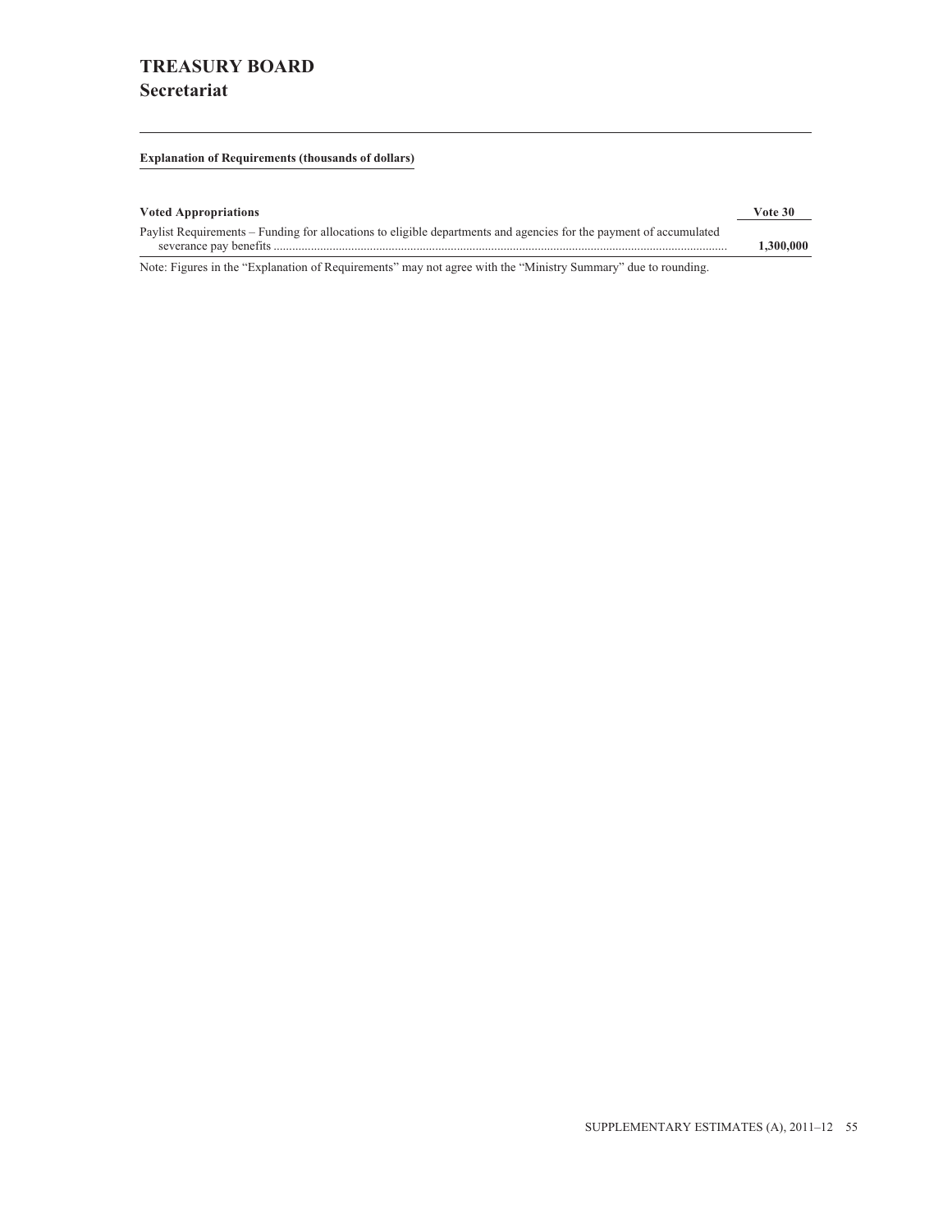# TREASURY BOARD

## Secretariat

**Explanation of Requirements (thousands of dollars)**

| Voted Appropriations | Vote 30 |
|---|---|
| Paylist Requirements – Funding for allocations to eligible departments and agencies for the payment of accumulated severance pay benefits | **1,300,000** |

Note: Figures in the "Explanation of Requirements" may not agree with the "Ministry Summary" due to rounding.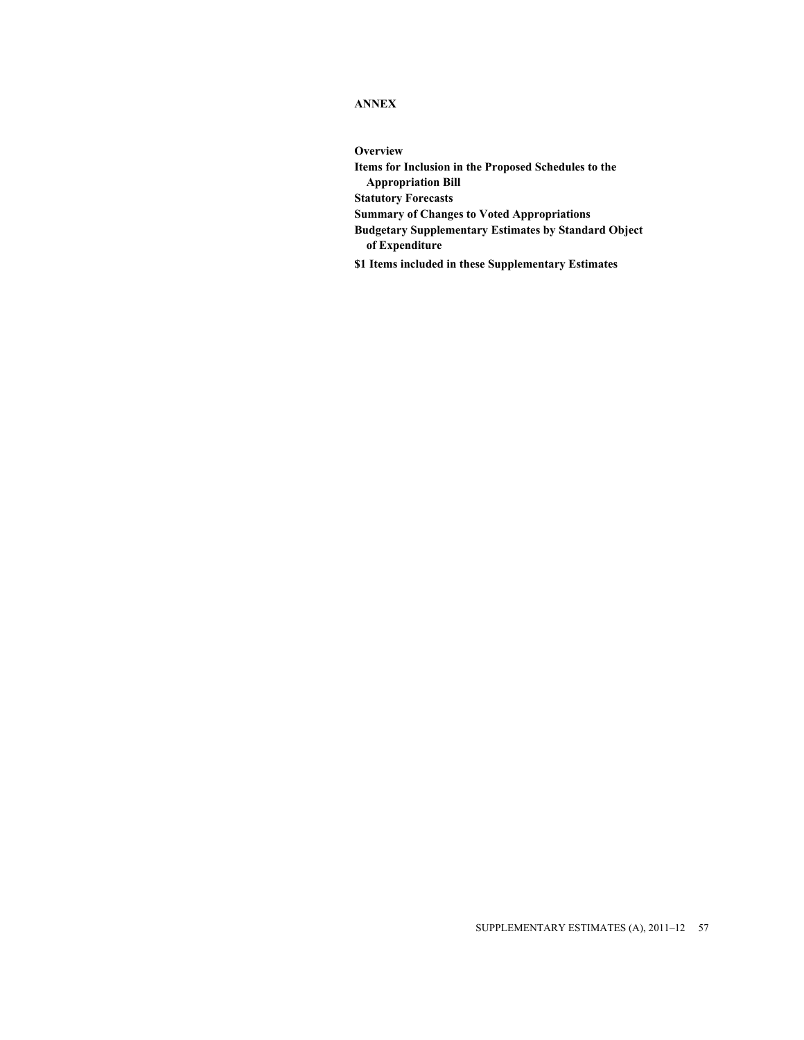# ANNEX

**Overview**

**Items for Inclusion in the Proposed Schedules to the Appropriation Bill**

**Statutory Forecasts**

**Summary of Changes to Voted Appropriations**

**Budgetary Supplementary Estimates by Standard Object of Expenditure**

**$1 Items included in these Supplementary Estimates**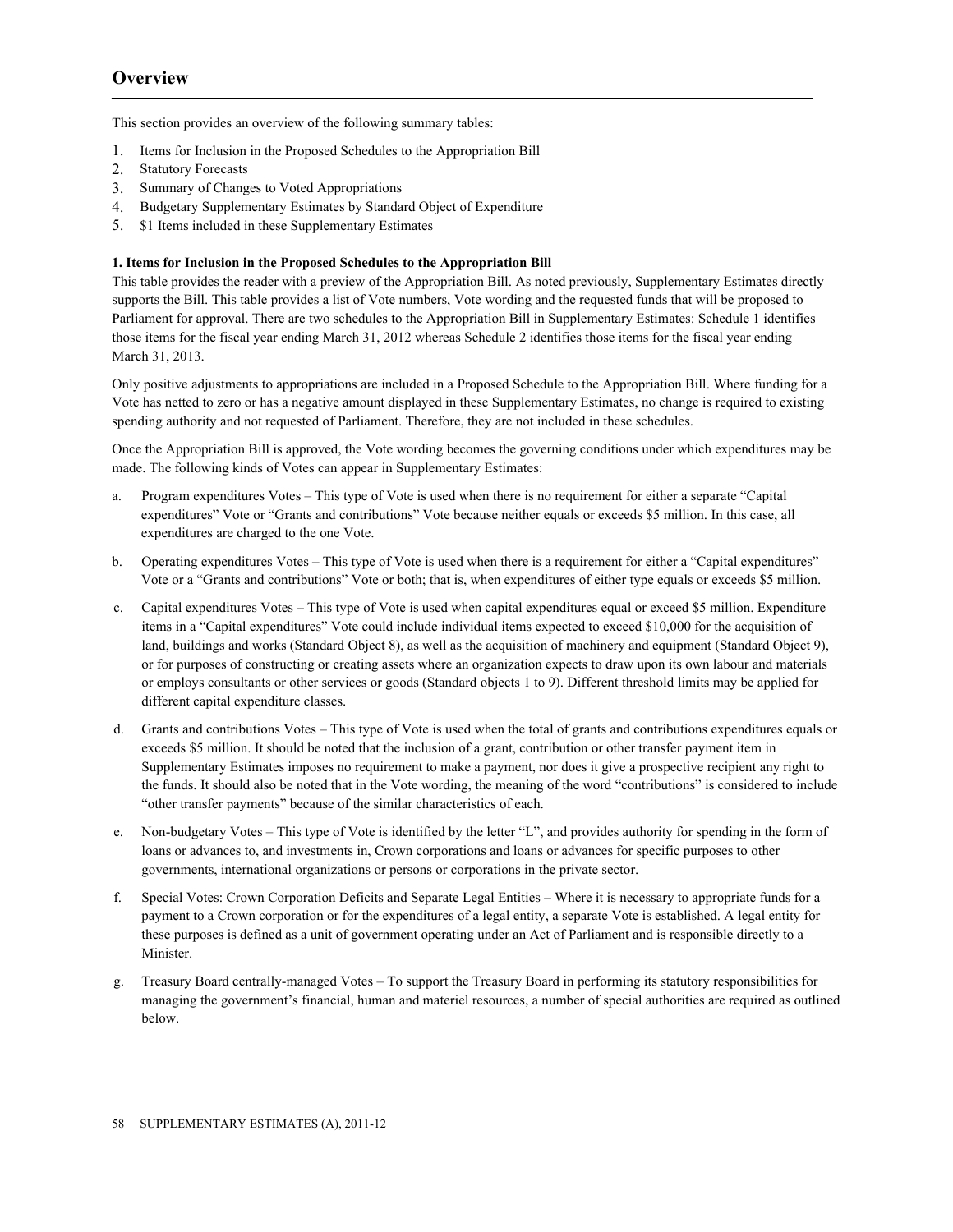## Overview

This section provides an overview of the following summary tables:

1. Items for Inclusion in the Proposed Schedules to the Appropriation Bill
2. Statutory Forecasts
3. Summary of Changes to Voted Appropriations
4. Budgetary Supplementary Estimates by Standard Object of Expenditure
5. $1 Items included in these Supplementary Estimates

**1. Items for Inclusion in the Proposed Schedules to the Appropriation Bill**

This table provides the reader with a preview of the Appropriation Bill. As noted previously, Supplementary Estimates directly supports the Bill. This table provides a list of Vote numbers, Vote wording and the requested funds that will be proposed to Parliament for approval. There are two schedules to the Appropriation Bill in Supplementary Estimates: Schedule 1 identifies those items for the fiscal year ending March 31, 2012 whereas Schedule 2 identifies those items for the fiscal year ending March 31, 2013.

Only positive adjustments to appropriations are included in a Proposed Schedule to the Appropriation Bill. Where funding for a Vote has netted to zero or has a negative amount displayed in these Supplementary Estimates, no change is required to existing spending authority and not requested of Parliament. Therefore, they are not included in these schedules.

Once the Appropriation Bill is approved, the Vote wording becomes the governing conditions under which expenditures may be made. The following kinds of Votes can appear in Supplementary Estimates:

a. Program expenditures Votes – This type of Vote is used when there is no requirement for either a separate "Capital expenditures" Vote or "Grants and contributions" Vote because neither equals or exceeds $5 million. In this case, all expenditures are charged to the one Vote.

b. Operating expenditures Votes – This type of Vote is used when there is a requirement for either a "Capital expenditures" Vote or a "Grants and contributions" Vote or both; that is, when expenditures of either type equals or exceeds $5 million.

c. Capital expenditures Votes – This type of Vote is used when capital expenditures equal or exceed $5 million. Expenditure items in a "Capital expenditures" Vote could include individual items expected to exceed $10,000 for the acquisition of land, buildings and works (Standard Object 8), as well as the acquisition of machinery and equipment (Standard Object 9), or for purposes of constructing or creating assets where an organization expects to draw upon its own labour and materials or employs consultants or other services or goods (Standard objects 1 to 9). Different threshold limits may be applied for different capital expenditure classes.

d. Grants and contributions Votes – This type of Vote is used when the total of grants and contributions expenditures equals or exceeds $5 million. It should be noted that the inclusion of a grant, contribution or other transfer payment item in Supplementary Estimates imposes no requirement to make a payment, nor does it give a prospective recipient any right to the funds. It should also be noted that in the Vote wording, the meaning of the word "contributions" is considered to include "other transfer payments" because of the similar characteristics of each.

e. Non-budgetary Votes – This type of Vote is identified by the letter "L", and provides authority for spending in the form of loans or advances to, and investments in, Crown corporations and loans or advances for specific purposes to other governments, international organizations or persons or corporations in the private sector.

f. Special Votes: Crown Corporation Deficits and Separate Legal Entities – Where it is necessary to appropriate funds for a payment to a Crown corporation or for the expenditures of a legal entity, a separate Vote is established. A legal entity for these purposes is defined as a unit of government operating under an Act of Parliament and is responsible directly to a Minister.

g. Treasury Board centrally-managed Votes – To support the Treasury Board in performing its statutory responsibilities for managing the government's financial, human and materiel resources, a number of special authorities are required as outlined below.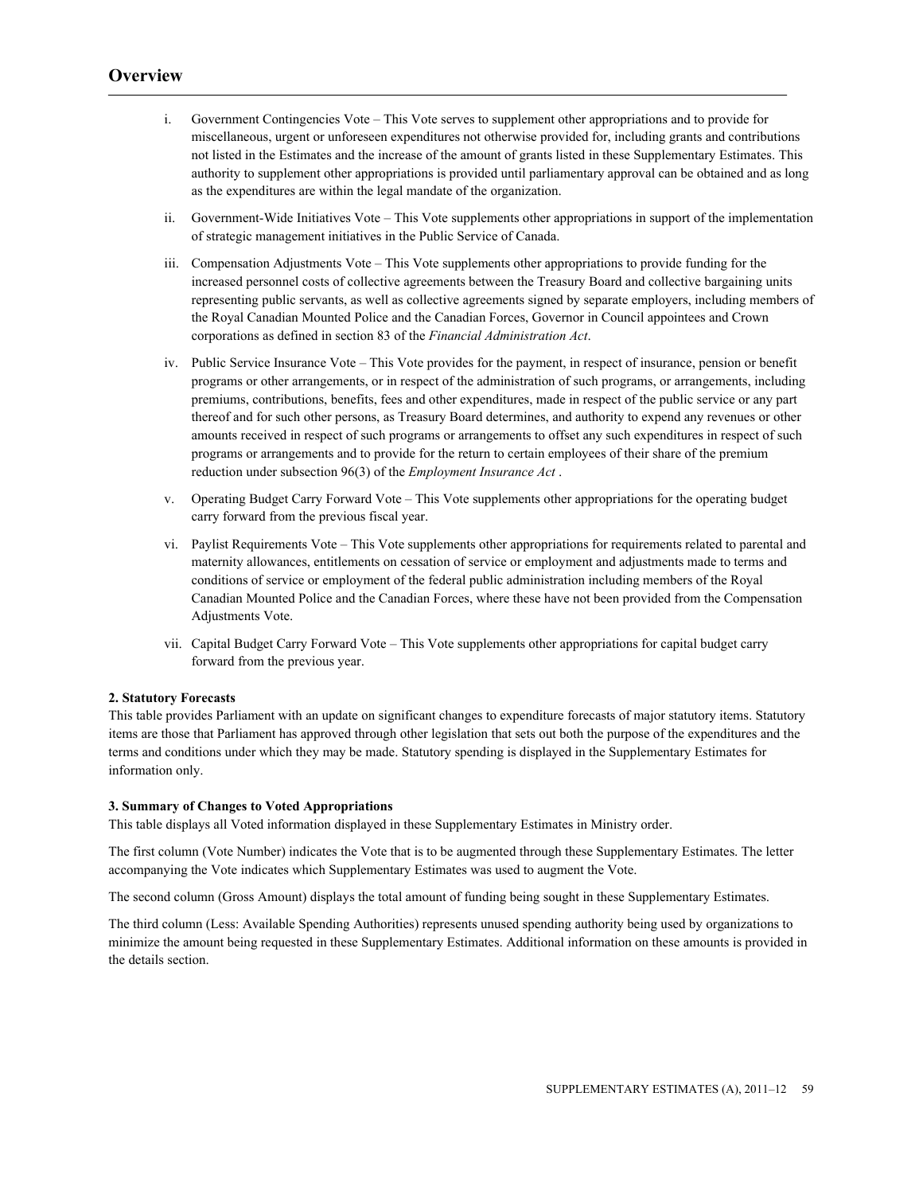## Overview

i. Government Contingencies Vote – This Vote serves to supplement other appropriations and to provide for miscellaneous, urgent or unforeseen expenditures not otherwise provided for, including grants and contributions not listed in the Estimates and the increase of the amount of grants listed in these Supplementary Estimates. This authority to supplement other appropriations is provided until parliamentary approval can be obtained and as long as the expenditures are within the legal mandate of the organization.

ii. Government-Wide Initiatives Vote – This Vote supplements other appropriations in support of the implementation of strategic management initiatives in the Public Service of Canada.

iii. Compensation Adjustments Vote – This Vote supplements other appropriations to provide funding for the increased personnel costs of collective agreements between the Treasury Board and collective bargaining units representing public servants, as well as collective agreements signed by separate employers, including members of the Royal Canadian Mounted Police and the Canadian Forces, Governor in Council appointees and Crown corporations as defined in section 83 of the *Financial Administration Act*.

iv. Public Service Insurance Vote – This Vote provides for the payment, in respect of insurance, pension or benefit programs or other arrangements, or in respect of the administration of such programs, or arrangements, including premiums, contributions, benefits, fees and other expenditures, made in respect of the public service or any part thereof and for such other persons, as Treasury Board determines, and authority to expend any revenues or other amounts received in respect of such programs or arrangements to offset any such expenditures in respect of such programs or arrangements and to provide for the return to certain employees of their share of the premium reduction under subsection 96(3) of the *Employment Insurance Act* .

v. Operating Budget Carry Forward Vote – This Vote supplements other appropriations for the operating budget carry forward from the previous fiscal year.

vi. Paylist Requirements Vote – This Vote supplements other appropriations for requirements related to parental and maternity allowances, entitlements on cessation of service or employment and adjustments made to terms and conditions of service or employment of the federal public administration including members of the Royal Canadian Mounted Police and the Canadian Forces, where these have not been provided from the Compensation Adjustments Vote.

vii. Capital Budget Carry Forward Vote – This Vote supplements other appropriations for capital budget carry forward from the previous year.

**2. Statutory Forecasts**

This table provides Parliament with an update on significant changes to expenditure forecasts of major statutory items. Statutory items are those that Parliament has approved through other legislation that sets out both the purpose of the expenditures and the terms and conditions under which they may be made. Statutory spending is displayed in the Supplementary Estimates for information only.

**3. Summary of Changes to Voted Appropriations**

This table displays all Voted information displayed in these Supplementary Estimates in Ministry order.

The first column (Vote Number) indicates the Vote that is to be augmented through these Supplementary Estimates. The letter accompanying the Vote indicates which Supplementary Estimates was used to augment the Vote.

The second column (Gross Amount) displays the total amount of funding being sought in these Supplementary Estimates.

The third column (Less: Available Spending Authorities) represents unused spending authority being used by organizations to minimize the amount being requested in these Supplementary Estimates. Additional information on these amounts is provided in the details section.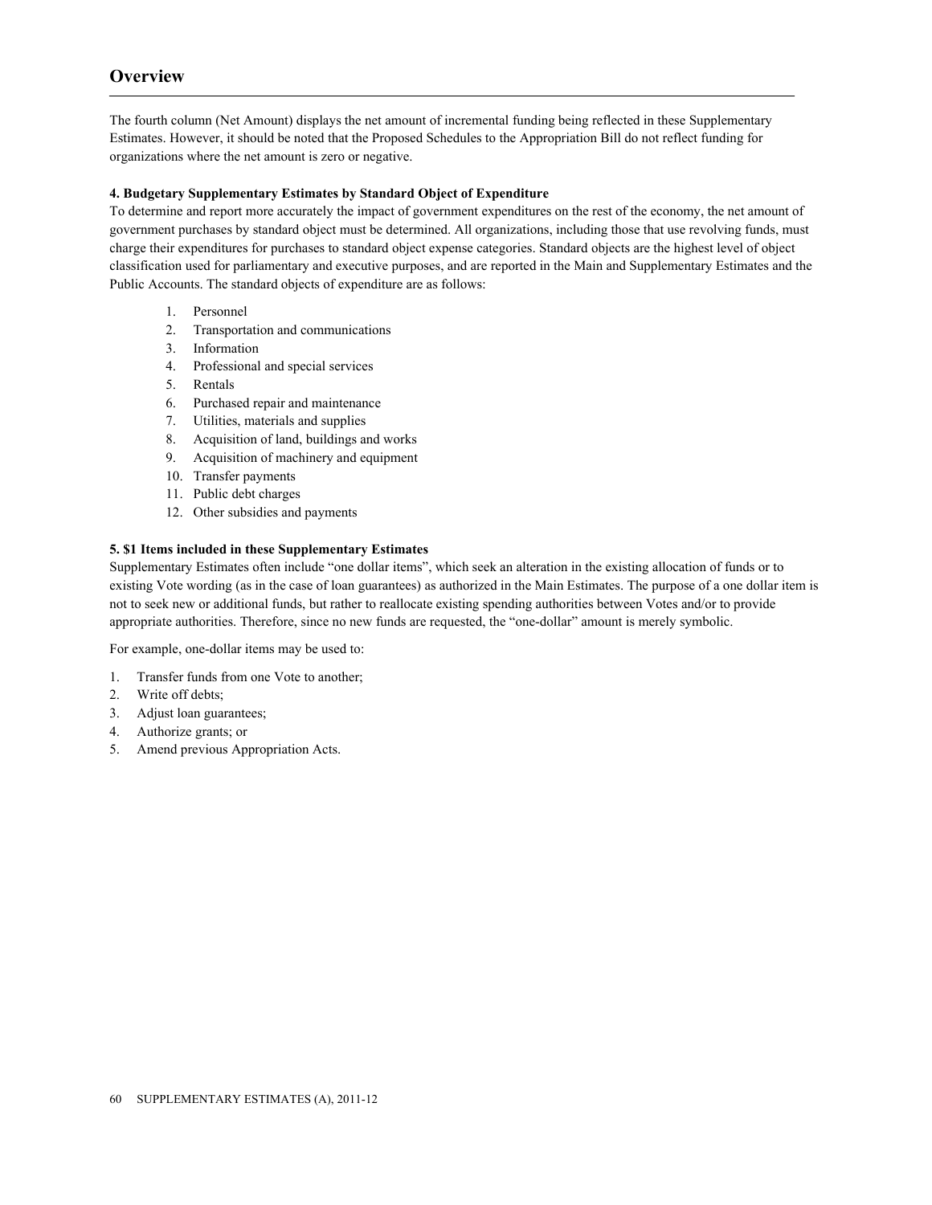## Overview

The fourth column (Net Amount) displays the net amount of incremental funding being reflected in these Supplementary Estimates. However, it should be noted that the Proposed Schedules to the Appropriation Bill do not reflect funding for organizations where the net amount is zero or negative.

**4. Budgetary Supplementary Estimates by Standard Object of Expenditure**

To determine and report more accurately the impact of government expenditures on the rest of the economy, the net amount of government purchases by standard object must be determined. All organizations, including those that use revolving funds, must charge their expenditures for purchases to standard object expense categories. Standard objects are the highest level of object classification used for parliamentary and executive purposes, and are reported in the Main and Supplementary Estimates and the Public Accounts. The standard objects of expenditure are as follows:

1. Personnel
2. Transportation and communications
3. Information
4. Professional and special services
5. Rentals
6. Purchased repair and maintenance
7. Utilities, materials and supplies
8. Acquisition of land, buildings and works
9. Acquisition of machinery and equipment
10. Transfer payments
11. Public debt charges
12. Other subsidies and payments

**5. $1 Items included in these Supplementary Estimates**

Supplementary Estimates often include “one dollar items”, which seek an alteration in the existing allocation of funds or to existing Vote wording (as in the case of loan guarantees) as authorized in the Main Estimates. The purpose of a one dollar item is not to seek new or additional funds, but rather to reallocate existing spending authorities between Votes and/or to provide appropriate authorities. Therefore, since no new funds are requested, the “one-dollar” amount is merely symbolic.

For example, one-dollar items may be used to:

1. Transfer funds from one Vote to another;
2. Write off debts;
3. Adjust loan guarantees;
4. Authorize grants; or
5. Amend previous Appropriation Acts.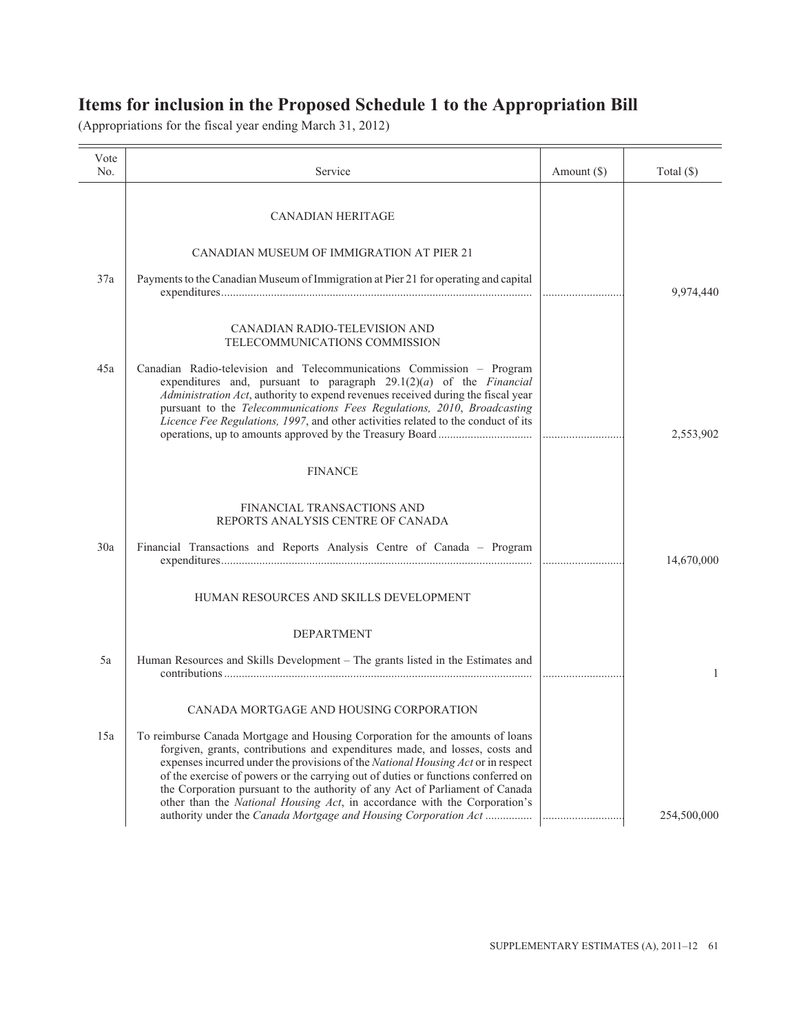# Items for inclusion in the Proposed Schedule 1 to the Appropriation Bill

(Appropriations for the fiscal year ending March 31, 2012)

| Vote No. | Service | Amount ($) | Total ($) |
|---|---|---|---|
| | CANADIAN HERITAGE | | |
| | CANADIAN MUSEUM OF IMMIGRATION AT PIER 21 | | |
| 37a | Payments to the Canadian Museum of Immigration at Pier 21 for operating and capital expenditures | | 9,974,440 |
| | CANADIAN RADIO-TELEVISION AND TELECOMMUNICATIONS COMMISSION | | |
| 45a | Canadian Radio-television and Telecommunications Commission – Program expenditures and, pursuant to paragraph 29.1(2)(*a*) of the *Financial Administration Act*, authority to expend revenues received during the fiscal year pursuant to the *Telecommunications Fees Regulations, 2010*, *Broadcasting Licence Fee Regulations, 1997*, and other activities related to the conduct of its operations, up to amounts approved by the Treasury Board | | 2,553,902 |
| | FINANCE | | |
| | FINANCIAL TRANSACTIONS AND REPORTS ANALYSIS CENTRE OF CANADA | | |
| 30a | Financial Transactions and Reports Analysis Centre of Canada – Program expenditures | | 14,670,000 |
| | HUMAN RESOURCES AND SKILLS DEVELOPMENT | | |
| | DEPARTMENT | | |
| 5a | Human Resources and Skills Development – The grants listed in the Estimates and contributions | | 1 |
| | CANADA MORTGAGE AND HOUSING CORPORATION | | |
| 15a | To reimburse Canada Mortgage and Housing Corporation for the amounts of loans forgiven, grants, contributions and expenditures made, and losses, costs and expenses incurred under the provisions of the *National Housing Act* or in respect of the exercise of powers or the carrying out of duties or functions conferred on the Corporation pursuant to the authority of any Act of Parliament of Canada other than the *National Housing Act*, in accordance with the Corporation's authority under the *Canada Mortgage and Housing Corporation Act* | | 254,500,000 |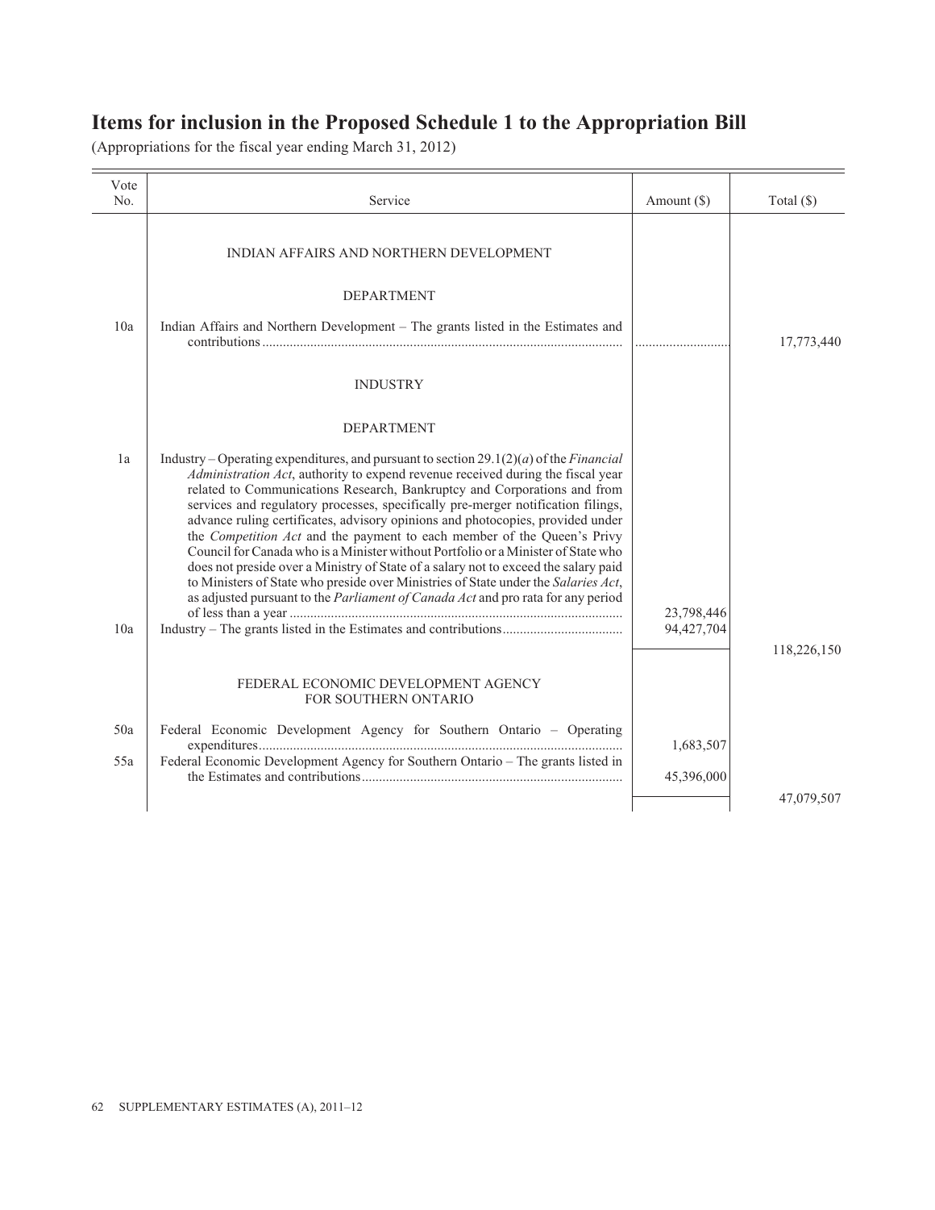# Items for inclusion in the Proposed Schedule 1 to the Appropriation Bill

(Appropriations for the fiscal year ending March 31, 2012)

| Vote No. | Service | Amount ($) | Total ($) |
|---|---|---|---|
| | INDIAN AFFAIRS AND NORTHERN DEVELOPMENT | | |
| | DEPARTMENT | | |
| 10a | Indian Affairs and Northern Development – The grants listed in the Estimates and contributions | ............................ | 17,773,440 |
| | INDUSTRY | | |
| | DEPARTMENT | | |
| 1a | Industry – Operating expenditures, and pursuant to section 29.1(2)(*a*) of the *Financial Administration Act*, authority to expend revenue received during the fiscal year related to Communications Research, Bankruptcy and Corporations and from services and regulatory processes, specifically pre-merger notification filings, advance ruling certificates, advisory opinions and photocopies, provided under the *Competition Act* and the payment to each member of the Queen's Privy Council for Canada who is a Minister without Portfolio or a Minister of State who does not preside over a Ministry of State of a salary not to exceed the salary paid to Ministers of State who preside over Ministries of State under the *Salaries Act*, as adjusted pursuant to the *Parliament of Canada Act* and pro rata for any period of less than a year | 23,798,446 | |
| 10a | Industry – The grants listed in the Estimates and contributions | 94,427,704 | |
| | | | 118,226,150 |
| | FEDERAL ECONOMIC DEVELOPMENT AGENCY FOR SOUTHERN ONTARIO | | |
| 50a | Federal Economic Development Agency for Southern Ontario – Operating expenditures | 1,683,507 | |
| 55a | Federal Economic Development Agency for Southern Ontario – The grants listed in the Estimates and contributions | 45,396,000 | |
| | | | 47,079,507 |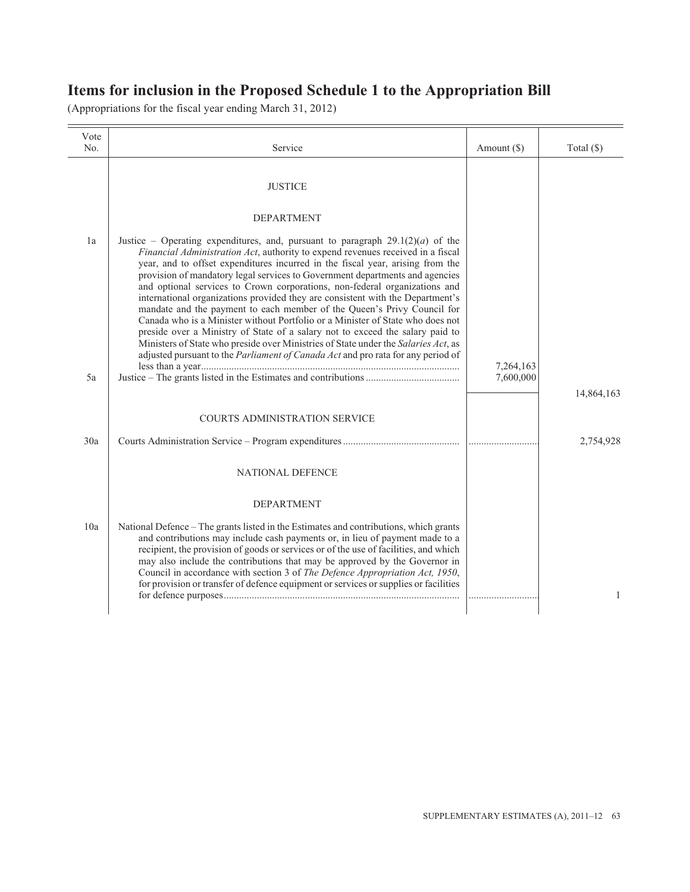# Items for inclusion in the Proposed Schedule 1 to the Appropriation Bill

(Appropriations for the fiscal year ending March 31, 2012)

| Vote No. | Service | Amount ($) | Total ($) |
|---|---|---|---|
| | JUSTICE | | |
| | DEPARTMENT | | |
| 1a | Justice – Operating expenditures, and, pursuant to paragraph 29.1(2)(*a*) of the *Financial Administration Act*, authority to expend revenues received in a fiscal year, and to offset expenditures incurred in the fiscal year, arising from the provision of mandatory legal services to Government departments and agencies and optional services to Crown corporations, non-federal organizations and international organizations provided they are consistent with the Department's mandate and the payment to each member of the Queen's Privy Council for Canada who is a Minister without Portfolio or a Minister of State who does not preside over a Ministry of State of a salary not to exceed the salary paid to Ministers of State who preside over Ministries of State under the *Salaries Act*, as adjusted pursuant to the *Parliament of Canada Act* and pro rata for any period of less than a year | 7,264,163 | |
| 5a | Justice – The grants listed in the Estimates and contributions | 7,600,000 | |
| | | | 14,864,163 |
| | COURTS ADMINISTRATION SERVICE | | |
| 30a | Courts Administration Service – Program expenditures | | 2,754,928 |
| | NATIONAL DEFENCE | | |
| | DEPARTMENT | | |
| 10a | National Defence – The grants listed in the Estimates and contributions, which grants and contributions may include cash payments or, in lieu of payment made to a recipient, the provision of goods or services or of the use of facilities, and which may also include the contributions that may be approved by the Governor in Council in accordance with section 3 of *The Defence Appropriation Act, 1950*, for provision or transfer of defence equipment or services or supplies or facilities for defence purposes | | 1 |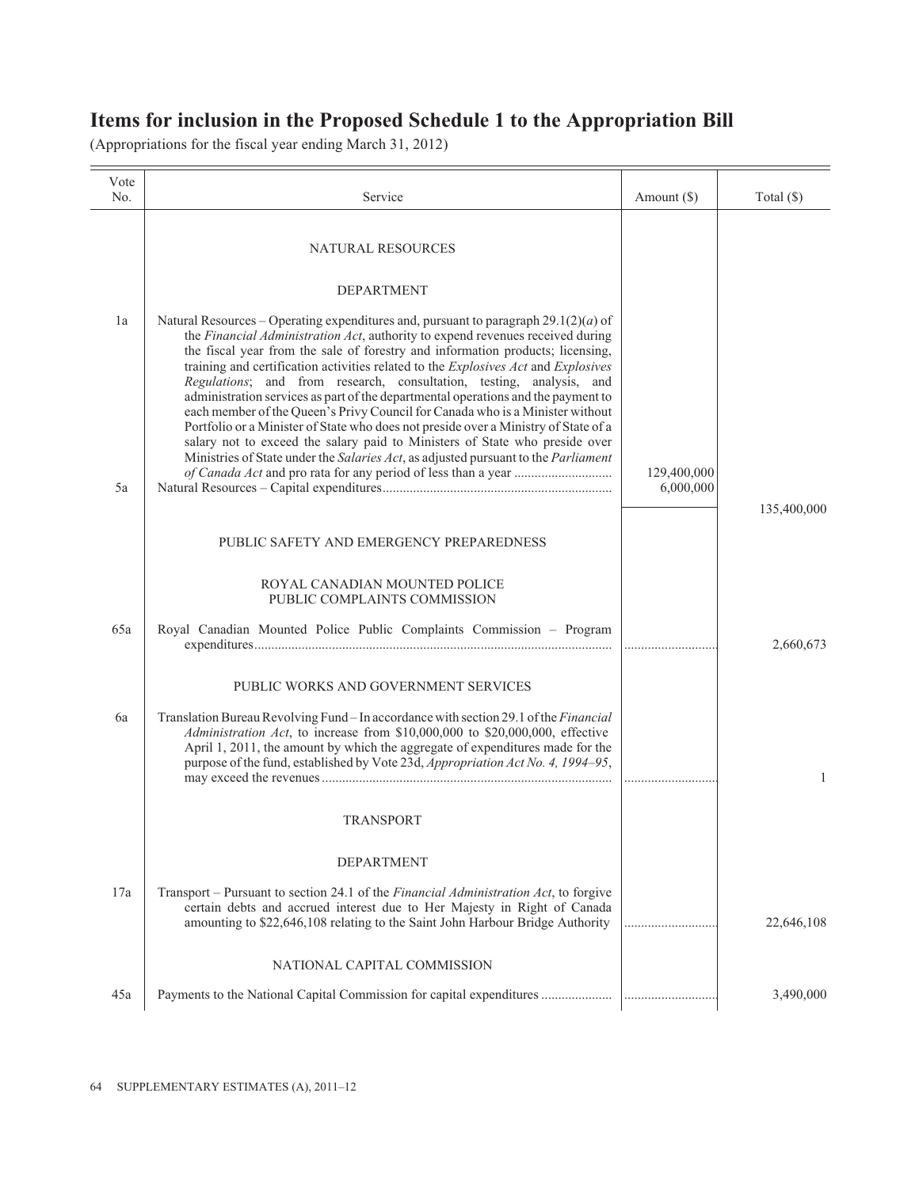# Items for inclusion in the Proposed Schedule 1 to the Appropriation Bill

(Appropriations for the fiscal year ending March 31, 2012)

| Vote No. | Service | Amount ($) | Total ($) |
|---|---|---|---|
| | NATURAL RESOURCES | | |
| | DEPARTMENT | | |
| 1a | Natural Resources – Operating expenditures and, pursuant to paragraph 29.1(2)(*a*) of the *Financial Administration Act*, authority to expend revenues received during the fiscal year from the sale of forestry and information products; licensing, training and certification activities related to the *Explosives Act* and *Explosives Regulations*; and from research, consultation, testing, analysis, and administration services as part of the departmental operations and the payment to each member of the Queen's Privy Council for Canada who is a Minister without Portfolio or a Minister of State who does not preside over a Ministry of State of a salary not to exceed the salary paid to Ministers of State who preside over Ministries of State under the *Salaries Act*, as adjusted pursuant to the *Parliament of Canada Act* and pro rata for any period of less than a year | 129,400,000 | |
| 5a | Natural Resources – Capital expenditures | 6,000,000 | |
| | | | 135,400,000 |
| | PUBLIC SAFETY AND EMERGENCY PREPAREDNESS | | |
| | ROYAL CANADIAN MOUNTED POLICE PUBLIC COMPLAINTS COMMISSION | | |
| 65a | Royal Canadian Mounted Police Public Complaints Commission – Program expenditures | | 2,660,673 |
| | PUBLIC WORKS AND GOVERNMENT SERVICES | | |
| 6a | Translation Bureau Revolving Fund – In accordance with section 29.1 of the *Financial Administration Act*, to increase from $10,000,000 to $20,000,000, effective April 1, 2011, the amount by which the aggregate of expenditures made for the purpose of the fund, established by Vote 23d, *Appropriation Act No. 4, 1994–95*, may exceed the revenues | | 1 |
| | TRANSPORT | | |
| | DEPARTMENT | | |
| 17a | Transport – Pursuant to section 24.1 of the *Financial Administration Act*, to forgive certain debts and accrued interest due to Her Majesty in Right of Canada amounting to $22,646,108 relating to the Saint John Harbour Bridge Authority | | 22,646,108 |
| | NATIONAL CAPITAL COMMISSION | | |
| 45a | Payments to the National Capital Commission for capital expenditures | | 3,490,000 |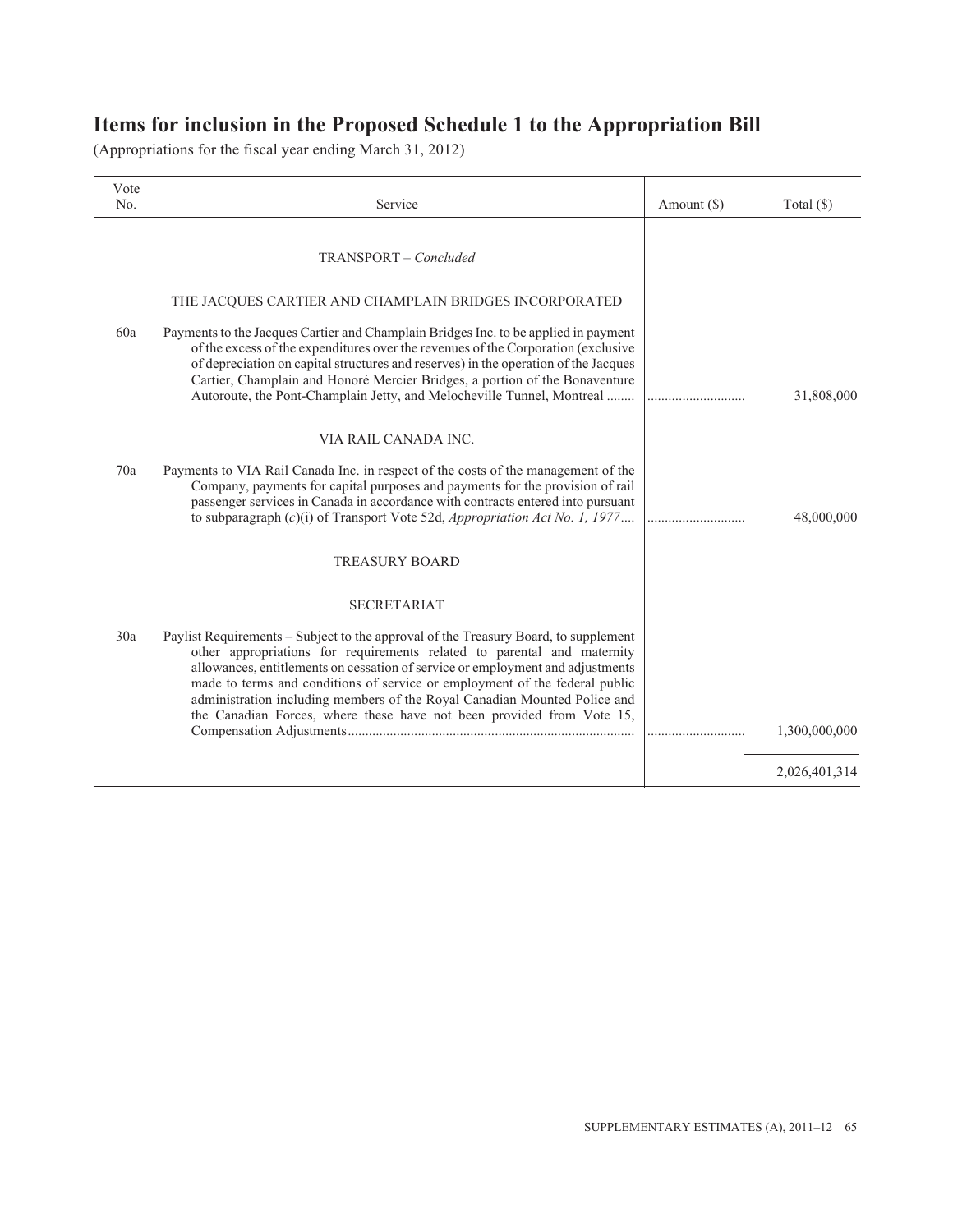# Items for inclusion in the Proposed Schedule 1 to the Appropriation Bill

(Appropriations for the fiscal year ending March 31, 2012)

| Vote No. | Service | Amount ($) | Total ($) |
|---|---|---|---|
| | TRANSPORT – *Concluded* | | |
| | THE JACQUES CARTIER AND CHAMPLAIN BRIDGES INCORPORATED | | |
| 60a | Payments to the Jacques Cartier and Champlain Bridges Inc. to be applied in payment of the excess of the expenditures over the revenues of the Corporation (exclusive of depreciation on capital structures and reserves) in the operation of the Jacques Cartier, Champlain and Honoré Mercier Bridges, a portion of the Bonaventure Autoroute, the Pont-Champlain Jetty, and Melocheville Tunnel, Montreal | ............................ | 31,808,000 |
| | VIA RAIL CANADA INC. | | |
| 70a | Payments to VIA Rail Canada Inc. in respect of the costs of the management of the Company, payments for capital purposes and payments for the provision of rail passenger services in Canada in accordance with contracts entered into pursuant to subparagraph (*c*)(i) of Transport Vote 52d, *Appropriation Act No. 1, 1977* | ............................ | 48,000,000 |
| | TREASURY BOARD | | |
| | SECRETARIAT | | |
| 30a | Paylist Requirements – Subject to the approval of the Treasury Board, to supplement other appropriations for requirements related to parental and maternity allowances, entitlements on cessation of service or employment and adjustments made to terms and conditions of service or employment of the federal public administration including members of the Royal Canadian Mounted Police and the Canadian Forces, where these have not been provided from Vote 15, Compensation Adjustments | ............................ | 1,300,000,000 |
| | | | 2,026,401,314 |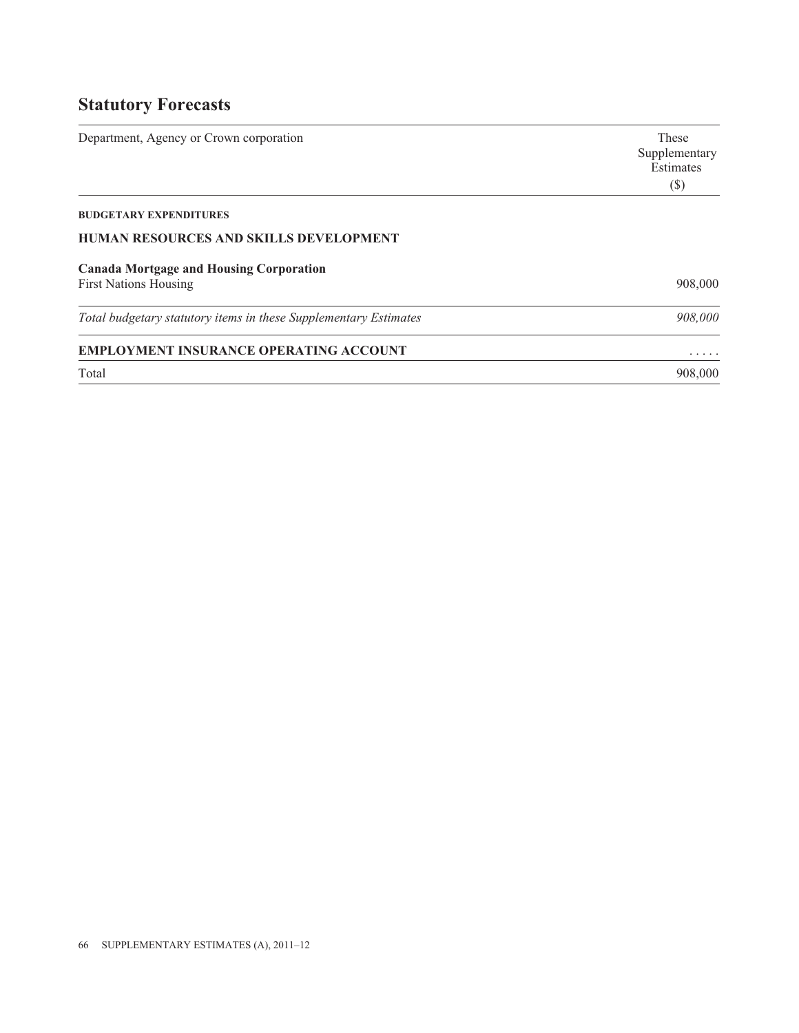## Statutory Forecasts

| Department, Agency or Crown corporation | These Supplementary Estimates ($) |
|---|---|
| **BUDGETARY EXPENDITURES** | |
| **HUMAN RESOURCES AND SKILLS DEVELOPMENT** | |
| **Canada Mortgage and Housing Corporation** | |
| First Nations Housing | 908,000 |
| *Total budgetary statutory items in these Supplementary Estimates* | *908,000* |
| **EMPLOYMENT INSURANCE OPERATING ACCOUNT** | ..... |
| Total | 908,000 |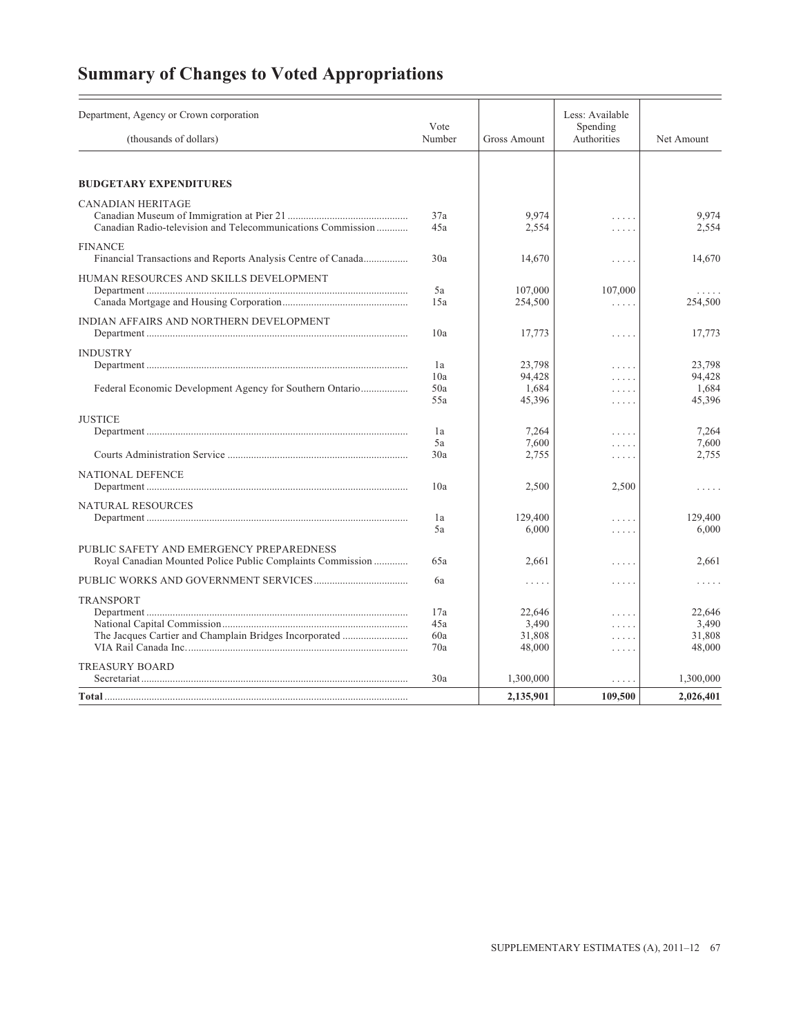# Summary of Changes to Voted Appropriations

| Department, Agency or Crown corporation (thousands of dollars) | Vote Number | Gross Amount | Less: Available Spending Authorities | Net Amount |
|---|---|---|---|---|
| **BUDGETARY EXPENDITURES** | | | | |
| CANADIAN HERITAGE | | | | |
| Canadian Museum of Immigration at Pier 21 | 37a | 9,974 | ..... | 9,974 |
| Canadian Radio-television and Telecommunications Commission | 45a | 2,554 | ..... | 2,554 |
| FINANCE | | | | |
| Financial Transactions and Reports Analysis Centre of Canada | 30a | 14,670 | ..... | 14,670 |
| HUMAN RESOURCES AND SKILLS DEVELOPMENT | | | | |
| Department | 5a | 107,000 | 107,000 | ..... |
| Canada Mortgage and Housing Corporation | 15a | 254,500 | ..... | 254,500 |
| INDIAN AFFAIRS AND NORTHERN DEVELOPMENT | | | | |
| Department | 10a | 17,773 | ..... | 17,773 |
| INDUSTRY | | | | |
| Department | 1a | 23,798 | ..... | 23,798 |
| | 10a | 94,428 | ..... | 94,428 |
| Federal Economic Development Agency for Southern Ontario | 50a | 1,684 | ..... | 1,684 |
| | 55a | 45,396 | ..... | 45,396 |
| JUSTICE | | | | |
| Department | 1a | 7,264 | ..... | 7,264 |
| | 5a | 7,600 | ..... | 7,600 |
| Courts Administration Service | 30a | 2,755 | ..... | 2,755 |
| NATIONAL DEFENCE | | | | |
| Department | 10a | 2,500 | 2,500 | ..... |
| NATURAL RESOURCES | | | | |
| Department | 1a | 129,400 | ..... | 129,400 |
| | 5a | 6,000 | ..... | 6,000 |
| PUBLIC SAFETY AND EMERGENCY PREPAREDNESS | | | | |
| Royal Canadian Mounted Police Public Complaints Commission | 65a | 2,661 | ..... | 2,661 |
| PUBLIC WORKS AND GOVERNMENT SERVICES | 6a | ..... | ..... | ..... |
| TRANSPORT | | | | |
| Department | 17a | 22,646 | ..... | 22,646 |
| National Capital Commission | 45a | 3,490 | ..... | 3,490 |
| The Jacques Cartier and Champlain Bridges Incorporated | 60a | 31,808 | ..... | 31,808 |
| VIA Rail Canada Inc. | 70a | 48,000 | ..... | 48,000 |
| TREASURY BOARD | | | | |
| Secretariat | 30a | 1,300,000 | ..... | 1,300,000 |
| **Total** | | **2,135,901** | **109,500** | **2,026,401** |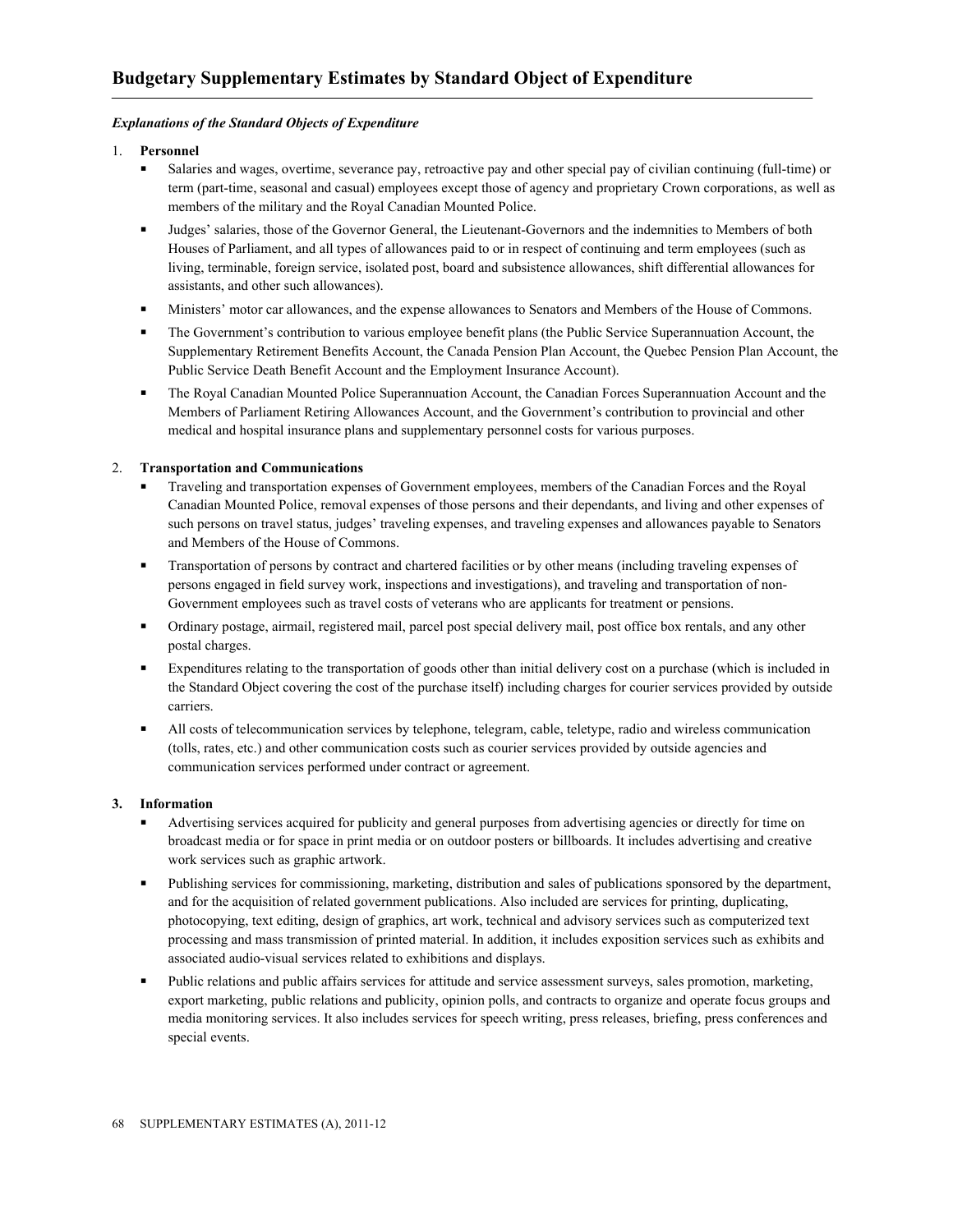# Budgetary Supplementary Estimates by Standard Object of Expenditure

***Explanations of the Standard Objects of Expenditure***

1. **Personnel**
   - Salaries and wages, overtime, severance pay, retroactive pay and other special pay of civilian continuing (full-time) or term (part-time, seasonal and casual) employees except those of agency and proprietary Crown corporations, as well as members of the military and the Royal Canadian Mounted Police.
   - Judges' salaries, those of the Governor General, the Lieutenant-Governors and the indemnities to Members of both Houses of Parliament, and all types of allowances paid to or in respect of continuing and term employees (such as living, terminable, foreign service, isolated post, board and subsistence allowances, shift differential allowances for assistants, and other such allowances).
   - Ministers' motor car allowances, and the expense allowances to Senators and Members of the House of Commons.
   - The Government's contribution to various employee benefit plans (the Public Service Superannuation Account, the Supplementary Retirement Benefits Account, the Canada Pension Plan Account, the Quebec Pension Plan Account, the Public Service Death Benefit Account and the Employment Insurance Account).
   - The Royal Canadian Mounted Police Superannuation Account, the Canadian Forces Superannuation Account and the Members of Parliament Retiring Allowances Account, and the Government's contribution to provincial and other medical and hospital insurance plans and supplementary personnel costs for various purposes.

2. **Transportation and Communications**
   - Traveling and transportation expenses of Government employees, members of the Canadian Forces and the Royal Canadian Mounted Police, removal expenses of those persons and their dependants, and living and other expenses of such persons on travel status, judges' traveling expenses, and traveling expenses and allowances payable to Senators and Members of the House of Commons.
   - Transportation of persons by contract and chartered facilities or by other means (including traveling expenses of persons engaged in field survey work, inspections and investigations), and traveling and transportation of non-Government employees such as travel costs of veterans who are applicants for treatment or pensions.
   - Ordinary postage, airmail, registered mail, parcel post special delivery mail, post office box rentals, and any other postal charges.
   - Expenditures relating to the transportation of goods other than initial delivery cost on a purchase (which is included in the Standard Object covering the cost of the purchase itself) including charges for courier services provided by outside carriers.
   - All costs of telecommunication services by telephone, telegram, cable, teletype, radio and wireless communication (tolls, rates, etc.) and other communication costs such as courier services provided by outside agencies and communication services performed under contract or agreement.

3. **Information**
   - Advertising services acquired for publicity and general purposes from advertising agencies or directly for time on broadcast media or for space in print media or on outdoor posters or billboards. It includes advertising and creative work services such as graphic artwork.
   - Publishing services for commissioning, marketing, distribution and sales of publications sponsored by the department, and for the acquisition of related government publications. Also included are services for printing, duplicating, photocopying, text editing, design of graphics, art work, technical and advisory services such as computerized text processing and mass transmission of printed material. In addition, it includes exposition services such as exhibits and associated audio-visual services related to exhibitions and displays.
   - Public relations and public affairs services for attitude and service assessment surveys, sales promotion, marketing, export marketing, public relations and publicity, opinion polls, and contracts to organize and operate focus groups and media monitoring services. It also includes services for speech writing, press releases, briefing, press conferences and special events.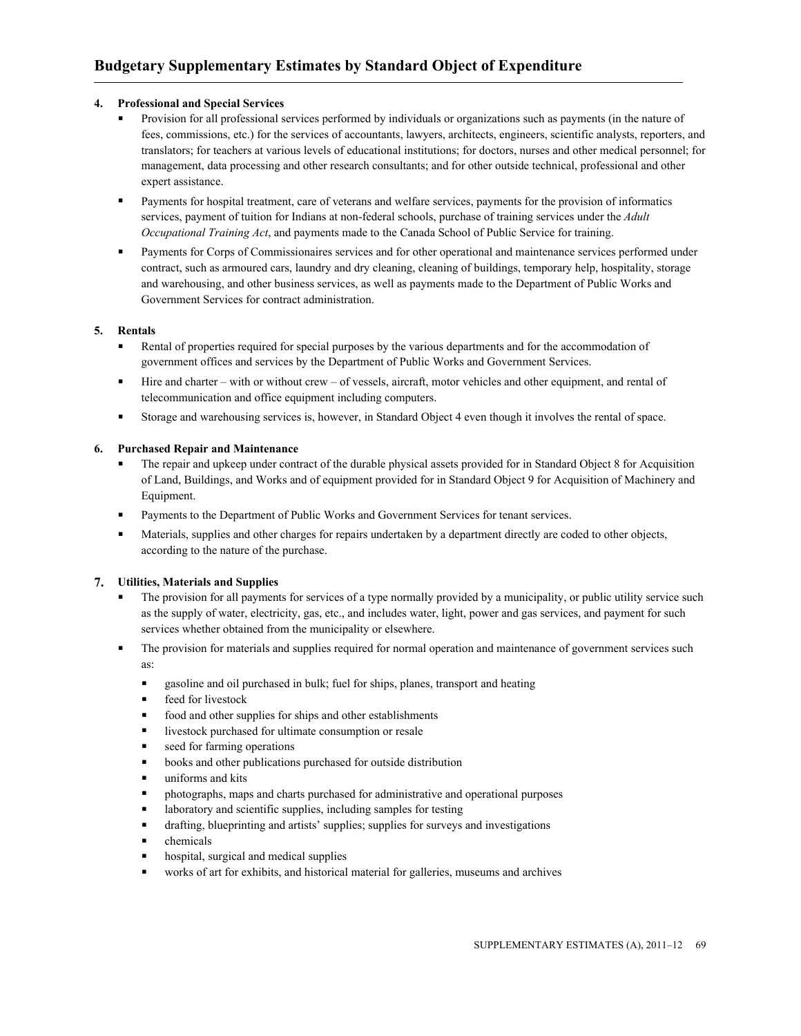# Budgetary Supplementary Estimates by Standard Object of Expenditure

**4. Professional and Special Services**

- Provision for all professional services performed by individuals or organizations such as payments (in the nature of fees, commissions, etc.) for the services of accountants, lawyers, architects, engineers, scientific analysts, reporters, and translators; for teachers at various levels of educational institutions; for doctors, nurses and other medical personnel; for management, data processing and other research consultants; and for other outside technical, professional and other expert assistance.
- Payments for hospital treatment, care of veterans and welfare services, payments for the provision of informatics services, payment of tuition for Indians at non-federal schools, purchase of training services under the *Adult Occupational Training Act*, and payments made to the Canada School of Public Service for training.
- Payments for Corps of Commissionaires services and for other operational and maintenance services performed under contract, such as armoured cars, laundry and dry cleaning, cleaning of buildings, temporary help, hospitality, storage and warehousing, and other business services, as well as payments made to the Department of Public Works and Government Services for contract administration.

**5. Rentals**

- Rental of properties required for special purposes by the various departments and for the accommodation of government offices and services by the Department of Public Works and Government Services.
- Hire and charter – with or without crew – of vessels, aircraft, motor vehicles and other equipment, and rental of telecommunication and office equipment including computers.
- Storage and warehousing services is, however, in Standard Object 4 even though it involves the rental of space.

**6. Purchased Repair and Maintenance**

- The repair and upkeep under contract of the durable physical assets provided for in Standard Object 8 for Acquisition of Land, Buildings, and Works and of equipment provided for in Standard Object 9 for Acquisition of Machinery and Equipment.
- Payments to the Department of Public Works and Government Services for tenant services.
- Materials, supplies and other charges for repairs undertaken by a department directly are coded to other objects, according to the nature of the purchase.

**7. Utilities, Materials and Supplies**

- The provision for all payments for services of a type normally provided by a municipality, or public utility service such as the supply of water, electricity, gas, etc., and includes water, light, power and gas services, and payment for such services whether obtained from the municipality or elsewhere.
- The provision for materials and supplies required for normal operation and maintenance of government services such as:
  - gasoline and oil purchased in bulk; fuel for ships, planes, transport and heating
  - feed for livestock
  - food and other supplies for ships and other establishments
  - livestock purchased for ultimate consumption or resale
  - seed for farming operations
  - books and other publications purchased for outside distribution
  - uniforms and kits
  - photographs, maps and charts purchased for administrative and operational purposes
  - laboratory and scientific supplies, including samples for testing
  - drafting, blueprinting and artists' supplies; supplies for surveys and investigations
  - chemicals
  - hospital, surgical and medical supplies
  - works of art for exhibits, and historical material for galleries, museums and archives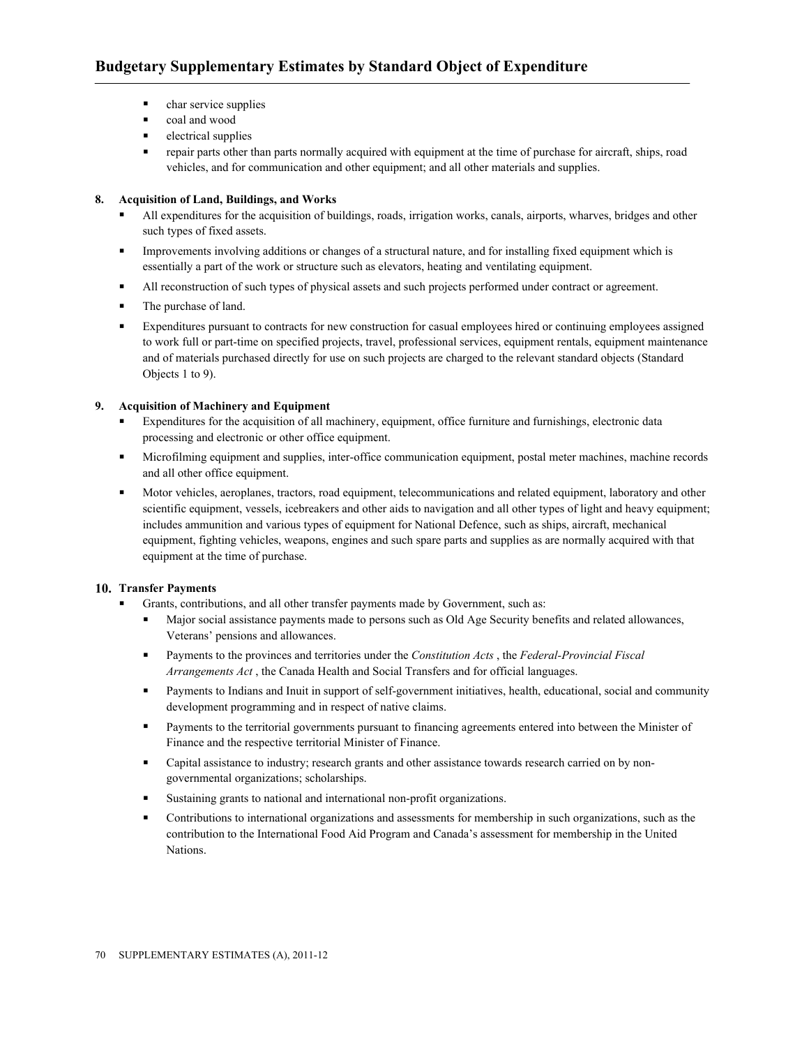- char service supplies
- coal and wood
- electrical supplies
- repair parts other than parts normally acquired with equipment at the time of purchase for aircraft, ships, road vehicles, and for communication and other equipment; and all other materials and supplies.

**8. Acquisition of Land, Buildings, and Works**

- All expenditures for the acquisition of buildings, roads, irrigation works, canals, airports, wharves, bridges and other such types of fixed assets.
- Improvements involving additions or changes of a structural nature, and for installing fixed equipment which is essentially a part of the work or structure such as elevators, heating and ventilating equipment.
- All reconstruction of such types of physical assets and such projects performed under contract or agreement.
- The purchase of land.
- Expenditures pursuant to contracts for new construction for casual employees hired or continuing employees assigned to work full or part-time on specified projects, travel, professional services, equipment rentals, equipment maintenance and of materials purchased directly for use on such projects are charged to the relevant standard objects (Standard Objects 1 to 9).

**9. Acquisition of Machinery and Equipment**

- Expenditures for the acquisition of all machinery, equipment, office furniture and furnishings, electronic data processing and electronic or other office equipment.
- Microfilming equipment and supplies, inter-office communication equipment, postal meter machines, machine records and all other office equipment.
- Motor vehicles, aeroplanes, tractors, road equipment, telecommunications and related equipment, laboratory and other scientific equipment, vessels, icebreakers and other aids to navigation and all other types of light and heavy equipment; includes ammunition and various types of equipment for National Defence, such as ships, aircraft, mechanical equipment, fighting vehicles, weapons, engines and such spare parts and supplies as are normally acquired with that equipment at the time of purchase.

**10. Transfer Payments**

- Grants, contributions, and all other transfer payments made by Government, such as:
  - Major social assistance payments made to persons such as Old Age Security benefits and related allowances, Veterans' pensions and allowances.
  - Payments to the provinces and territories under the *Constitution Acts* , the *Federal-Provincial Fiscal Arrangements Act* , the Canada Health and Social Transfers and for official languages.
  - Payments to Indians and Inuit in support of self-government initiatives, health, educational, social and community development programming and in respect of native claims.
  - Payments to the territorial governments pursuant to financing agreements entered into between the Minister of Finance and the respective territorial Minister of Finance.
  - Capital assistance to industry; research grants and other assistance towards research carried on by non-governmental organizations; scholarships.
  - Sustaining grants to national and international non-profit organizations.
  - Contributions to international organizations and assessments for membership in such organizations, such as the contribution to the International Food Aid Program and Canada's assessment for membership in the United Nations.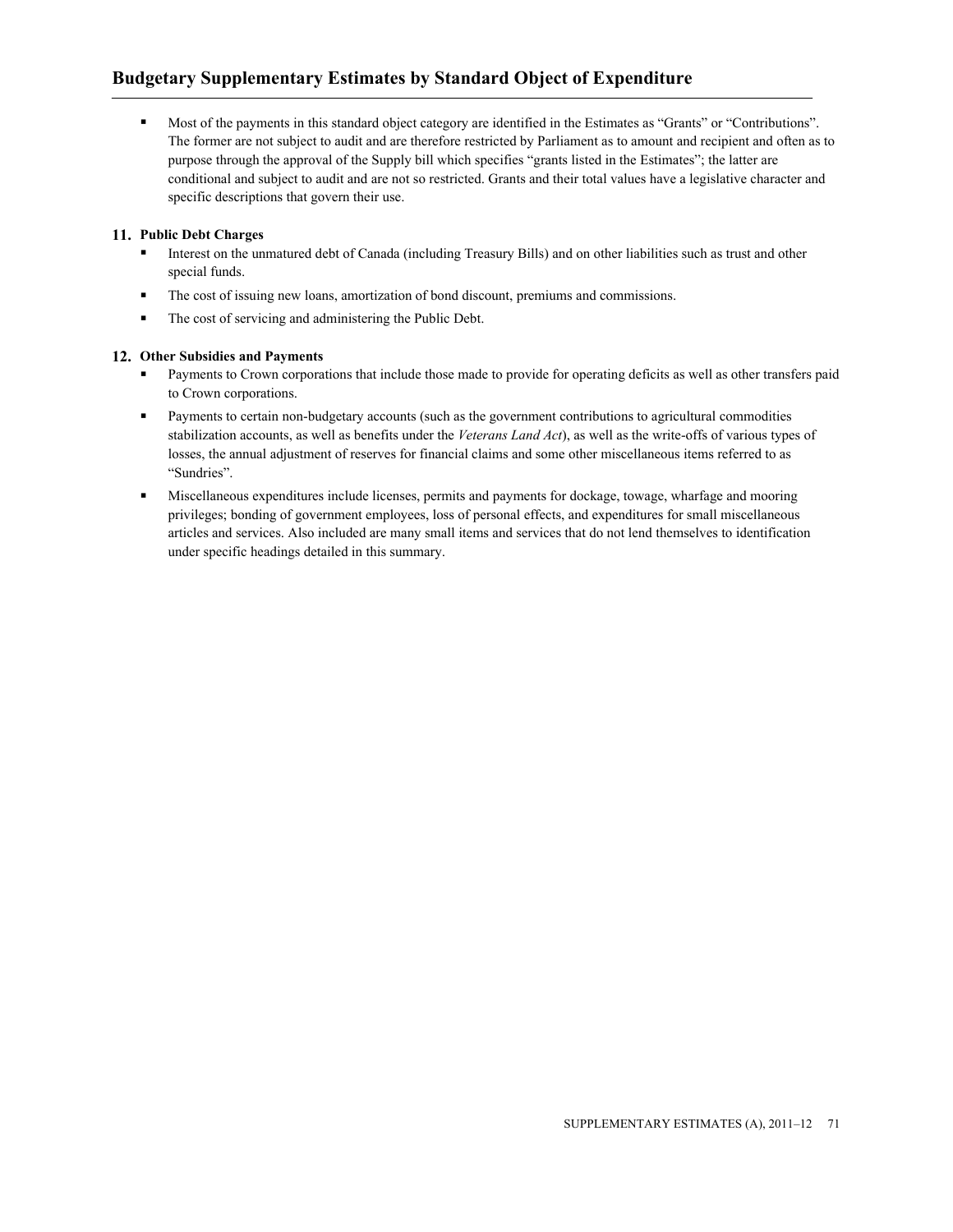## Budgetary Supplementary Estimates by Standard Object of Expenditure

- Most of the payments in this standard object category are identified in the Estimates as "Grants" or "Contributions". The former are not subject to audit and are therefore restricted by Parliament as to amount and recipient and often as to purpose through the approval of the Supply bill which specifies "grants listed in the Estimates"; the latter are conditional and subject to audit and are not so restricted. Grants and their total values have a legislative character and specific descriptions that govern their use.

### 11. Public Debt Charges

- Interest on the unmatured debt of Canada (including Treasury Bills) and on other liabilities such as trust and other special funds.
- The cost of issuing new loans, amortization of bond discount, premiums and commissions.
- The cost of servicing and administering the Public Debt.

### 12. Other Subsidies and Payments

- Payments to Crown corporations that include those made to provide for operating deficits as well as other transfers paid to Crown corporations.
- Payments to certain non-budgetary accounts (such as the government contributions to agricultural commodities stabilization accounts, as well as benefits under the *Veterans Land Act*), as well as the write-offs of various types of losses, the annual adjustment of reserves for financial claims and some other miscellaneous items referred to as "Sundries".
- Miscellaneous expenditures include licenses, permits and payments for dockage, towage, wharfage and mooring privileges; bonding of government employees, loss of personal effects, and expenditures for small miscellaneous articles and services. Also included are many small items and services that do not lend themselves to identification under specific headings detailed in this summary.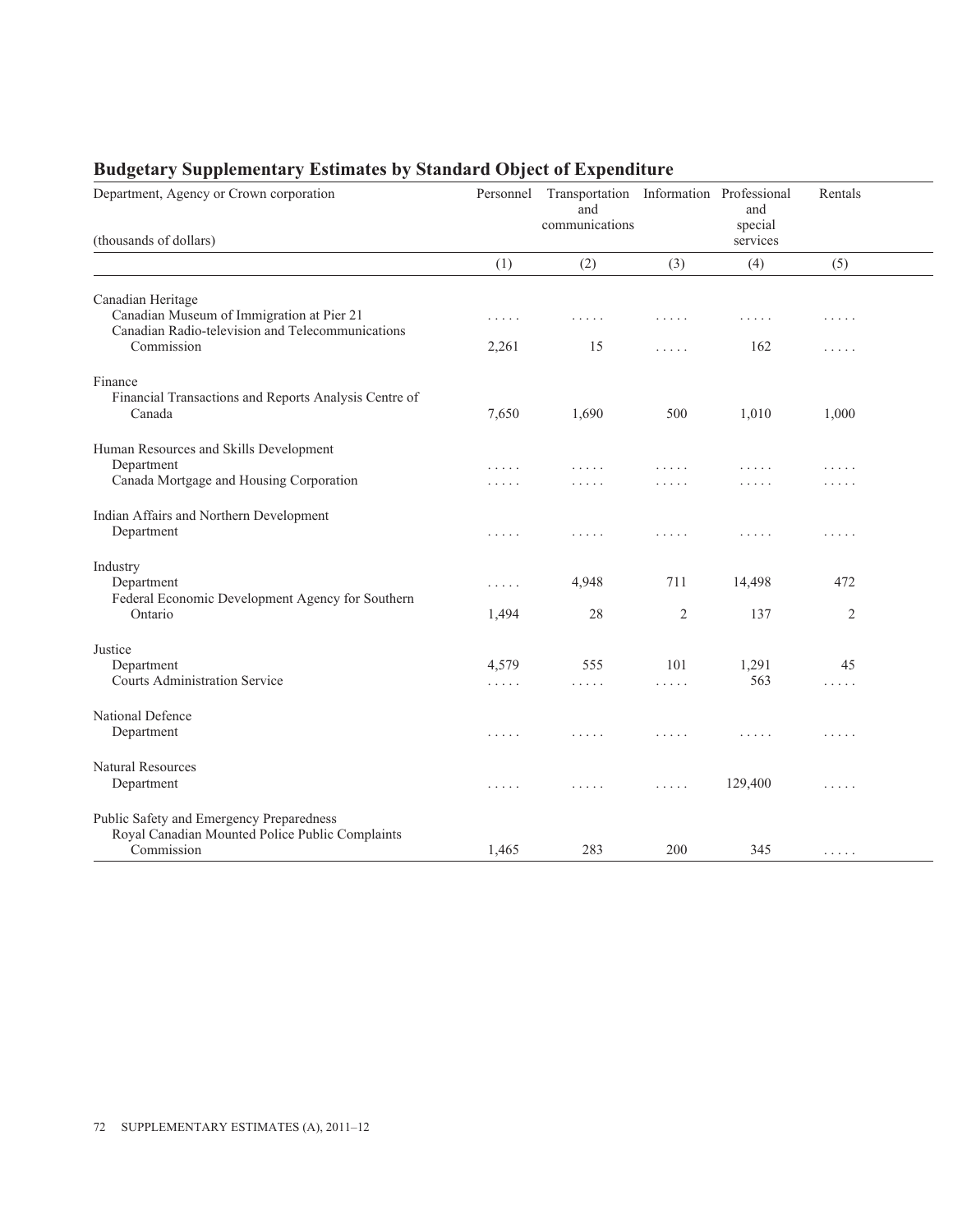## Budgetary Supplementary Estimates by Standard Object of Expenditure

| Department, Agency or Crown corporation (thousands of dollars) | Personnel | Transportation and communications | Information | Professional and special services | Rentals |
|---|---|---|---|---|---|
| | (1) | (2) | (3) | (4) | (5) |
| **Canadian Heritage** | | | | | |
| Canadian Museum of Immigration at Pier 21 | ..... | ..... | ..... | ..... | ..... |
| Canadian Radio-television and Telecommunications Commission | 2,261 | 15 | ..... | 162 | ..... |
| **Finance** | | | | | |
| Financial Transactions and Reports Analysis Centre of Canada | 7,650 | 1,690 | 500 | 1,010 | 1,000 |
| **Human Resources and Skills Development** | | | | | |
| Department | ..... | ..... | ..... | ..... | ..... |
| Canada Mortgage and Housing Corporation | ..... | ..... | ..... | ..... | ..... |
| **Indian Affairs and Northern Development** | | | | | |
| Department | ..... | ..... | ..... | ..... | ..... |
| **Industry** | | | | | |
| Department | ..... | 4,948 | 711 | 14,498 | 472 |
| Federal Economic Development Agency for Southern Ontario | 1,494 | 28 | 2 | 137 | 2 |
| **Justice** | | | | | |
| Department | 4,579 | 555 | 101 | 1,291 | 45 |
| Courts Administration Service | ..... | ..... | ..... | 563 | ..... |
| **National Defence** | | | | | |
| Department | ..... | ..... | ..... | ..... | ..... |
| **Natural Resources** | | | | | |
| Department | ..... | ..... | ..... | 129,400 | ..... |
| **Public Safety and Emergency Preparedness** | | | | | |
| Royal Canadian Mounted Police Public Complaints Commission | 1,465 | 283 | 200 | 345 | ..... |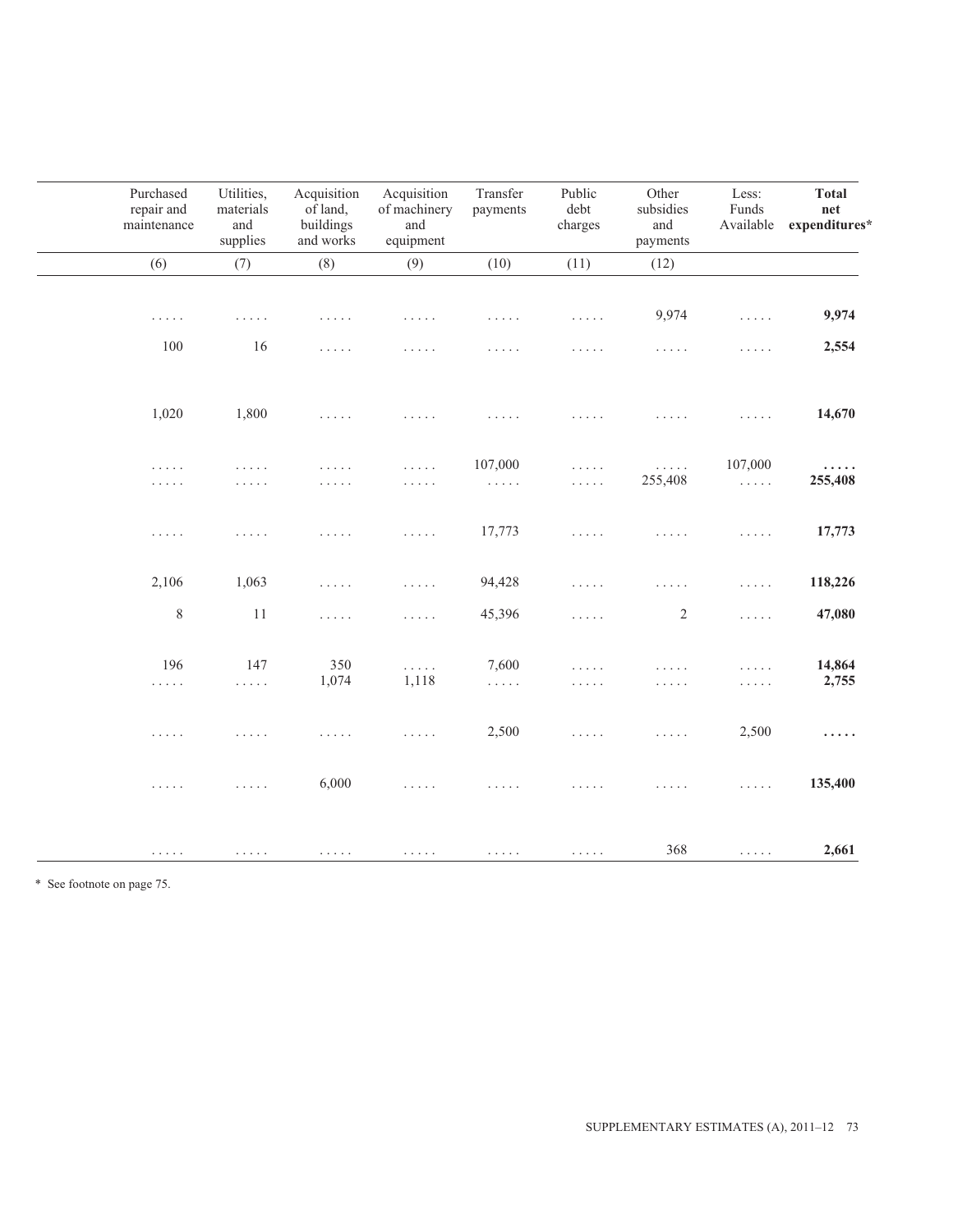| Purchased repair and maintenance | Utilities, materials and supplies | Acquisition of land, buildings and works | Acquisition of machinery and equipment | Transfer payments | Public debt charges | Other subsidies and payments | Less: Funds Available | **Total net expenditures*** |
|---|---|---|---|---|---|---|---|---|
| (6) | (7) | (8) | (9) | (10) | (11) | (12) | | |
| . . . . . | . . . . . | . . . . . | . . . . . | . . . . . | . . . . . | 9,974 | . . . . . | **9,974** |
| 100 | 16 | . . . . . | . . . . . | . . . . . | . . . . . | . . . . . | . . . . . | **2,554** |
| 1,020 | 1,800 | . . . . . | . . . . . | . . . . . | . . . . . | . . . . . | . . . . . | **14,670** |
| . . . . . | . . . . . | . . . . . | . . . . . | 107,000 | . . . . . | . . . . . | 107,000 | **. . . . .** |
| . . . . . | . . . . . | . . . . . | . . . . . | . . . . . | . . . . . | 255,408 | . . . . . | **255,408** |
| . . . . . | . . . . . | . . . . . | . . . . . | 17,773 | . . . . . | . . . . . | . . . . . | **17,773** |
| 2,106 | 1,063 | . . . . . | . . . . . | 94,428 | . . . . . | . . . . . | . . . . . | **118,226** |
| 8 | 11 | . . . . . | . . . . . | 45,396 | . . . . . | 2 | . . . . . | **47,080** |
| 196 | 147 | 350 | . . . . . | 7,600 | . . . . . | . . . . . | . . . . . | **14,864** |
| . . . . . | . . . . . | 1,074 | 1,118 | . . . . . | . . . . . | . . . . . | . . . . . | **2,755** |
| . . . . . | . . . . . | . . . . . | . . . . . | 2,500 | . . . . . | . . . . . | 2,500 | **. . . . .** |
| . . . . . | . . . . . | 6,000 | . . . . . | . . . . . | . . . . . | . . . . . | . . . . . | **135,400** |
| . . . . . | . . . . . | . . . . . | . . . . . | . . . . . | . . . . . | 368 | . . . . . | **2,661** |

\* See footnote on page 75.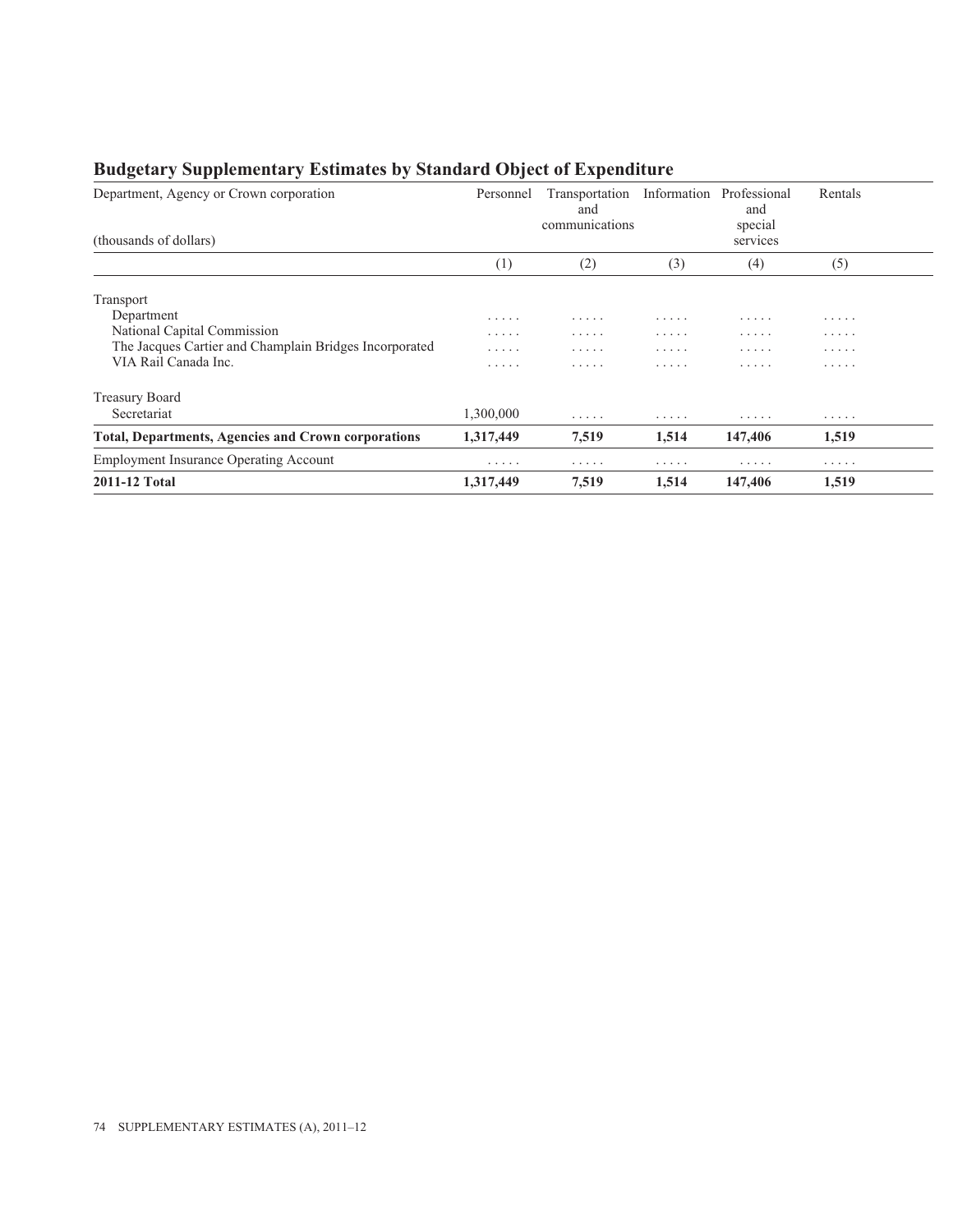## Budgetary Supplementary Estimates by Standard Object of Expenditure

| Department, Agency or Crown corporation<br><br>(thousands of dollars) | Personnel | Transportation and communications | Information | Professional and special services | Rentals |
|---|---|---|---|---|---|
| | (1) | (2) | (3) | (4) | (5) |
| Transport | | | | | |
| Department | ..... | ..... | ..... | ..... | ..... |
| National Capital Commission | ..... | ..... | ..... | ..... | ..... |
| The Jacques Cartier and Champlain Bridges Incorporated | ..... | ..... | ..... | ..... | ..... |
| VIA Rail Canada Inc. | ..... | ..... | ..... | ..... | ..... |
| Treasury Board | | | | | |
| Secretariat | 1,300,000 | ..... | ..... | ..... | ..... |
| **Total, Departments, Agencies and Crown corporations** | **1,317,449** | **7,519** | **1,514** | **147,406** | **1,519** |
| Employment Insurance Operating Account | ..... | ..... | ..... | ..... | ..... |
| **2011-12 Total** | **1,317,449** | **7,519** | **1,514** | **147,406** | **1,519** |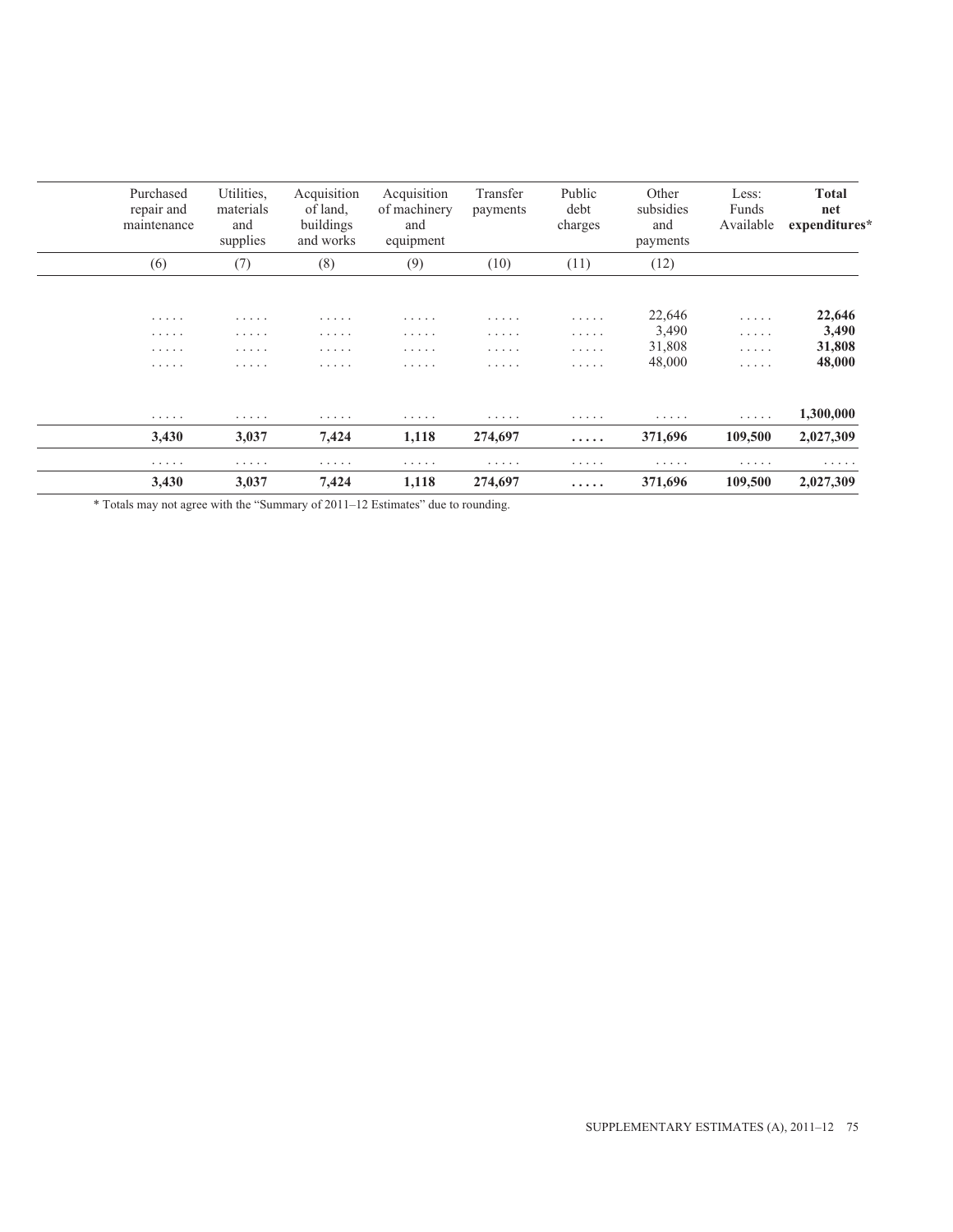| Purchased repair and maintenance | Utilities, materials and supplies | Acquisition of land, buildings and works | Acquisition of machinery and equipment | Transfer payments | Public debt charges | Other subsidies and payments | Less: Funds Available | **Total net expenditures*** |
|---|---|---|---|---|---|---|---|---|
| (6) | (7) | (8) | (9) | (10) | (11) | (12) | | |
| ..... | ..... | ..... | ..... | ..... | ..... | 22,646 | ..... | **22,646** |
| ..... | ..... | ..... | ..... | ..... | ..... | 3,490 | ..... | **3,490** |
| ..... | ..... | ..... | ..... | ..... | ..... | 31,808 | ..... | **31,808** |
| ..... | ..... | ..... | ..... | ..... | ..... | 48,000 | ..... | **48,000** |
| ..... | ..... | ..... | ..... | ..... | ..... | ..... | ..... | **1,300,000** |
| **3,430** | **3,037** | **7,424** | **1,118** | **274,697** | **.....** | **371,696** | **109,500** | **2,027,309** |
| ..... | ..... | ..... | ..... | ..... | ..... | ..... | ..... | ..... |
| **3,430** | **3,037** | **7,424** | **1,118** | **274,697** | **.....** | **371,696** | **109,500** | **2,027,309** |

* Totals may not agree with the "Summary of 2011–12 Estimates" due to rounding.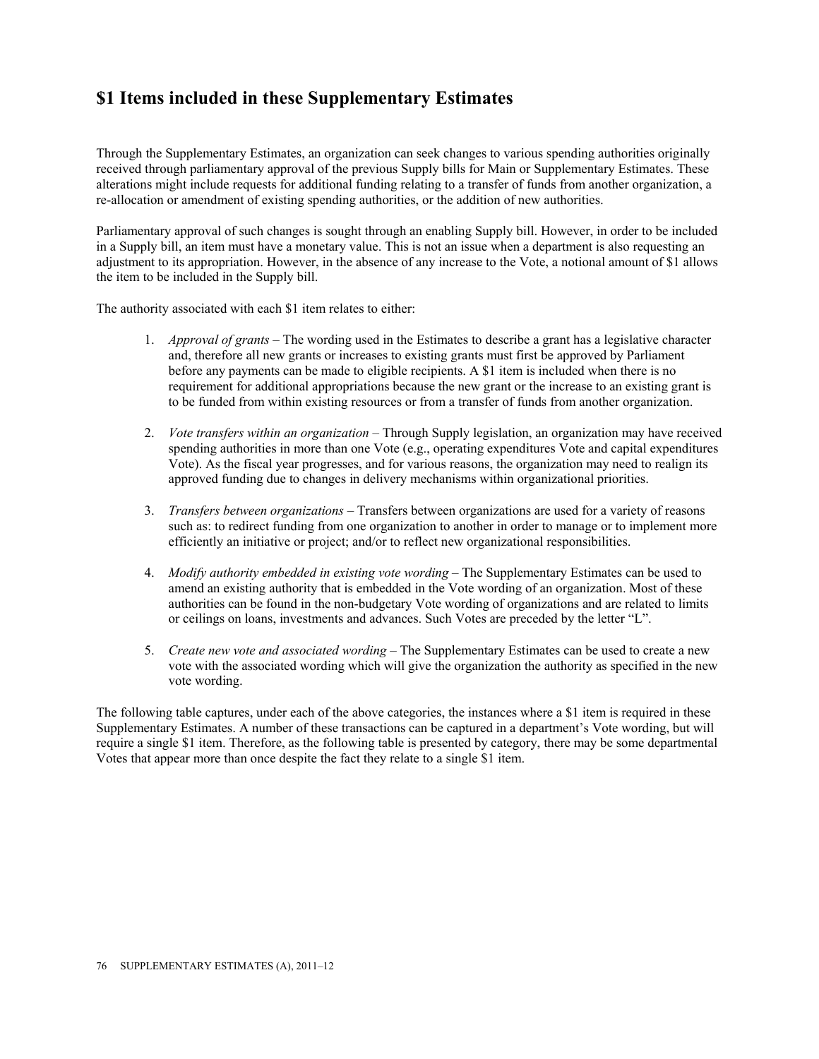# $1 Items included in these Supplementary Estimates

Through the Supplementary Estimates, an organization can seek changes to various spending authorities originally received through parliamentary approval of the previous Supply bills for Main or Supplementary Estimates. These alterations might include requests for additional funding relating to a transfer of funds from another organization, a re-allocation or amendment of existing spending authorities, or the addition of new authorities.

Parliamentary approval of such changes is sought through an enabling Supply bill. However, in order to be included in a Supply bill, an item must have a monetary value. This is not an issue when a department is also requesting an adjustment to its appropriation. However, in the absence of any increase to the Vote, a notional amount of $1 allows the item to be included in the Supply bill.

The authority associated with each $1 item relates to either:

1. *Approval of grants* – The wording used in the Estimates to describe a grant has a legislative character and, therefore all new grants or increases to existing grants must first be approved by Parliament before any payments can be made to eligible recipients. A $1 item is included when there is no requirement for additional appropriations because the new grant or the increase to an existing grant is to be funded from within existing resources or from a transfer of funds from another organization.

2. *Vote transfers within an organization* – Through Supply legislation, an organization may have received spending authorities in more than one Vote (e.g., operating expenditures Vote and capital expenditures Vote). As the fiscal year progresses, and for various reasons, the organization may need to realign its approved funding due to changes in delivery mechanisms within organizational priorities.

3. *Transfers between organizations* – Transfers between organizations are used for a variety of reasons such as: to redirect funding from one organization to another in order to manage or to implement more efficiently an initiative or project; and/or to reflect new organizational responsibilities.

4. *Modify authority embedded in existing vote wording* – The Supplementary Estimates can be used to amend an existing authority that is embedded in the Vote wording of an organization. Most of these authorities can be found in the non-budgetary Vote wording of organizations and are related to limits or ceilings on loans, investments and advances. Such Votes are preceded by the letter "L".

5. *Create new vote and associated wording* – The Supplementary Estimates can be used to create a new vote with the associated wording which will give the organization the authority as specified in the new vote wording.

The following table captures, under each of the above categories, the instances where a $1 item is required in these Supplementary Estimates. A number of these transactions can be captured in a department's Vote wording, but will require a single $1 item. Therefore, as the following table is presented by category, there may be some departmental Votes that appear more than once despite the fact they relate to a single $1 item.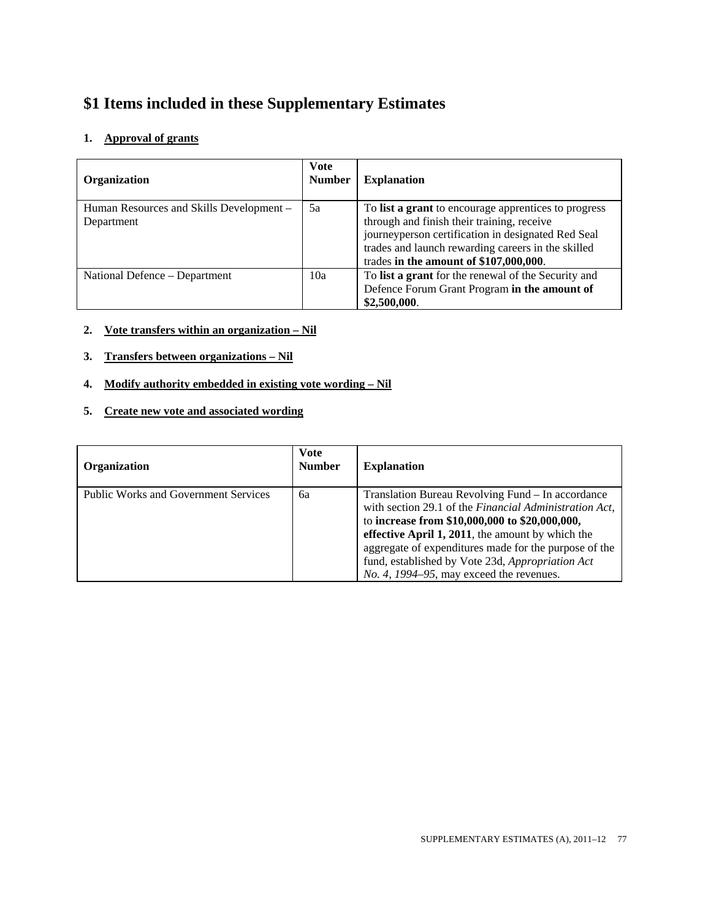# $1 Items included in these Supplementary Estimates

## 1. Approval of grants

| Organization | Vote Number | Explanation |
|---|---|---|
| Human Resources and Skills Development – Department | 5a | To **list a grant** to encourage apprentices to progress through and finish their training, receive journeyperson certification in designated Red Seal trades and launch rewarding careers in the skilled trades **in the amount of $107,000,000**. |
| National Defence – Department | 10a | To **list a grant** for the renewal of the Security and Defence Forum Grant Program **in the amount of $2,500,000**. |

## 2. Vote transfers within an organization – Nil

## 3. Transfers between organizations – Nil

## 4. Modify authority embedded in existing vote wording – Nil

## 5. Create new vote and associated wording

| Organization | Vote Number | Explanation |
|---|---|---|
| Public Works and Government Services | 6a | Translation Bureau Revolving Fund – In accordance with section 29.1 of the *Financial Administration Act*, to **increase from $10,000,000 to $20,000,000, effective April 1, 2011**, the amount by which the aggregate of expenditures made for the purpose of the fund, established by Vote 23d, *Appropriation Act No. 4, 1994–95*, may exceed the revenues. |